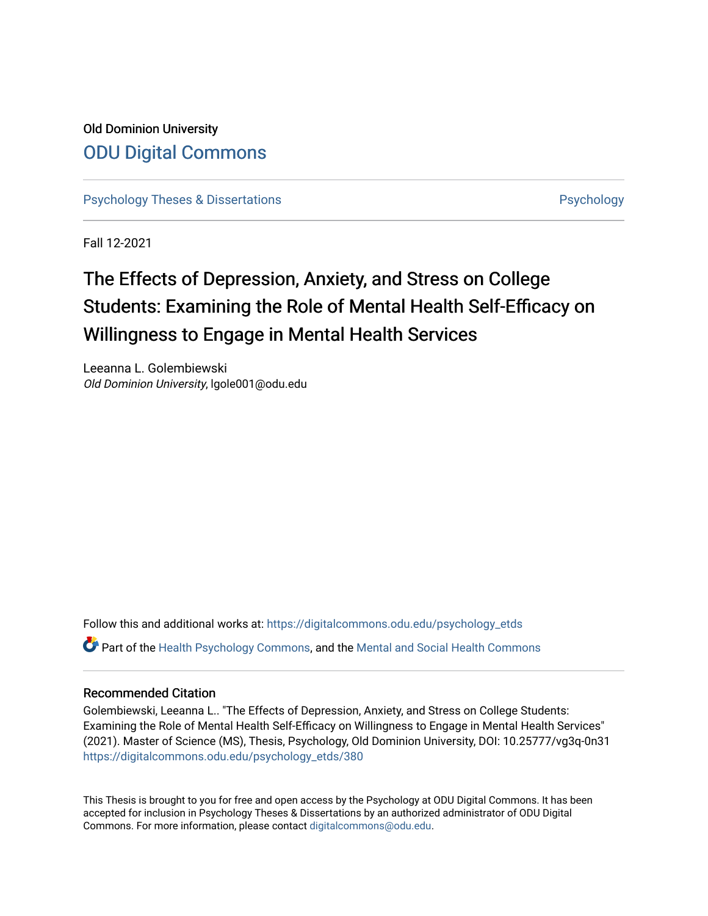Old Dominion University

# ODU Digital Commons

Psychology Theses & Dissertations | Psychology

Fall 12-2021

# The Effects of Depression, Anxiety, and Stress on College Students: Examining the Role of Mental Health Self-Efficacy on Willingness to Engage in Mental Health Services

Leeanna L. Golembiewski
*Old Dominion University*, lgole001@odu.edu

Follow this and additional works at: https://digitalcommons.odu.edu/psychology_etds

Part of the Health Psychology Commons, and the Mental and Social Health Commons

## Recommended Citation

Golembiewski, Leeanna L.. "The Effects of Depression, Anxiety, and Stress on College Students: Examining the Role of Mental Health Self-Efficacy on Willingness to Engage in Mental Health Services" (2021). Master of Science (MS), Thesis, Psychology, Old Dominion University, DOI: 10.25777/vg3q-0n31
https://digitalcommons.odu.edu/psychology_etds/380

This Thesis is brought to you for free and open access by the Psychology at ODU Digital Commons. It has been accepted for inclusion in Psychology Theses & Dissertations by an authorized administrator of ODU Digital Commons. For more information, please contact digitalcommons@odu.edu.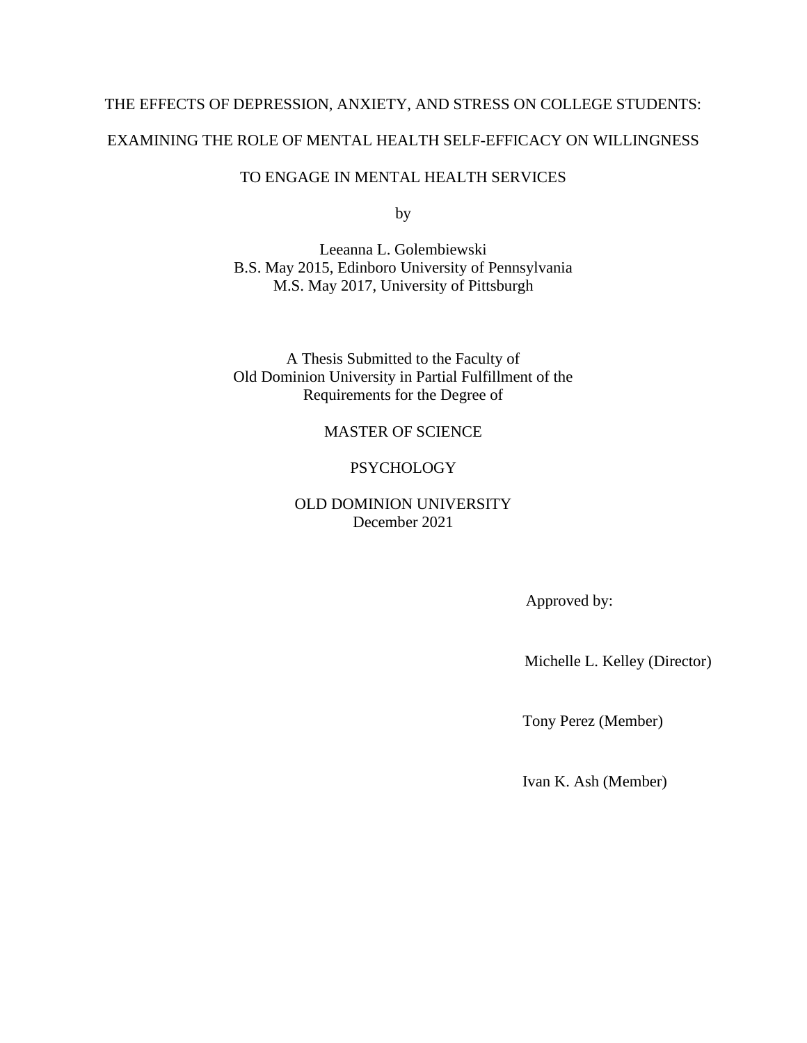THE EFFECTS OF DEPRESSION, ANXIETY, AND STRESS ON COLLEGE STUDENTS:

EXAMINING THE ROLE OF MENTAL HEALTH SELF-EFFICACY ON WILLINGNESS

TO ENGAGE IN MENTAL HEALTH SERVICES

by

Leeanna L. Golembiewski
B.S. May 2015, Edinboro University of Pennsylvania
M.S. May 2017, University of Pittsburgh

A Thesis Submitted to the Faculty of
Old Dominion University in Partial Fulfillment of the
Requirements for the Degree of

MASTER OF SCIENCE

PSYCHOLOGY

OLD DOMINION UNIVERSITY
December 2021

Approved by:

Michelle L. Kelley (Director)

Tony Perez (Member)

Ivan K. Ash (Member)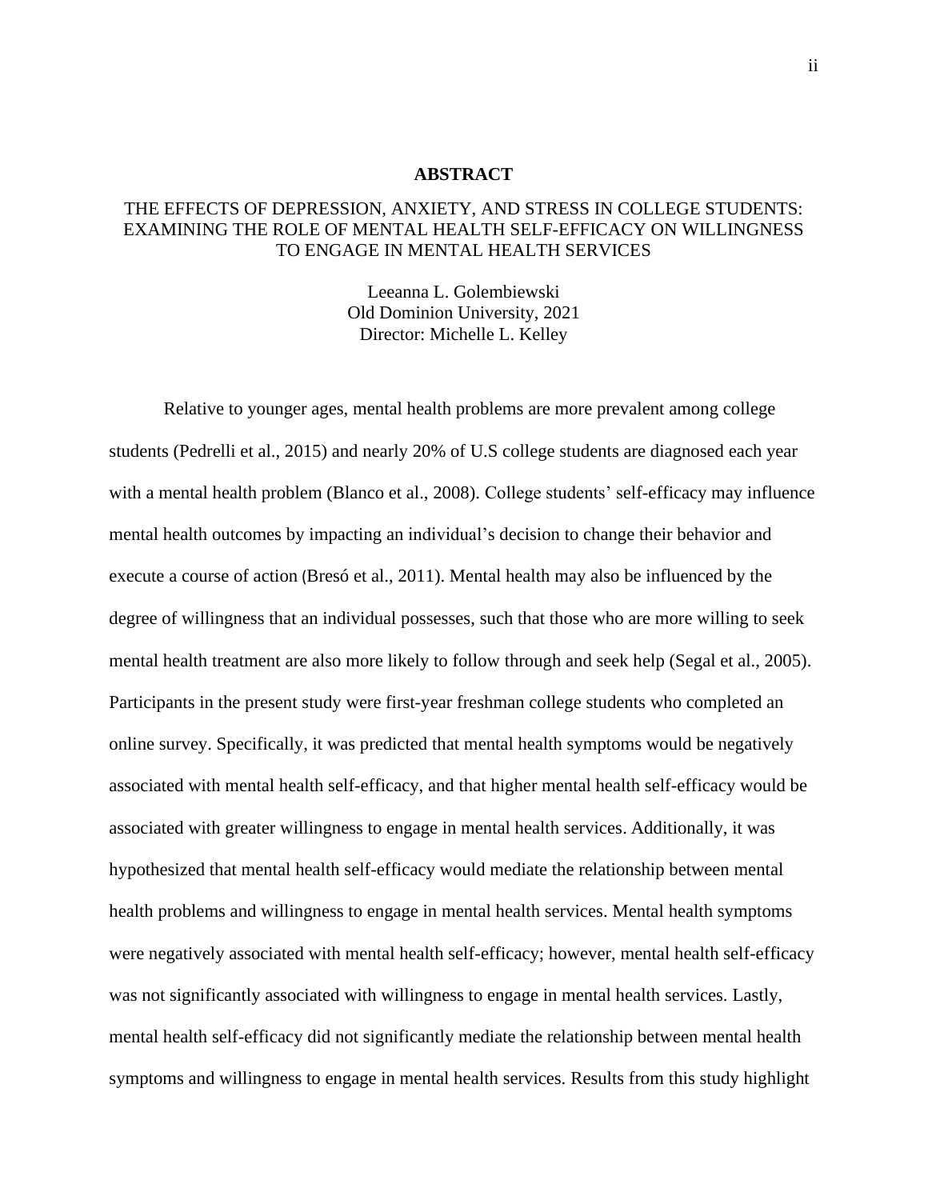# ABSTRACT

THE EFFECTS OF DEPRESSION, ANXIETY, AND STRESS IN COLLEGE STUDENTS: EXAMINING THE ROLE OF MENTAL HEALTH SELF-EFFICACY ON WILLINGNESS TO ENGAGE IN MENTAL HEALTH SERVICES

Leeanna L. Golembiewski
Old Dominion University, 2021
Director: Michelle L. Kelley

Relative to younger ages, mental health problems are more prevalent among college students (Pedrelli et al., 2015) and nearly 20% of U.S college students are diagnosed each year with a mental health problem (Blanco et al., 2008). College students' self-efficacy may influence mental health outcomes by impacting an individual's decision to change their behavior and execute a course of action (Bresó et al., 2011). Mental health may also be influenced by the degree of willingness that an individual possesses, such that those who are more willing to seek mental health treatment are also more likely to follow through and seek help (Segal et al., 2005). Participants in the present study were first-year freshman college students who completed an online survey. Specifically, it was predicted that mental health symptoms would be negatively associated with mental health self-efficacy, and that higher mental health self-efficacy would be associated with greater willingness to engage in mental health services. Additionally, it was hypothesized that mental health self-efficacy would mediate the relationship between mental health problems and willingness to engage in mental health services. Mental health symptoms were negatively associated with mental health self-efficacy; however, mental health self-efficacy was not significantly associated with willingness to engage in mental health services. Lastly, mental health self-efficacy did not significantly mediate the relationship between mental health symptoms and willingness to engage in mental health services. Results from this study highlight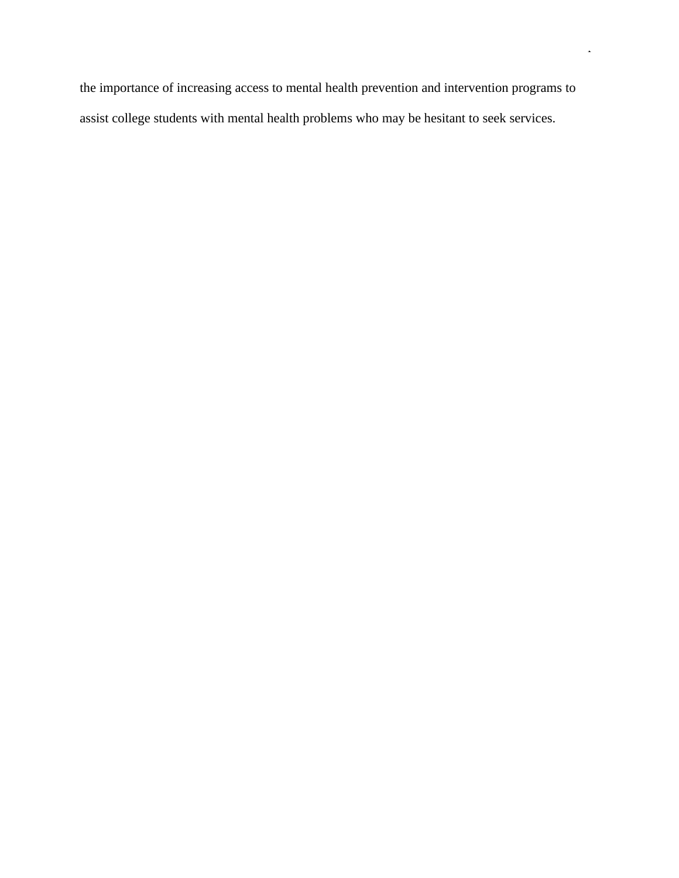the importance of increasing access to mental health prevention and intervention programs to assist college students with mental health problems who may be hesitant to seek services.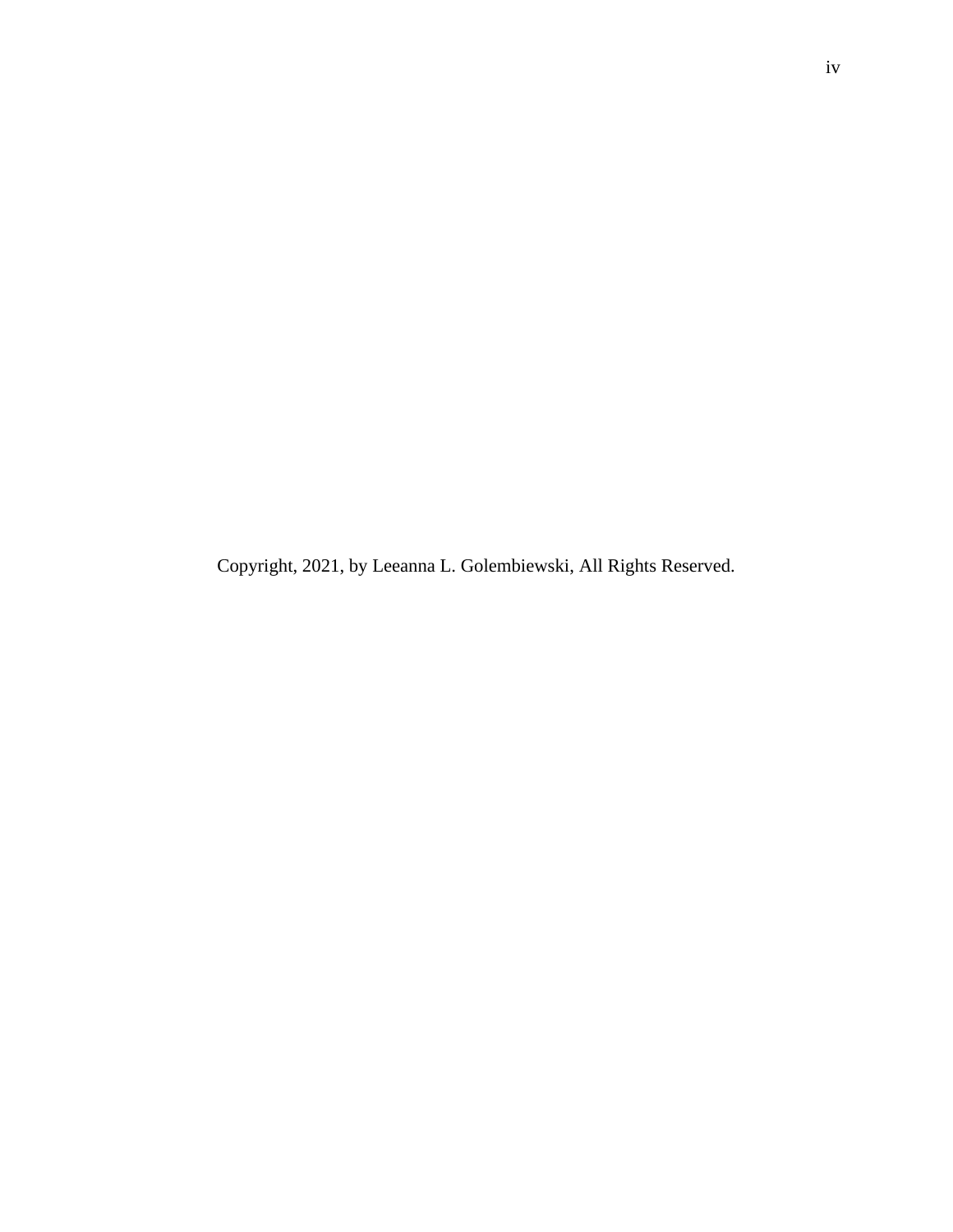Copyright, 2021, by Leeanna L. Golembiewski, All Rights Reserved.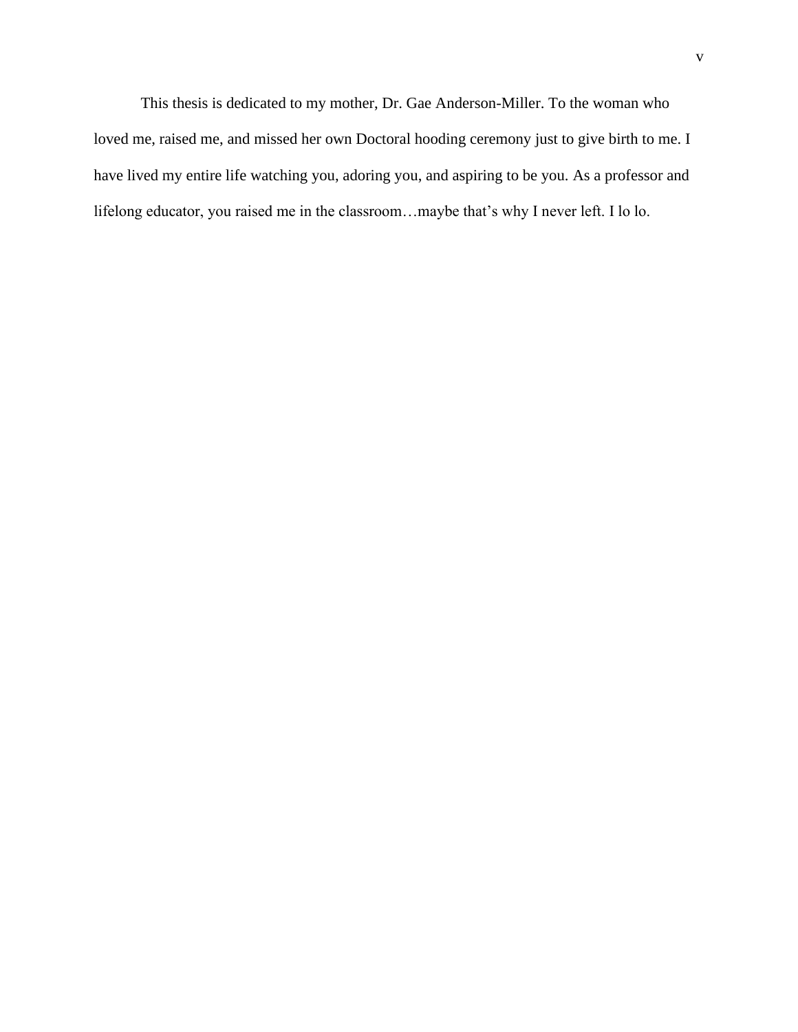This thesis is dedicated to my mother, Dr. Gae Anderson-Miller. To the woman who loved me, raised me, and missed her own Doctoral hooding ceremony just to give birth to me. I have lived my entire life watching you, adoring you, and aspiring to be you. As a professor and lifelong educator, you raised me in the classroom…maybe that's why I never left. I lo lo.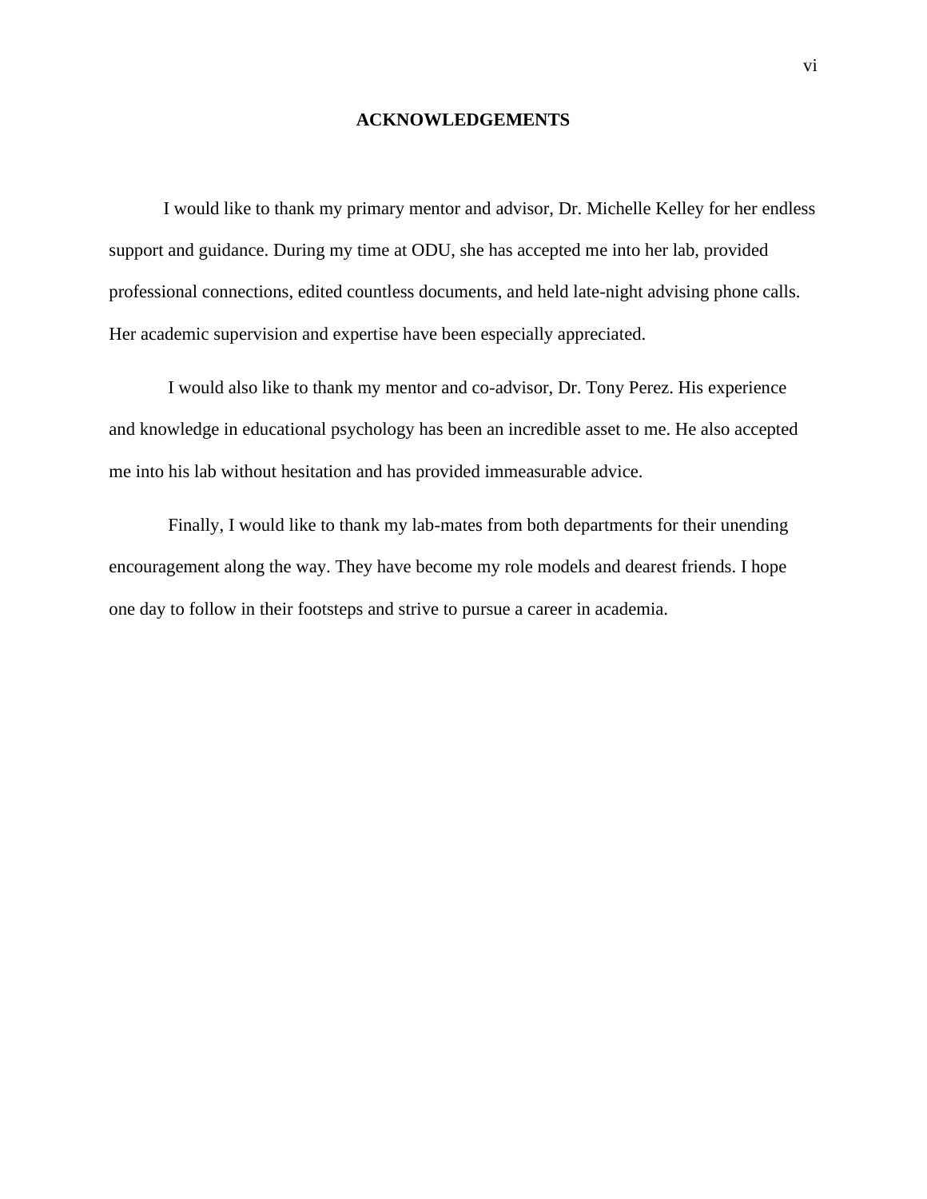# ACKNOWLEDGEMENTS

I would like to thank my primary mentor and advisor, Dr. Michelle Kelley for her endless support and guidance. During my time at ODU, she has accepted me into her lab, provided professional connections, edited countless documents, and held late-night advising phone calls. Her academic supervision and expertise have been especially appreciated.

I would also like to thank my mentor and co-advisor, Dr. Tony Perez. His experience and knowledge in educational psychology has been an incredible asset to me. He also accepted me into his lab without hesitation and has provided immeasurable advice.

Finally, I would like to thank my lab-mates from both departments for their unending encouragement along the way. They have become my role models and dearest friends. I hope one day to follow in their footsteps and strive to pursue a career in academia.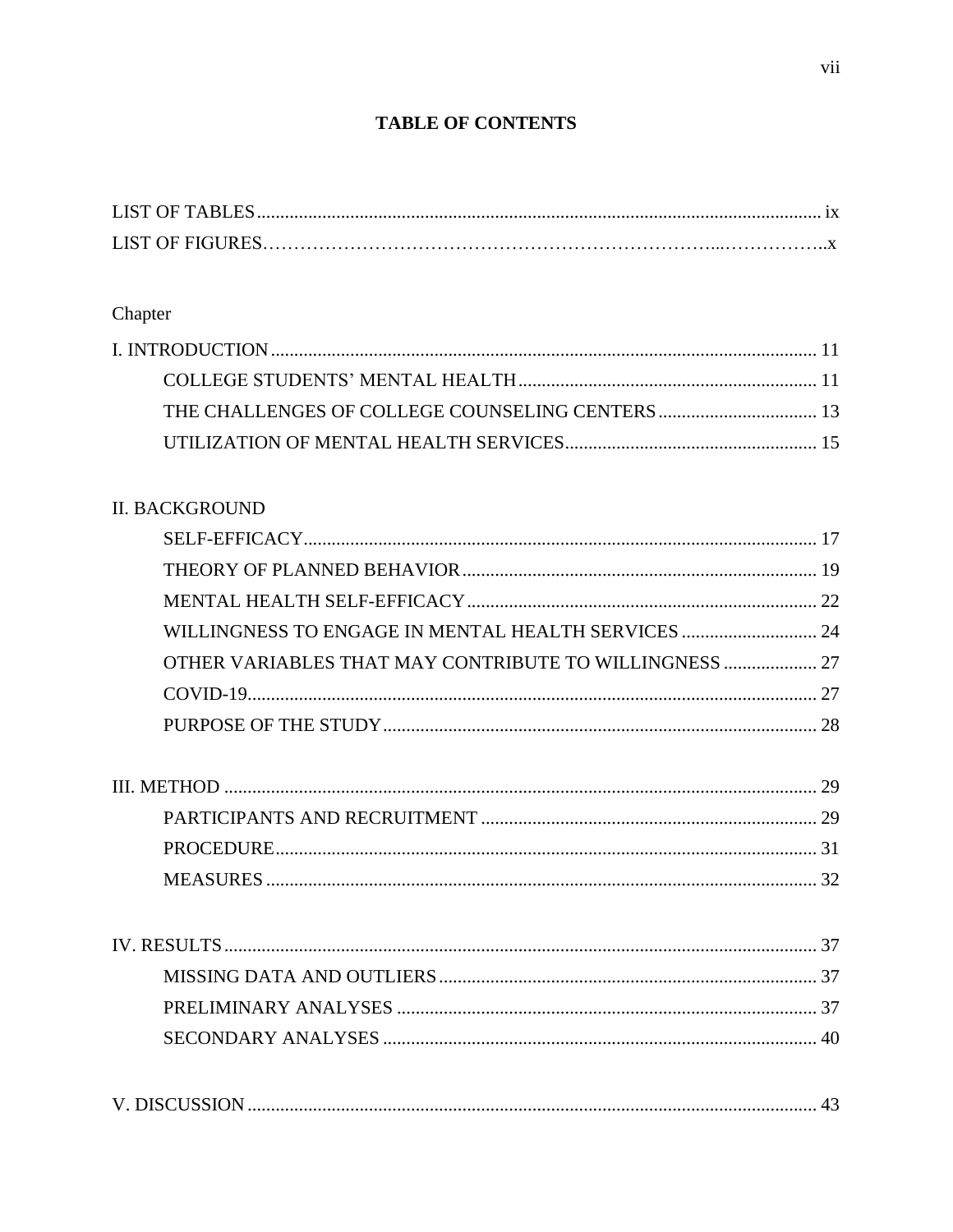# TABLE OF CONTENTS

LIST OF TABLES ........................................................................................................ ix

LIST OF FIGURES ........................................................................................................ x

Chapter

I. INTRODUCTION ........................................................................................................ 11

- COLLEGE STUDENTS' MENTAL HEALTH ............................................................ 11
- THE CHALLENGES OF COLLEGE COUNSELING CENTERS ............................... 13
- UTILIZATION OF MENTAL HEALTH SERVICES .................................................. 15

II. BACKGROUND

- SELF-EFFICACY ........................................................................................................ 17
- THEORY OF PLANNED BEHAVIOR ........................................................................ 19
- MENTAL HEALTH SELF-EFFICACY ....................................................................... 22
- WILLINGNESS TO ENGAGE IN MENTAL HEALTH SERVICES ........................... 24
- OTHER VARIABLES THAT MAY CONTRIBUTE TO WILLINGNESS ................... 27
- COVID-19 ................................................................................................................... 27
- PURPOSE OF THE STUDY ........................................................................................ 28

III. METHOD .................................................................................................................. 29

- PARTICIPANTS AND RECRUITMENT .................................................................... 29
- PROCEDURE .............................................................................................................. 31
- MEASURES ................................................................................................................ 32

IV. RESULTS .................................................................................................................. 37

- MISSING DATA AND OUTLIERS ............................................................................ 37
- PRELIMINARY ANALYSES ...................................................................................... 37
- SECONDARY ANALYSES ......................................................................................... 40

V. DISCUSSION ............................................................................................................. 43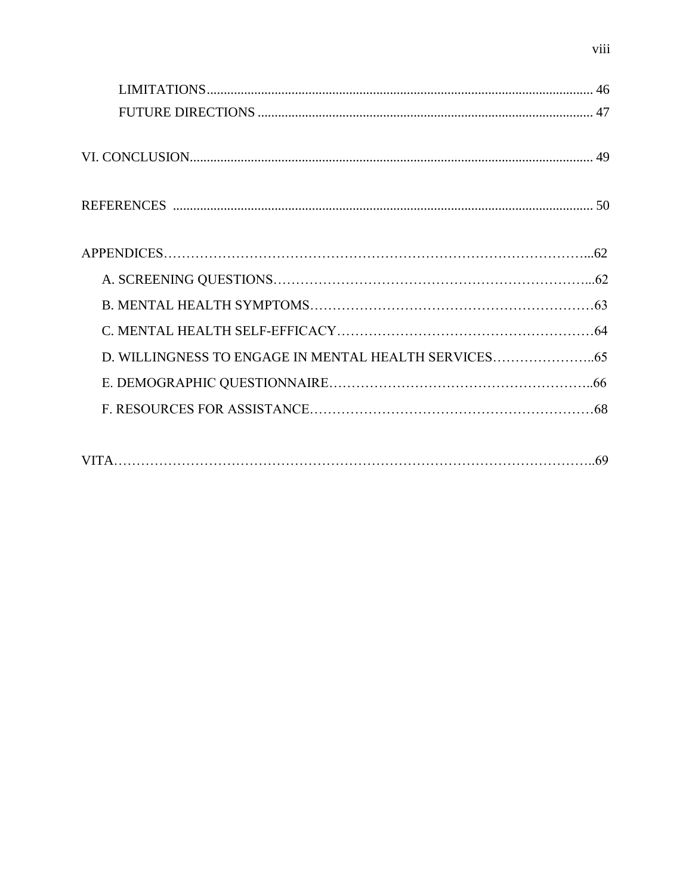LIMITATIONS .......................................................................................................... 46

FUTURE DIRECTIONS .......................................................................................... 47

VI. CONCLUSION .................................................................................................... 49

REFERENCES ........................................................................................................... 50

APPENDICES ............................................................................................................. 62

A. SCREENING QUESTIONS .................................................................................... 62

B. MENTAL HEALTH SYMPTOMS .......................................................................... 63

C. MENTAL HEALTH SELF-EFFICACY ................................................................... 64

D. WILLINGNESS TO ENGAGE IN MENTAL HEALTH SERVICES ........................ 65

E. DEMOGRAPHIC QUESTIONNAIRE ..................................................................... 66

F. RESOURCES FOR ASSISTANCE ......................................................................... 68

VITA ............................................................................................................................ 69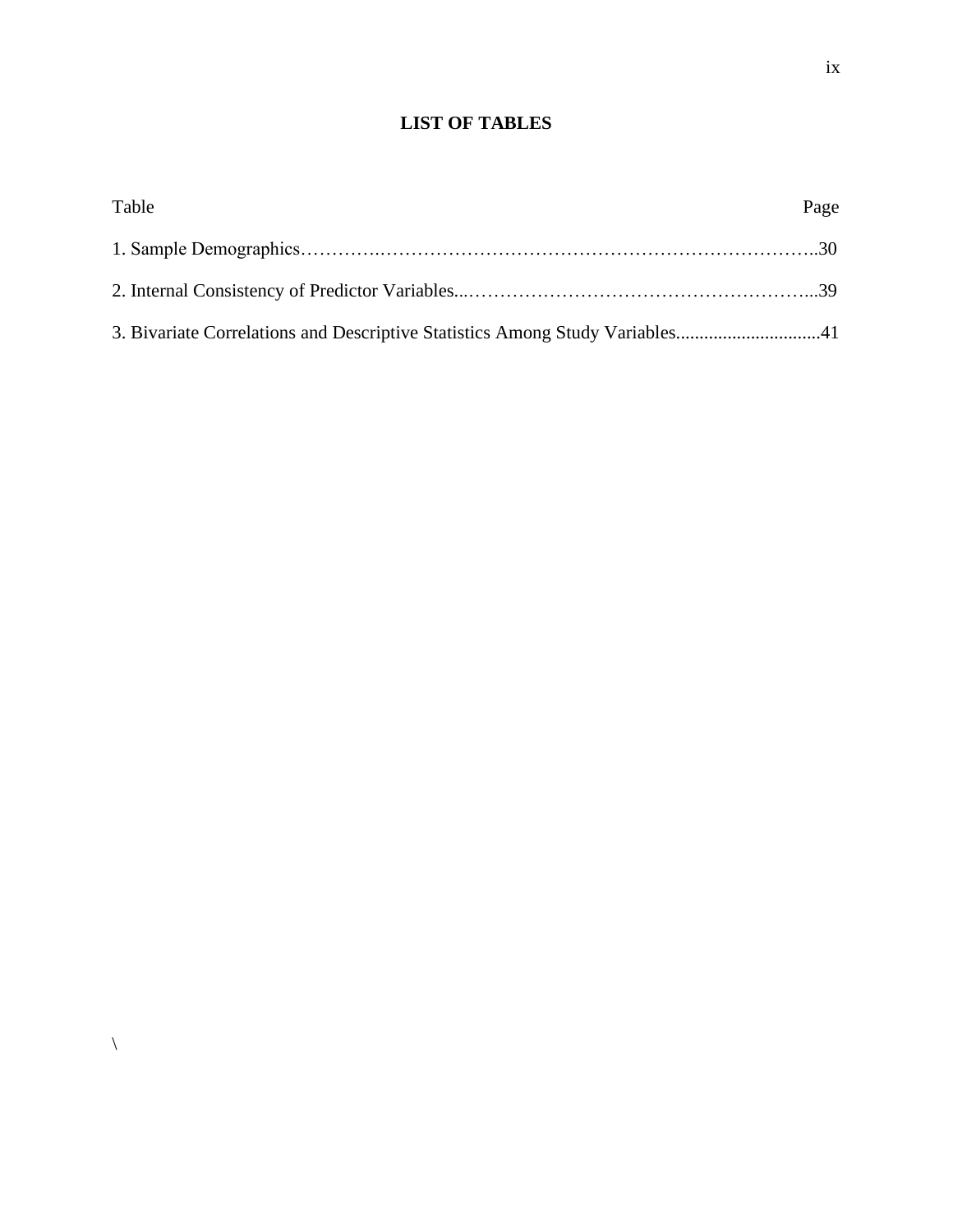# LIST OF TABLES

Table ........................................................................................................................... Page

1. Sample Demographics.......................................................................................30

2. Internal Consistency of Predictor Variables.......................................................39

3. Bivariate Correlations and Descriptive Statistics Among Study Variables...............................41

\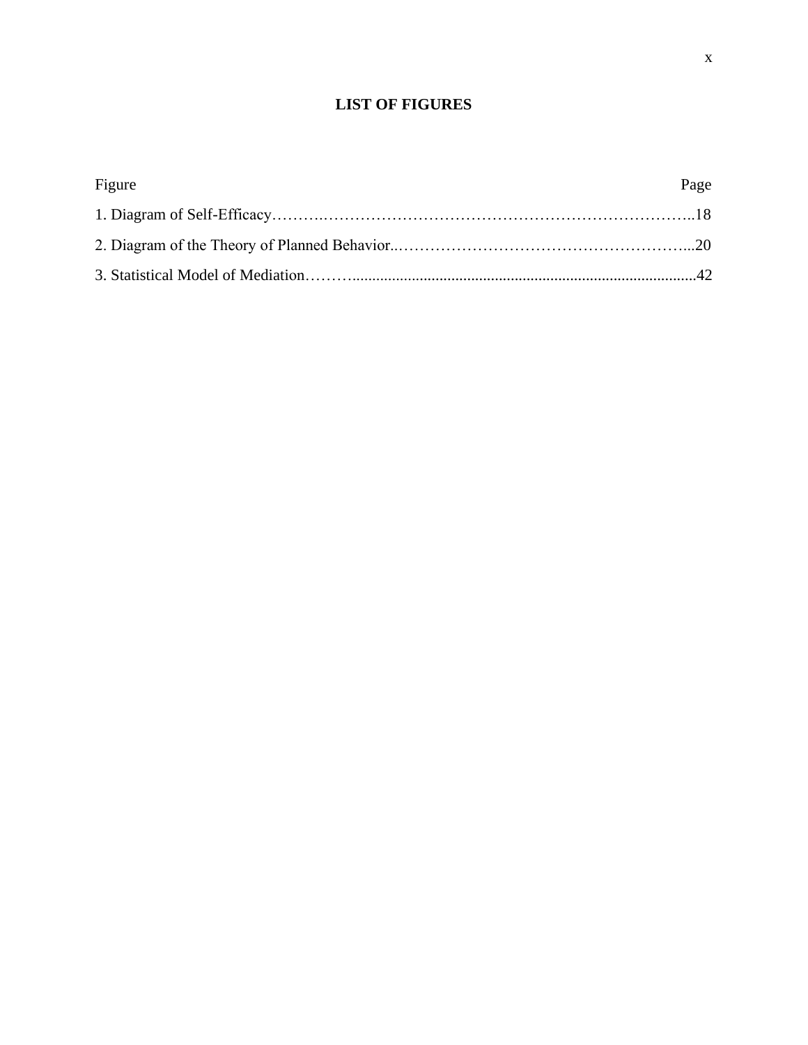# LIST OF FIGURES

| Figure | Page |
|---|---|
| 1. Diagram of Self-Efficacy | 18 |
| 2. Diagram of the Theory of Planned Behavior | 20 |
| 3. Statistical Model of Mediation | 42 |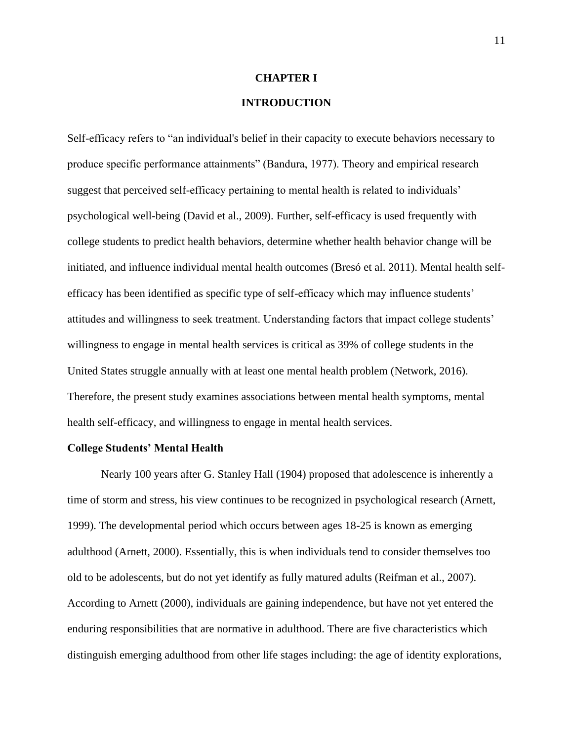# CHAPTER I

# INTRODUCTION

Self-efficacy refers to “an individual's belief in their capacity to execute behaviors necessary to produce specific performance attainments” (Bandura, 1977). Theory and empirical research suggest that perceived self-efficacy pertaining to mental health is related to individuals’ psychological well-being (David et al., 2009). Further, self-efficacy is used frequently with college students to predict health behaviors, determine whether health behavior change will be initiated, and influence individual mental health outcomes (Bresó et al. 2011). Mental health self-efficacy has been identified as specific type of self-efficacy which may influence students’ attitudes and willingness to seek treatment. Understanding factors that impact college students’ willingness to engage in mental health services is critical as 39% of college students in the United States struggle annually with at least one mental health problem (Network, 2016). Therefore, the present study examines associations between mental health symptoms, mental health self-efficacy, and willingness to engage in mental health services.

## College Students’ Mental Health

Nearly 100 years after G. Stanley Hall (1904) proposed that adolescence is inherently a time of storm and stress, his view continues to be recognized in psychological research (Arnett, 1999). The developmental period which occurs between ages 18-25 is known as emerging adulthood (Arnett, 2000). Essentially, this is when individuals tend to consider themselves too old to be adolescents, but do not yet identify as fully matured adults (Reifman et al., 2007). According to Arnett (2000), individuals are gaining independence, but have not yet entered the enduring responsibilities that are normative in adulthood. There are five characteristics which distinguish emerging adulthood from other life stages including: the age of identity explorations,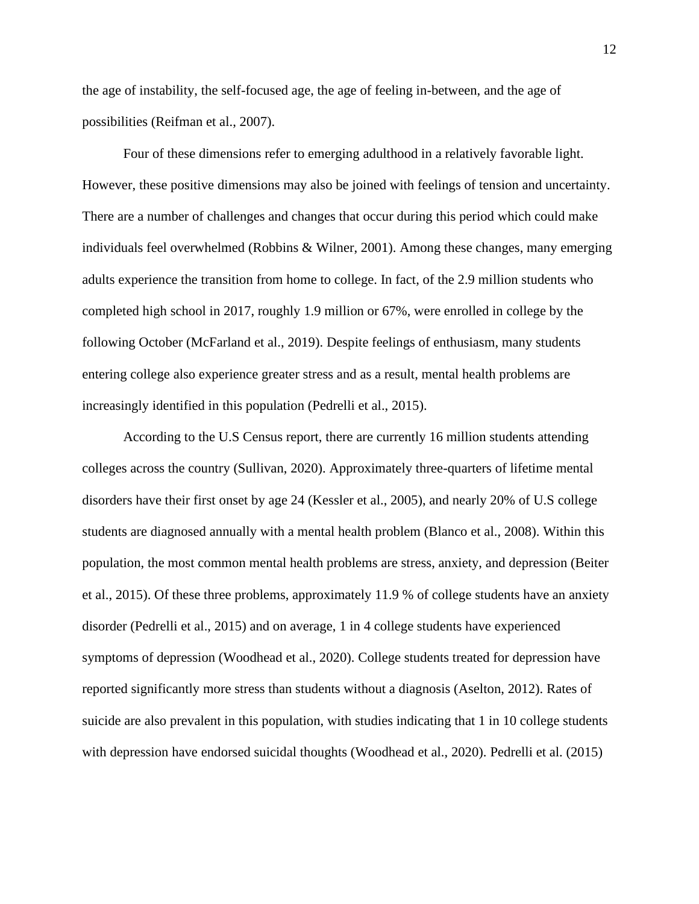the age of instability, the self-focused age, the age of feeling in-between, and the age of possibilities (Reifman et al., 2007).

Four of these dimensions refer to emerging adulthood in a relatively favorable light. However, these positive dimensions may also be joined with feelings of tension and uncertainty. There are a number of challenges and changes that occur during this period which could make individuals feel overwhelmed (Robbins & Wilner, 2001). Among these changes, many emerging adults experience the transition from home to college. In fact, of the 2.9 million students who completed high school in 2017, roughly 1.9 million or 67%, were enrolled in college by the following October (McFarland et al., 2019). Despite feelings of enthusiasm, many students entering college also experience greater stress and as a result, mental health problems are increasingly identified in this population (Pedrelli et al., 2015).

According to the U.S Census report, there are currently 16 million students attending colleges across the country (Sullivan, 2020). Approximately three-quarters of lifetime mental disorders have their first onset by age 24 (Kessler et al., 2005), and nearly 20% of U.S college students are diagnosed annually with a mental health problem (Blanco et al., 2008). Within this population, the most common mental health problems are stress, anxiety, and depression (Beiter et al., 2015). Of these three problems, approximately 11.9 % of college students have an anxiety disorder (Pedrelli et al., 2015) and on average, 1 in 4 college students have experienced symptoms of depression (Woodhead et al., 2020). College students treated for depression have reported significantly more stress than students without a diagnosis (Aselton, 2012). Rates of suicide are also prevalent in this population, with studies indicating that 1 in 10 college students with depression have endorsed suicidal thoughts (Woodhead et al., 2020). Pedrelli et al. (2015)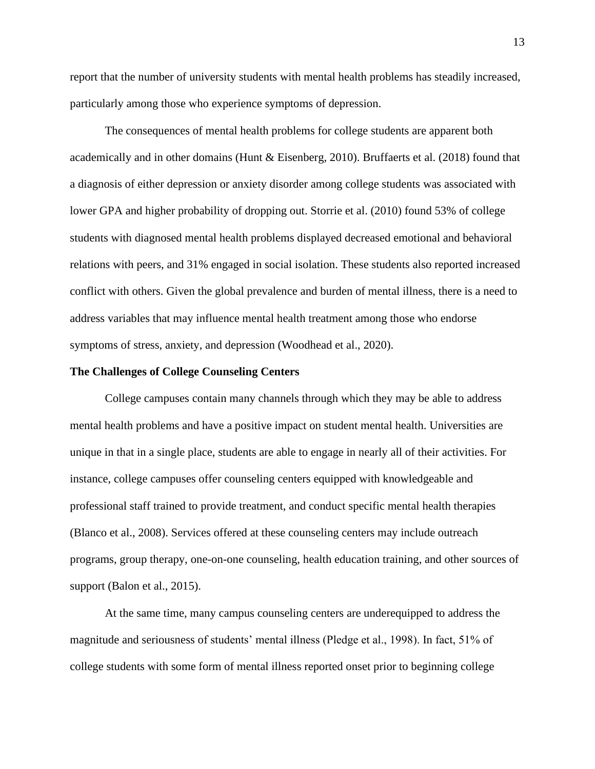report that the number of university students with mental health problems has steadily increased, particularly among those who experience symptoms of depression.

The consequences of mental health problems for college students are apparent both academically and in other domains (Hunt & Eisenberg, 2010). Bruffaerts et al. (2018) found that a diagnosis of either depression or anxiety disorder among college students was associated with lower GPA and higher probability of dropping out. Storrie et al. (2010) found 53% of college students with diagnosed mental health problems displayed decreased emotional and behavioral relations with peers, and 31% engaged in social isolation. These students also reported increased conflict with others. Given the global prevalence and burden of mental illness, there is a need to address variables that may influence mental health treatment among those who endorse symptoms of stress, anxiety, and depression (Woodhead et al., 2020).

**The Challenges of College Counseling Centers**

College campuses contain many channels through which they may be able to address mental health problems and have a positive impact on student mental health. Universities are unique in that in a single place, students are able to engage in nearly all of their activities. For instance, college campuses offer counseling centers equipped with knowledgeable and professional staff trained to provide treatment, and conduct specific mental health therapies (Blanco et al., 2008). Services offered at these counseling centers may include outreach programs, group therapy, one-on-one counseling, health education training, and other sources of support (Balon et al., 2015).

At the same time, many campus counseling centers are underequipped to address the magnitude and seriousness of students' mental illness (Pledge et al., 1998). In fact, 51% of college students with some form of mental illness reported onset prior to beginning college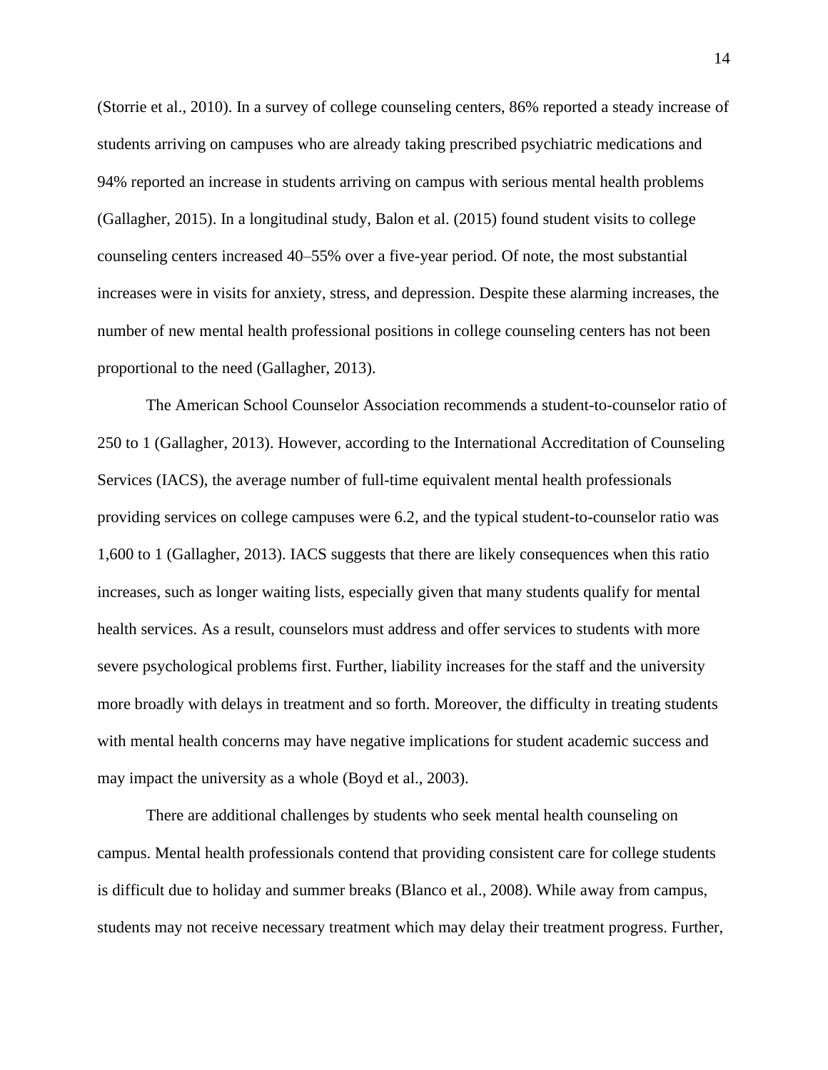(Storrie et al., 2010). In a survey of college counseling centers, 86% reported a steady increase of students arriving on campuses who are already taking prescribed psychiatric medications and 94% reported an increase in students arriving on campus with serious mental health problems (Gallagher, 2015). In a longitudinal study, Balon et al. (2015) found student visits to college counseling centers increased 40–55% over a five-year period. Of note, the most substantial increases were in visits for anxiety, stress, and depression. Despite these alarming increases, the number of new mental health professional positions in college counseling centers has not been proportional to the need (Gallagher, 2013).

The American School Counselor Association recommends a student-to-counselor ratio of 250 to 1 (Gallagher, 2013). However, according to the International Accreditation of Counseling Services (IACS), the average number of full-time equivalent mental health professionals providing services on college campuses were 6.2, and the typical student-to-counselor ratio was 1,600 to 1 (Gallagher, 2013). IACS suggests that there are likely consequences when this ratio increases, such as longer waiting lists, especially given that many students qualify for mental health services. As a result, counselors must address and offer services to students with more severe psychological problems first. Further, liability increases for the staff and the university more broadly with delays in treatment and so forth. Moreover, the difficulty in treating students with mental health concerns may have negative implications for student academic success and may impact the university as a whole (Boyd et al., 2003).

There are additional challenges by students who seek mental health counseling on campus. Mental health professionals contend that providing consistent care for college students is difficult due to holiday and summer breaks (Blanco et al., 2008). While away from campus, students may not receive necessary treatment which may delay their treatment progress. Further,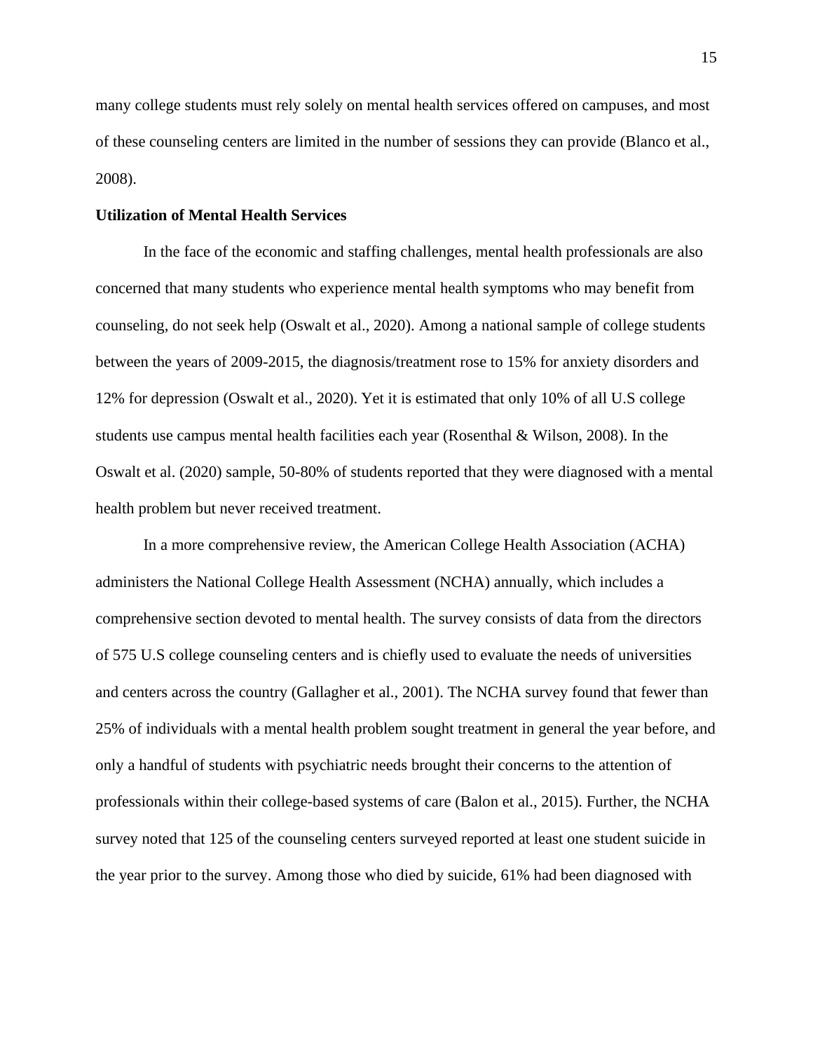many college students must rely solely on mental health services offered on campuses, and most of these counseling centers are limited in the number of sessions they can provide (Blanco et al., 2008).

**Utilization of Mental Health Services**

In the face of the economic and staffing challenges, mental health professionals are also concerned that many students who experience mental health symptoms who may benefit from counseling, do not seek help (Oswalt et al., 2020). Among a national sample of college students between the years of 2009-2015, the diagnosis/treatment rose to 15% for anxiety disorders and 12% for depression (Oswalt et al., 2020). Yet it is estimated that only 10% of all U.S college students use campus mental health facilities each year (Rosenthal & Wilson, 2008). In the Oswalt et al. (2020) sample, 50-80% of students reported that they were diagnosed with a mental health problem but never received treatment.

In a more comprehensive review, the American College Health Association (ACHA) administers the National College Health Assessment (NCHA) annually, which includes a comprehensive section devoted to mental health. The survey consists of data from the directors of 575 U.S college counseling centers and is chiefly used to evaluate the needs of universities and centers across the country (Gallagher et al., 2001). The NCHA survey found that fewer than 25% of individuals with a mental health problem sought treatment in general the year before, and only a handful of students with psychiatric needs brought their concerns to the attention of professionals within their college-based systems of care (Balon et al., 2015). Further, the NCHA survey noted that 125 of the counseling centers surveyed reported at least one student suicide in the year prior to the survey. Among those who died by suicide, 61% had been diagnosed with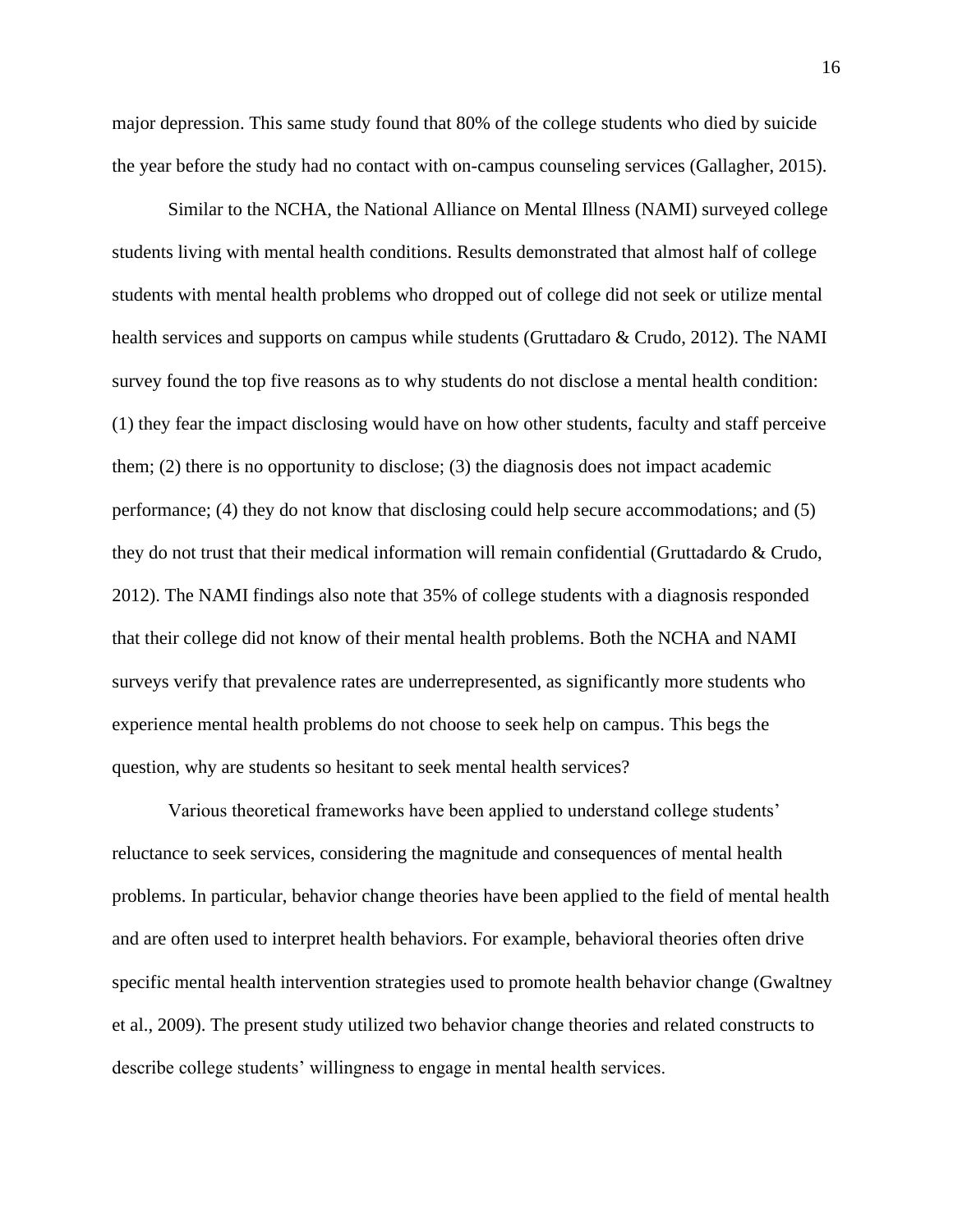major depression. This same study found that 80% of the college students who died by suicide the year before the study had no contact with on-campus counseling services (Gallagher, 2015).

Similar to the NCHA, the National Alliance on Mental Illness (NAMI) surveyed college students living with mental health conditions. Results demonstrated that almost half of college students with mental health problems who dropped out of college did not seek or utilize mental health services and supports on campus while students (Gruttadaro & Crudo, 2012). The NAMI survey found the top five reasons as to why students do not disclose a mental health condition: (1) they fear the impact disclosing would have on how other students, faculty and staff perceive them; (2) there is no opportunity to disclose; (3) the diagnosis does not impact academic performance; (4) they do not know that disclosing could help secure accommodations; and (5) they do not trust that their medical information will remain confidential (Gruttadardo & Crudo, 2012). The NAMI findings also note that 35% of college students with a diagnosis responded that their college did not know of their mental health problems. Both the NCHA and NAMI surveys verify that prevalence rates are underrepresented, as significantly more students who experience mental health problems do not choose to seek help on campus. This begs the question, why are students so hesitant to seek mental health services?

Various theoretical frameworks have been applied to understand college students' reluctance to seek services, considering the magnitude and consequences of mental health problems. In particular, behavior change theories have been applied to the field of mental health and are often used to interpret health behaviors. For example, behavioral theories often drive specific mental health intervention strategies used to promote health behavior change (Gwaltney et al., 2009). The present study utilized two behavior change theories and related constructs to describe college students' willingness to engage in mental health services.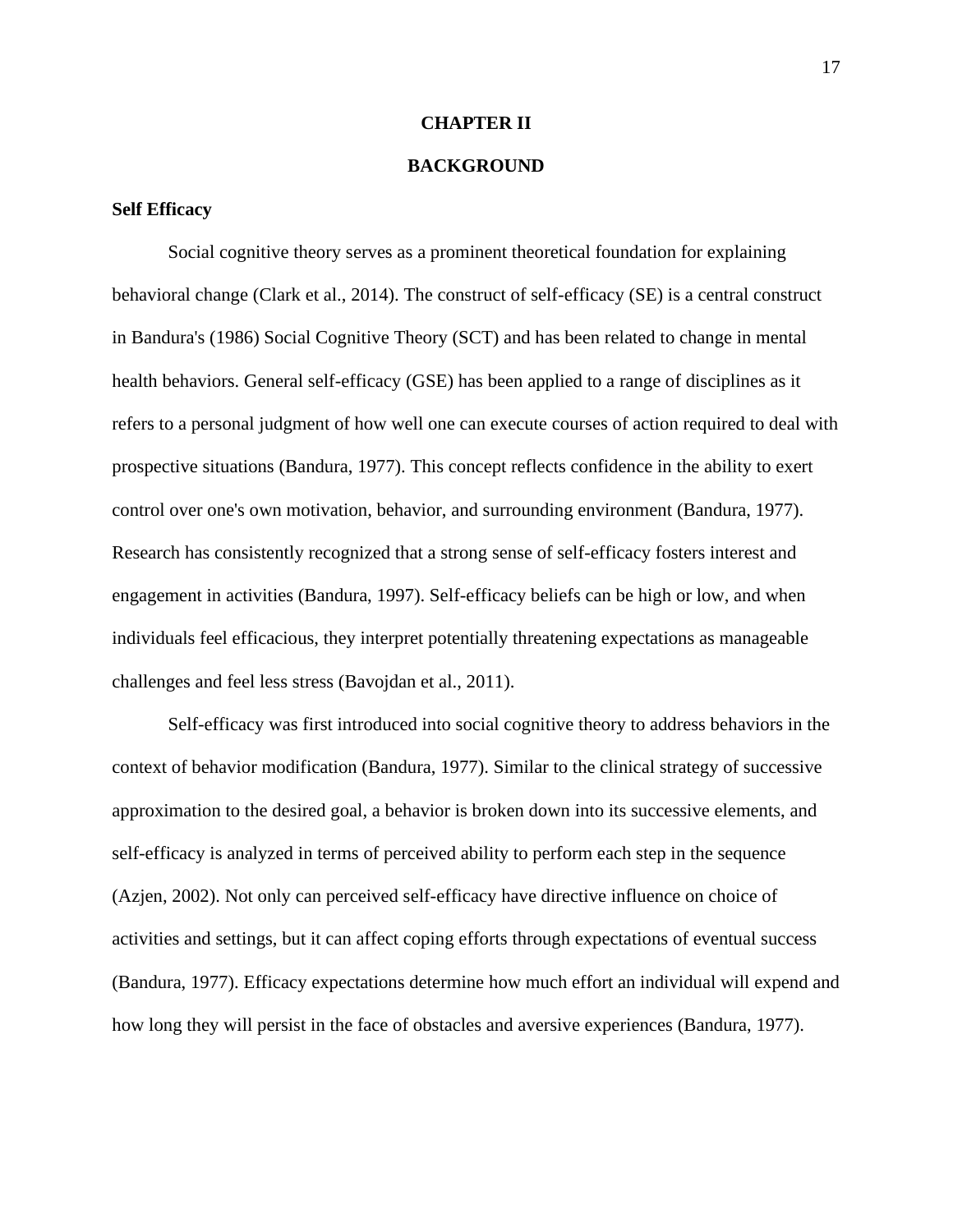# CHAPTER II

# BACKGROUND

## Self Efficacy

Social cognitive theory serves as a prominent theoretical foundation for explaining behavioral change (Clark et al., 2014). The construct of self-efficacy (SE) is a central construct in Bandura's (1986) Social Cognitive Theory (SCT) and has been related to change in mental health behaviors. General self-efficacy (GSE) has been applied to a range of disciplines as it refers to a personal judgment of how well one can execute courses of action required to deal with prospective situations (Bandura, 1977). This concept reflects confidence in the ability to exert control over one's own motivation, behavior, and surrounding environment (Bandura, 1977). Research has consistently recognized that a strong sense of self-efficacy fosters interest and engagement in activities (Bandura, 1997). Self-efficacy beliefs can be high or low, and when individuals feel efficacious, they interpret potentially threatening expectations as manageable challenges and feel less stress (Bavojdan et al., 2011).

Self-efficacy was first introduced into social cognitive theory to address behaviors in the context of behavior modification (Bandura, 1977). Similar to the clinical strategy of successive approximation to the desired goal, a behavior is broken down into its successive elements, and self-efficacy is analyzed in terms of perceived ability to perform each step in the sequence (Azjen, 2002). Not only can perceived self-efficacy have directive influence on choice of activities and settings, but it can affect coping efforts through expectations of eventual success (Bandura, 1977). Efficacy expectations determine how much effort an individual will expend and how long they will persist in the face of obstacles and aversive experiences (Bandura, 1977).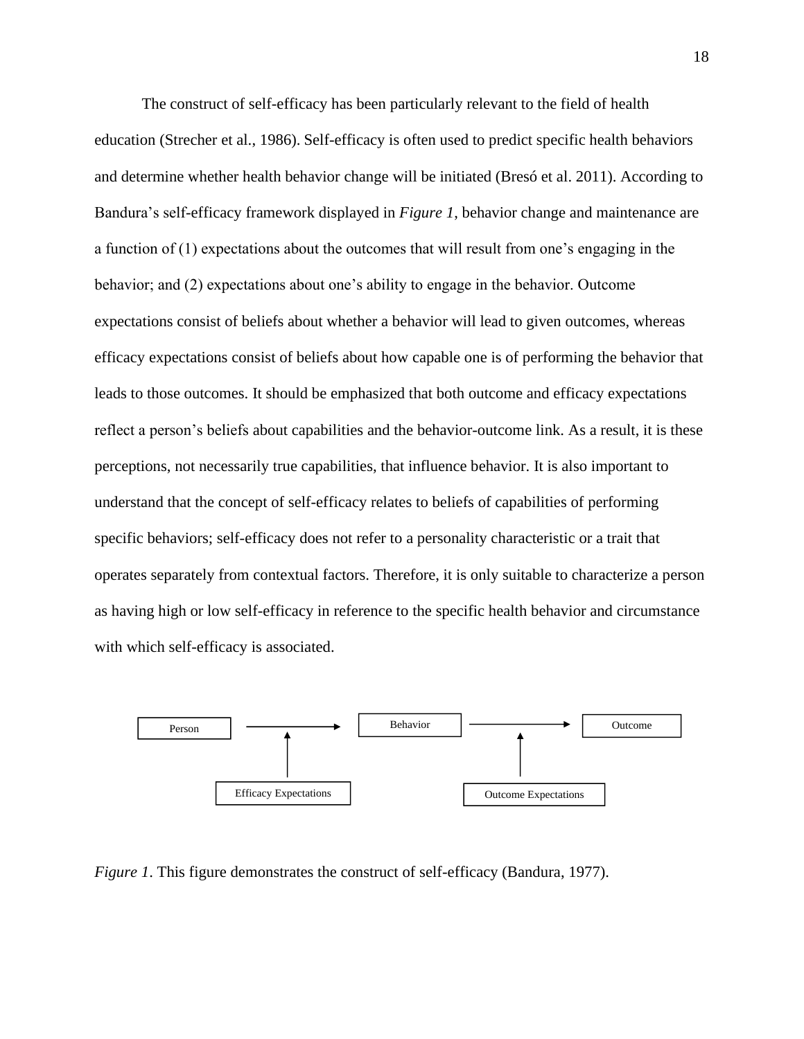The construct of self-efficacy has been particularly relevant to the field of health education (Strecher et al., 1986). Self-efficacy is often used to predict specific health behaviors and determine whether health behavior change will be initiated (Bresó et al. 2011). According to Bandura's self-efficacy framework displayed in *Figure 1,* behavior change and maintenance are a function of (1) expectations about the outcomes that will result from one's engaging in the behavior; and (2) expectations about one's ability to engage in the behavior. Outcome expectations consist of beliefs about whether a behavior will lead to given outcomes, whereas efficacy expectations consist of beliefs about how capable one is of performing the behavior that leads to those outcomes. It should be emphasized that both outcome and efficacy expectations reflect a person's beliefs about capabilities and the behavior-outcome link. As a result, it is these perceptions, not necessarily true capabilities, that influence behavior. It is also important to understand that the concept of self-efficacy relates to beliefs of capabilities of performing specific behaviors; self-efficacy does not refer to a personality characteristic or a trait that operates separately from contextual factors. Therefore, it is only suitable to characterize a person as having high or low self-efficacy in reference to the specific health behavior and circumstance with which self-efficacy is associated.

Person → Behavior → Outcome

Efficacy Expectations (↑ acting on Person → Behavior) | Outcome Expectations (↑ acting on Behavior → Outcome)

*Figure 1*. This figure demonstrates the construct of self-efficacy (Bandura, 1977).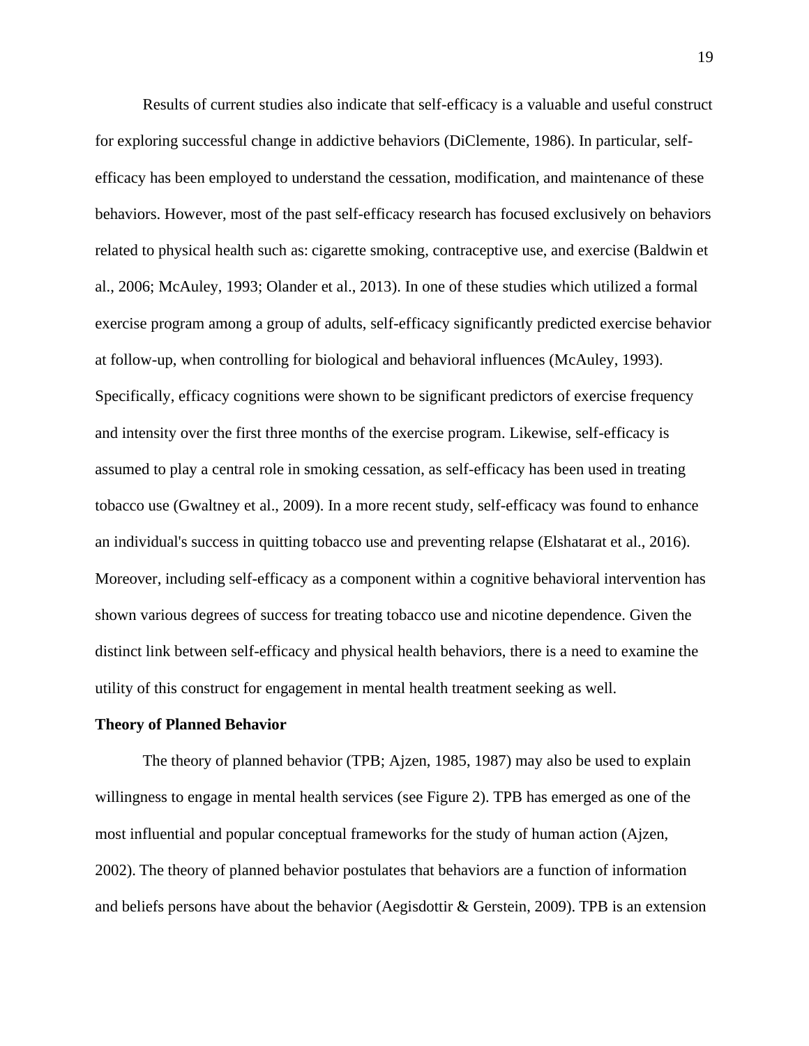Results of current studies also indicate that self-efficacy is a valuable and useful construct for exploring successful change in addictive behaviors (DiClemente, 1986). In particular, self-efficacy has been employed to understand the cessation, modification, and maintenance of these behaviors. However, most of the past self-efficacy research has focused exclusively on behaviors related to physical health such as: cigarette smoking, contraceptive use, and exercise (Baldwin et al., 2006; McAuley, 1993; Olander et al., 2013). In one of these studies which utilized a formal exercise program among a group of adults, self-efficacy significantly predicted exercise behavior at follow-up, when controlling for biological and behavioral influences (McAuley, 1993). Specifically, efficacy cognitions were shown to be significant predictors of exercise frequency and intensity over the first three months of the exercise program. Likewise, self-efficacy is assumed to play a central role in smoking cessation, as self-efficacy has been used in treating tobacco use (Gwaltney et al., 2009). In a more recent study, self-efficacy was found to enhance an individual's success in quitting tobacco use and preventing relapse (Elshatarat et al., 2016). Moreover, including self-efficacy as a component within a cognitive behavioral intervention has shown various degrees of success for treating tobacco use and nicotine dependence. Given the distinct link between self-efficacy and physical health behaviors, there is a need to examine the utility of this construct for engagement in mental health treatment seeking as well.

**Theory of Planned Behavior**

The theory of planned behavior (TPB; Ajzen, 1985, 1987) may also be used to explain willingness to engage in mental health services (see Figure 2). TPB has emerged as one of the most influential and popular conceptual frameworks for the study of human action (Ajzen, 2002). The theory of planned behavior postulates that behaviors are a function of information and beliefs persons have about the behavior (Aegisdottir & Gerstein, 2009). TPB is an extension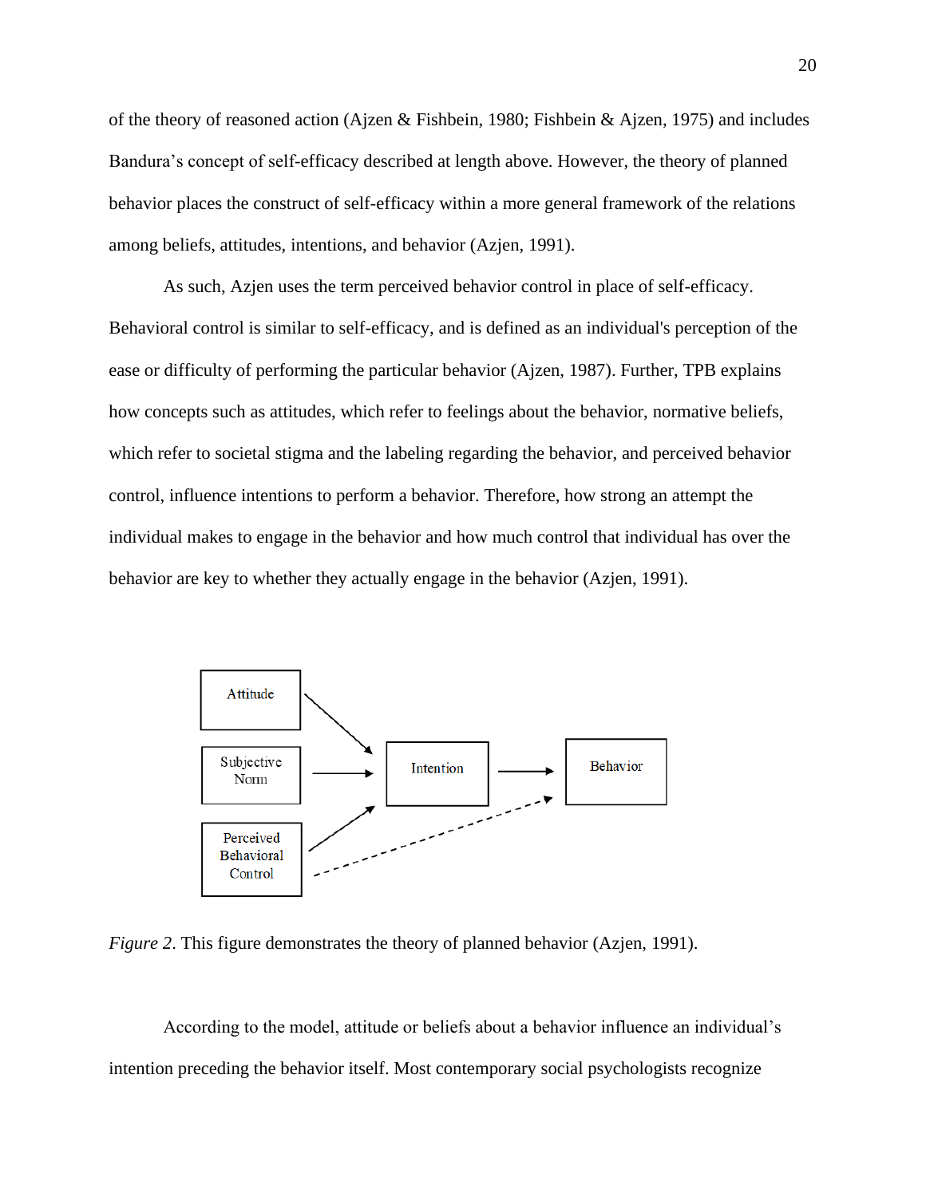of the theory of reasoned action (Ajzen & Fishbein, 1980; Fishbein & Ajzen, 1975) and includes Bandura's concept of self-efficacy described at length above. However, the theory of planned behavior places the construct of self-efficacy within a more general framework of the relations among beliefs, attitudes, intentions, and behavior (Azjen, 1991).

As such, Azjen uses the term perceived behavior control in place of self-efficacy. Behavioral control is similar to self-efficacy, and is defined as an individual's perception of the ease or difficulty of performing the particular behavior (Ajzen, 1987). Further, TPB explains how concepts such as attitudes, which refer to feelings about the behavior, normative beliefs, which refer to societal stigma and the labeling regarding the behavior, and perceived behavior control, influence intentions to perform a behavior. Therefore, how strong an attempt the individual makes to engage in the behavior and how much control that individual has over the behavior are key to whether they actually engage in the behavior (Azjen, 1991).

*Figure 2*. This figure demonstrates the theory of planned behavior (Azjen, 1991).

According to the model, attitude or beliefs about a behavior influence an individual's intention preceding the behavior itself. Most contemporary social psychologists recognize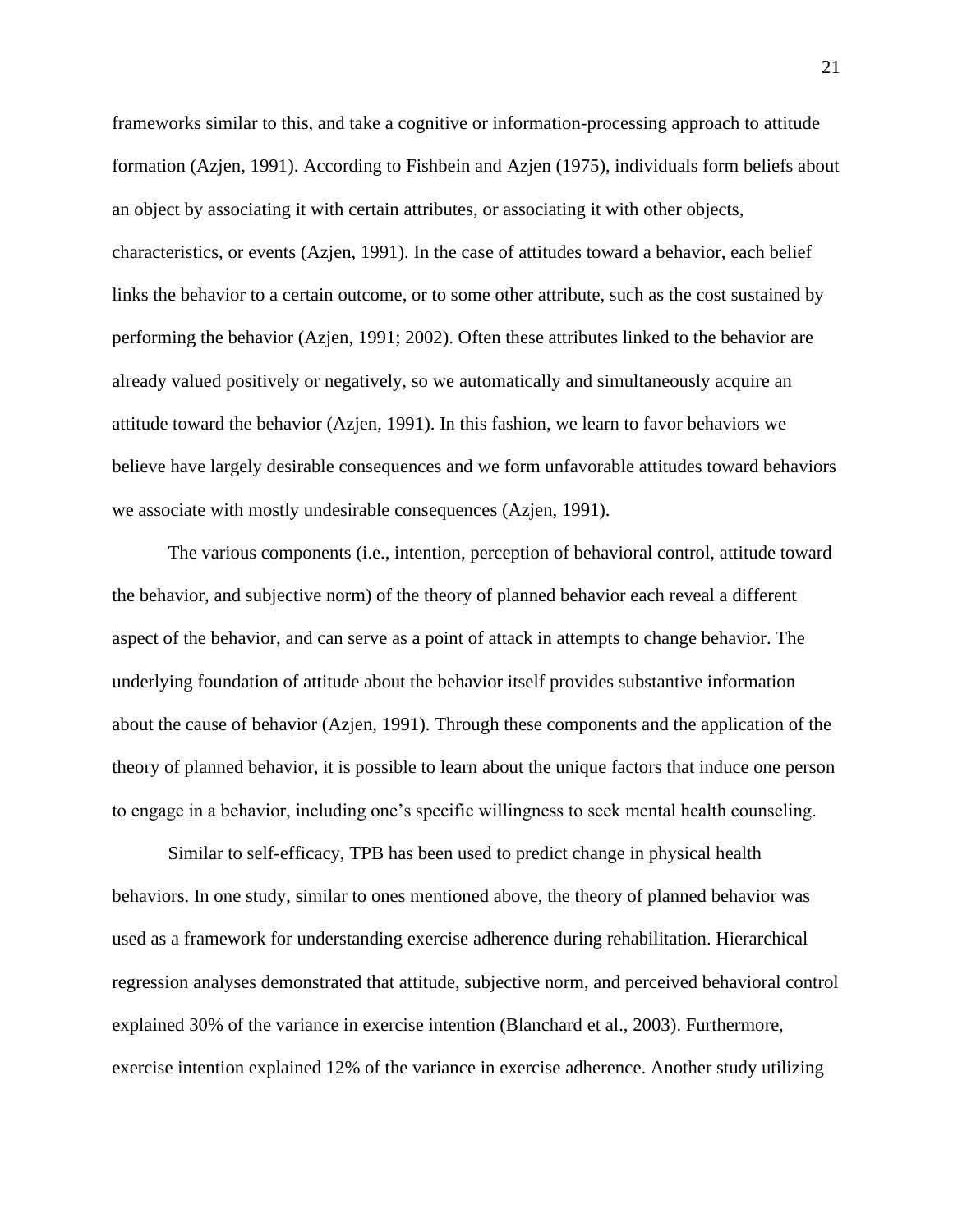frameworks similar to this, and take a cognitive or information-processing approach to attitude formation (Azjen, 1991). According to Fishbein and Azjen (1975), individuals form beliefs about an object by associating it with certain attributes, or associating it with other objects, characteristics, or events (Azjen, 1991). In the case of attitudes toward a behavior, each belief links the behavior to a certain outcome, or to some other attribute, such as the cost sustained by performing the behavior (Azjen, 1991; 2002). Often these attributes linked to the behavior are already valued positively or negatively, so we automatically and simultaneously acquire an attitude toward the behavior (Azjen, 1991). In this fashion, we learn to favor behaviors we believe have largely desirable consequences and we form unfavorable attitudes toward behaviors we associate with mostly undesirable consequences (Azjen, 1991).

The various components (i.e., intention, perception of behavioral control, attitude toward the behavior, and subjective norm) of the theory of planned behavior each reveal a different aspect of the behavior, and can serve as a point of attack in attempts to change behavior. The underlying foundation of attitude about the behavior itself provides substantive information about the cause of behavior (Azjen, 1991). Through these components and the application of the theory of planned behavior, it is possible to learn about the unique factors that induce one person to engage in a behavior, including one's specific willingness to seek mental health counseling.

Similar to self-efficacy, TPB has been used to predict change in physical health behaviors. In one study, similar to ones mentioned above, the theory of planned behavior was used as a framework for understanding exercise adherence during rehabilitation. Hierarchical regression analyses demonstrated that attitude, subjective norm, and perceived behavioral control explained 30% of the variance in exercise intention (Blanchard et al., 2003). Furthermore, exercise intention explained 12% of the variance in exercise adherence. Another study utilizing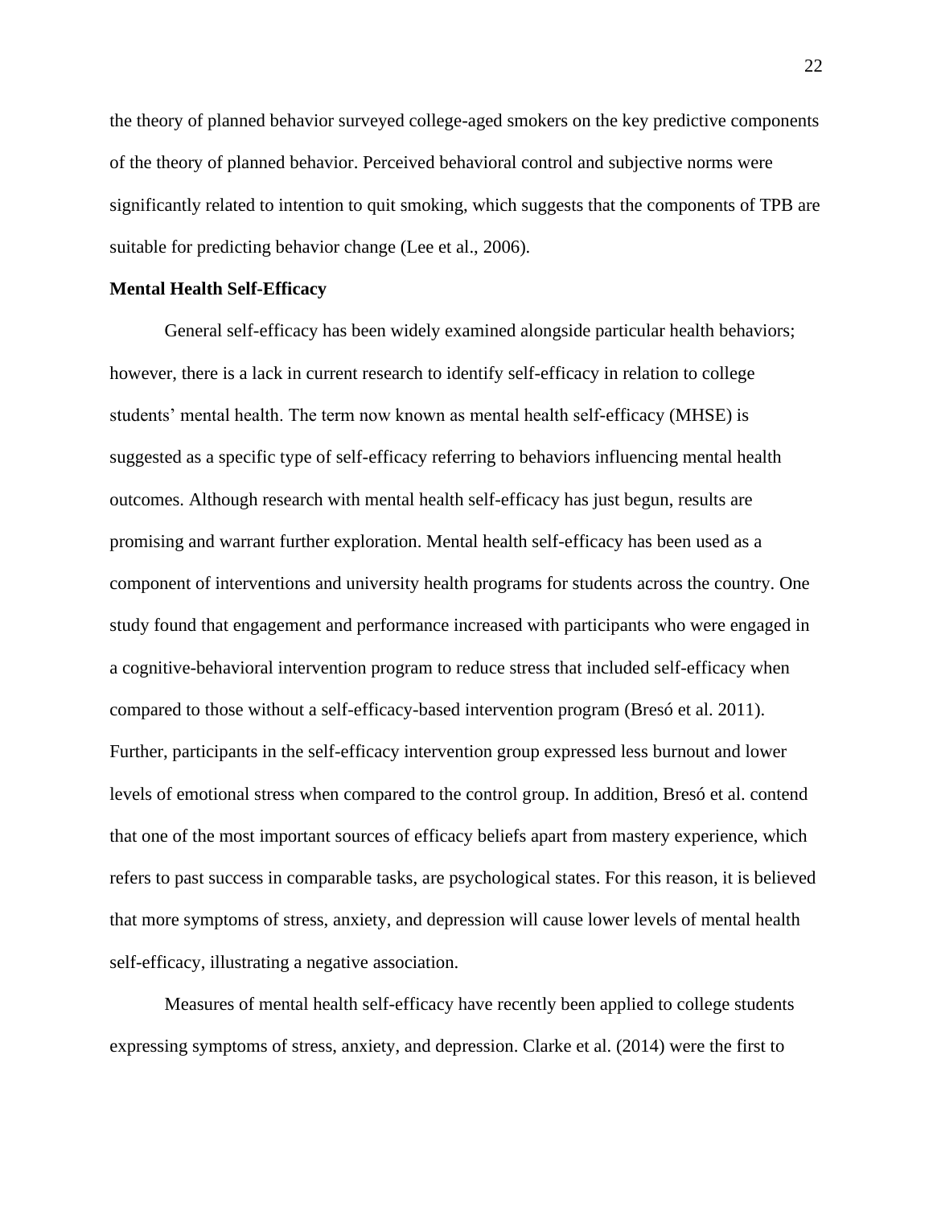the theory of planned behavior surveyed college-aged smokers on the key predictive components of the theory of planned behavior. Perceived behavioral control and subjective norms were significantly related to intention to quit smoking, which suggests that the components of TPB are suitable for predicting behavior change (Lee et al., 2006).

**Mental Health Self-Efficacy**

General self-efficacy has been widely examined alongside particular health behaviors; however, there is a lack in current research to identify self-efficacy in relation to college students' mental health. The term now known as mental health self-efficacy (MHSE) is suggested as a specific type of self-efficacy referring to behaviors influencing mental health outcomes. Although research with mental health self-efficacy has just begun, results are promising and warrant further exploration. Mental health self-efficacy has been used as a component of interventions and university health programs for students across the country. One study found that engagement and performance increased with participants who were engaged in a cognitive-behavioral intervention program to reduce stress that included self-efficacy when compared to those without a self-efficacy-based intervention program (Bresó et al. 2011). Further, participants in the self-efficacy intervention group expressed less burnout and lower levels of emotional stress when compared to the control group. In addition, Bresó et al. contend that one of the most important sources of efficacy beliefs apart from mastery experience, which refers to past success in comparable tasks, are psychological states. For this reason, it is believed that more symptoms of stress, anxiety, and depression will cause lower levels of mental health self-efficacy, illustrating a negative association.

Measures of mental health self-efficacy have recently been applied to college students expressing symptoms of stress, anxiety, and depression. Clarke et al. (2014) were the first to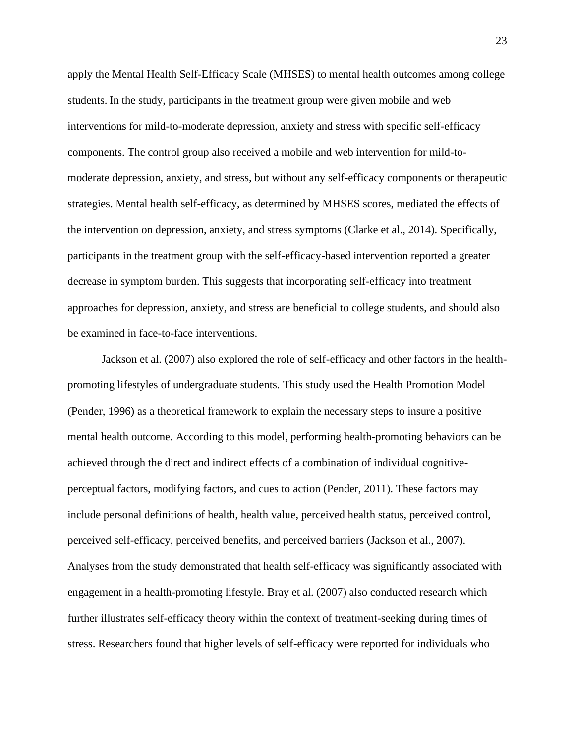apply the Mental Health Self-Efficacy Scale (MHSES) to mental health outcomes among college students. In the study, participants in the treatment group were given mobile and web interventions for mild-to-moderate depression, anxiety and stress with specific self-efficacy components. The control group also received a mobile and web intervention for mild-to-moderate depression, anxiety, and stress, but without any self-efficacy components or therapeutic strategies. Mental health self-efficacy, as determined by MHSES scores, mediated the effects of the intervention on depression, anxiety, and stress symptoms (Clarke et al., 2014). Specifically, participants in the treatment group with the self-efficacy-based intervention reported a greater decrease in symptom burden. This suggests that incorporating self-efficacy into treatment approaches for depression, anxiety, and stress are beneficial to college students, and should also be examined in face-to-face interventions.

Jackson et al. (2007) also explored the role of self-efficacy and other factors in the health-promoting lifestyles of undergraduate students. This study used the Health Promotion Model (Pender, 1996) as a theoretical framework to explain the necessary steps to insure a positive mental health outcome. According to this model, performing health-promoting behaviors can be achieved through the direct and indirect effects of a combination of individual cognitive-perceptual factors, modifying factors, and cues to action (Pender, 2011). These factors may include personal definitions of health, health value, perceived health status, perceived control, perceived self-efficacy, perceived benefits, and perceived barriers (Jackson et al., 2007). Analyses from the study demonstrated that health self-efficacy was significantly associated with engagement in a health-promoting lifestyle. Bray et al. (2007) also conducted research which further illustrates self-efficacy theory within the context of treatment-seeking during times of stress. Researchers found that higher levels of self-efficacy were reported for individuals who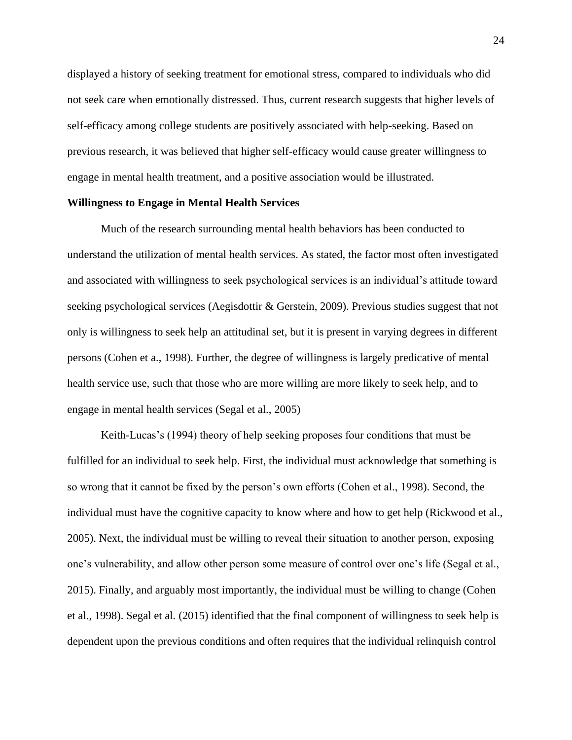displayed a history of seeking treatment for emotional stress, compared to individuals who did not seek care when emotionally distressed. Thus, current research suggests that higher levels of self-efficacy among college students are positively associated with help-seeking. Based on previous research, it was believed that higher self-efficacy would cause greater willingness to engage in mental health treatment, and a positive association would be illustrated.

**Willingness to Engage in Mental Health Services**

Much of the research surrounding mental health behaviors has been conducted to understand the utilization of mental health services. As stated, the factor most often investigated and associated with willingness to seek psychological services is an individual's attitude toward seeking psychological services (Aegisdottir & Gerstein, 2009). Previous studies suggest that not only is willingness to seek help an attitudinal set, but it is present in varying degrees in different persons (Cohen et a., 1998). Further, the degree of willingness is largely predicative of mental health service use, such that those who are more willing are more likely to seek help, and to engage in mental health services (Segal et al., 2005)

Keith-Lucas's (1994) theory of help seeking proposes four conditions that must be fulfilled for an individual to seek help. First, the individual must acknowledge that something is so wrong that it cannot be fixed by the person's own efforts (Cohen et al., 1998). Second, the individual must have the cognitive capacity to know where and how to get help (Rickwood et al., 2005). Next, the individual must be willing to reveal their situation to another person, exposing one's vulnerability, and allow other person some measure of control over one's life (Segal et al., 2015). Finally, and arguably most importantly, the individual must be willing to change (Cohen et al., 1998). Segal et al. (2015) identified that the final component of willingness to seek help is dependent upon the previous conditions and often requires that the individual relinquish control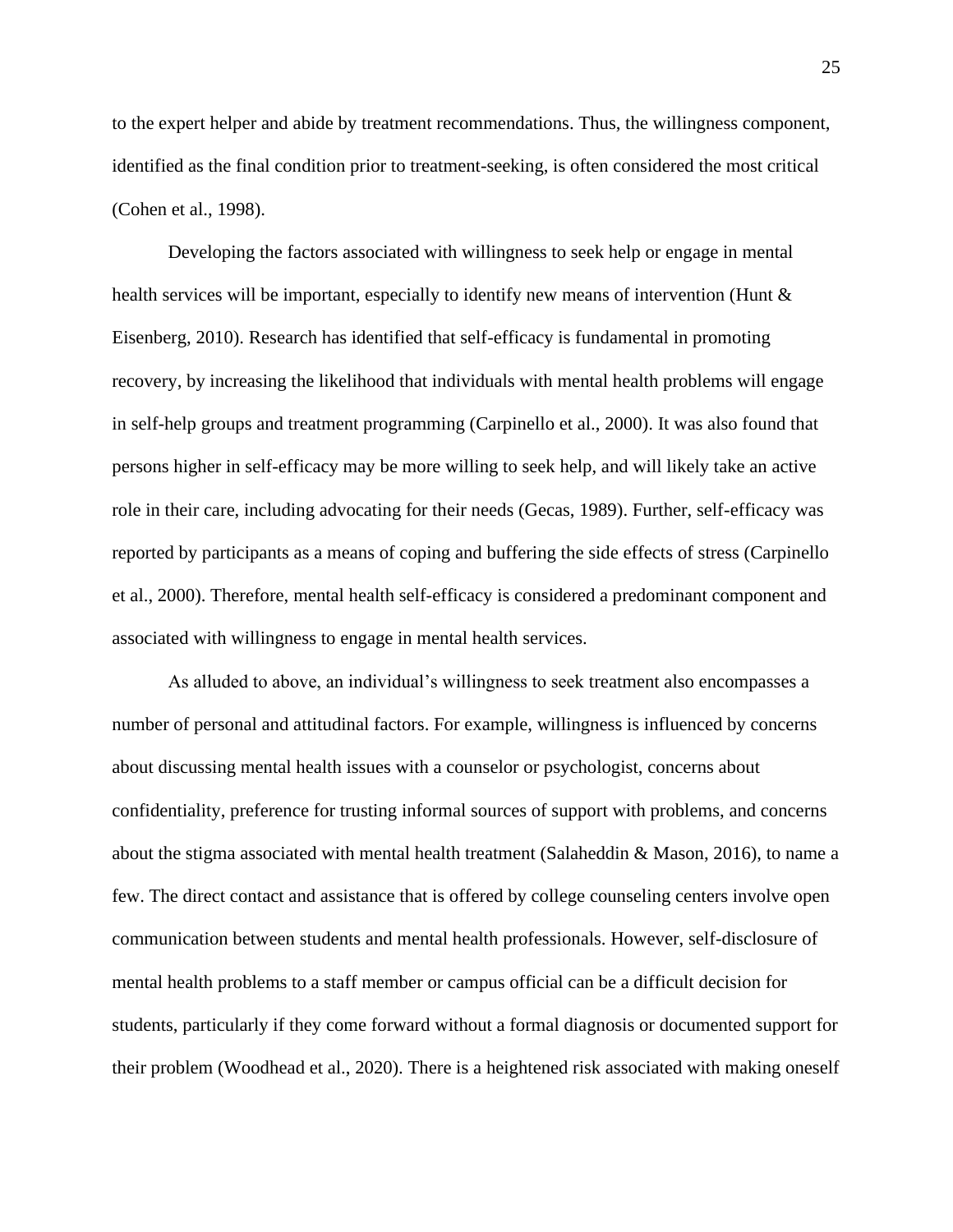to the expert helper and abide by treatment recommendations. Thus, the willingness component, identified as the final condition prior to treatment-seeking, is often considered the most critical (Cohen et al., 1998).

Developing the factors associated with willingness to seek help or engage in mental health services will be important, especially to identify new means of intervention (Hunt & Eisenberg, 2010). Research has identified that self-efficacy is fundamental in promoting recovery, by increasing the likelihood that individuals with mental health problems will engage in self-help groups and treatment programming (Carpinello et al., 2000). It was also found that persons higher in self-efficacy may be more willing to seek help, and will likely take an active role in their care, including advocating for their needs (Gecas, 1989). Further, self-efficacy was reported by participants as a means of coping and buffering the side effects of stress (Carpinello et al., 2000). Therefore, mental health self-efficacy is considered a predominant component and associated with willingness to engage in mental health services.

As alluded to above, an individual's willingness to seek treatment also encompasses a number of personal and attitudinal factors. For example, willingness is influenced by concerns about discussing mental health issues with a counselor or psychologist, concerns about confidentiality, preference for trusting informal sources of support with problems, and concerns about the stigma associated with mental health treatment (Salaheddin & Mason, 2016), to name a few. The direct contact and assistance that is offered by college counseling centers involve open communication between students and mental health professionals. However, self-disclosure of mental health problems to a staff member or campus official can be a difficult decision for students, particularly if they come forward without a formal diagnosis or documented support for their problem (Woodhead et al., 2020). There is a heightened risk associated with making oneself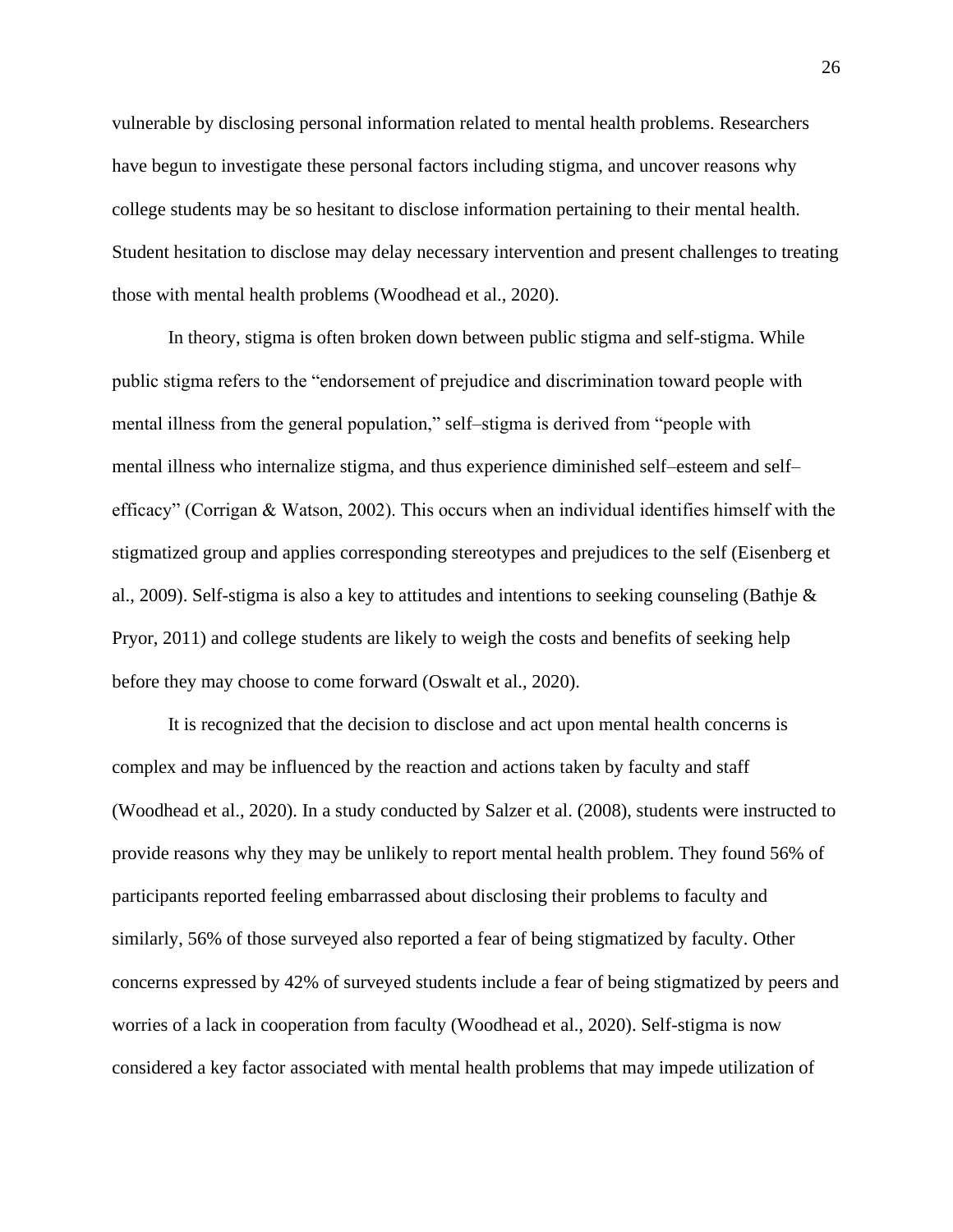vulnerable by disclosing personal information related to mental health problems. Researchers have begun to investigate these personal factors including stigma, and uncover reasons why college students may be so hesitant to disclose information pertaining to their mental health. Student hesitation to disclose may delay necessary intervention and present challenges to treating those with mental health problems (Woodhead et al., 2020).

In theory, stigma is often broken down between public stigma and self-stigma. While public stigma refers to the "endorsement of prejudice and discrimination toward people with mental illness from the general population," self–stigma is derived from "people with mental illness who internalize stigma, and thus experience diminished self–esteem and self–efficacy" (Corrigan & Watson, 2002). This occurs when an individual identifies himself with the stigmatized group and applies corresponding stereotypes and prejudices to the self (Eisenberg et al., 2009). Self-stigma is also a key to attitudes and intentions to seeking counseling (Bathje & Pryor, 2011) and college students are likely to weigh the costs and benefits of seeking help before they may choose to come forward (Oswalt et al., 2020).

It is recognized that the decision to disclose and act upon mental health concerns is complex and may be influenced by the reaction and actions taken by faculty and staff (Woodhead et al., 2020). In a study conducted by Salzer et al. (2008), students were instructed to provide reasons why they may be unlikely to report mental health problem. They found 56% of participants reported feeling embarrassed about disclosing their problems to faculty and similarly, 56% of those surveyed also reported a fear of being stigmatized by faculty. Other concerns expressed by 42% of surveyed students include a fear of being stigmatized by peers and worries of a lack in cooperation from faculty (Woodhead et al., 2020). Self-stigma is now considered a key factor associated with mental health problems that may impede utilization of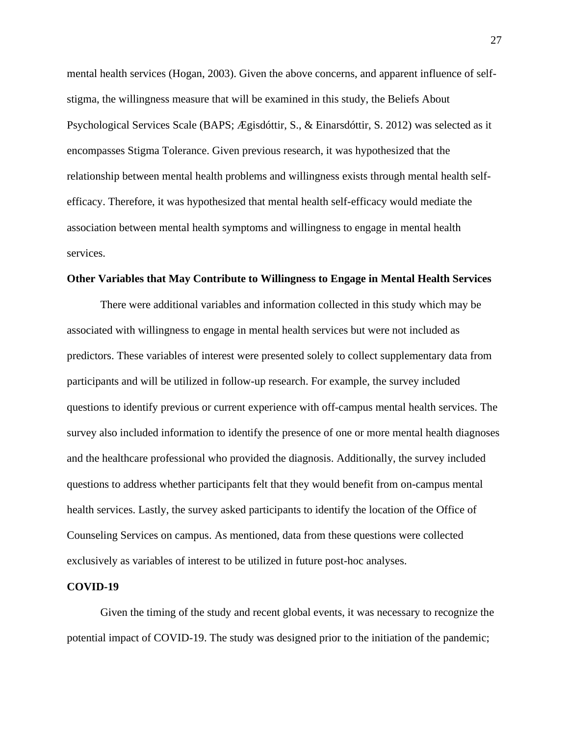mental health services (Hogan, 2003). Given the above concerns, and apparent influence of self-stigma, the willingness measure that will be examined in this study, the Beliefs About Psychological Services Scale (BAPS; Ægisdóttir, S., & Einarsdóttir, S. 2012) was selected as it encompasses Stigma Tolerance. Given previous research, it was hypothesized that the relationship between mental health problems and willingness exists through mental health self-efficacy. Therefore, it was hypothesized that mental health self-efficacy would mediate the association between mental health symptoms and willingness to engage in mental health services.

**Other Variables that May Contribute to Willingness to Engage in Mental Health Services**

There were additional variables and information collected in this study which may be associated with willingness to engage in mental health services but were not included as predictors. These variables of interest were presented solely to collect supplementary data from participants and will be utilized in follow-up research. For example, the survey included questions to identify previous or current experience with off-campus mental health services. The survey also included information to identify the presence of one or more mental health diagnoses and the healthcare professional who provided the diagnosis. Additionally, the survey included questions to address whether participants felt that they would benefit from on-campus mental health services. Lastly, the survey asked participants to identify the location of the Office of Counseling Services on campus. As mentioned, data from these questions were collected exclusively as variables of interest to be utilized in future post-hoc analyses.

**COVID-19**

Given the timing of the study and recent global events, it was necessary to recognize the potential impact of COVID-19. The study was designed prior to the initiation of the pandemic;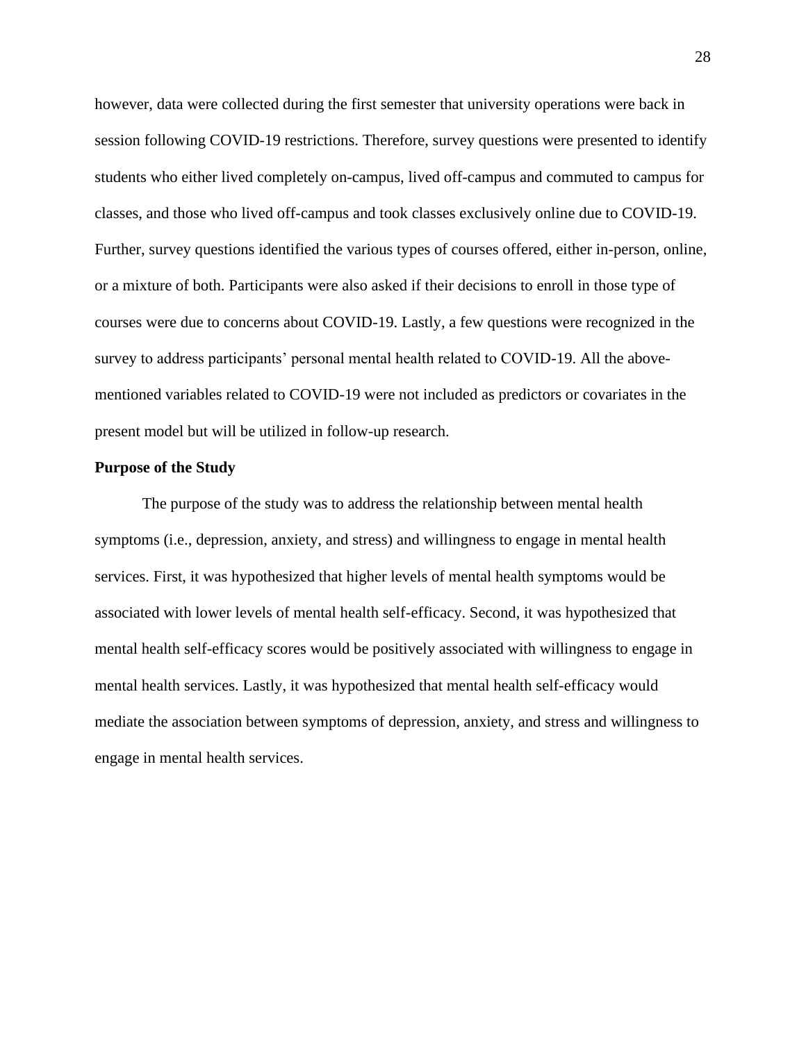however, data were collected during the first semester that university operations were back in session following COVID-19 restrictions. Therefore, survey questions were presented to identify students who either lived completely on-campus, lived off-campus and commuted to campus for classes, and those who lived off-campus and took classes exclusively online due to COVID-19. Further, survey questions identified the various types of courses offered, either in-person, online, or a mixture of both. Participants were also asked if their decisions to enroll in those type of courses were due to concerns about COVID-19. Lastly, a few questions were recognized in the survey to address participants' personal mental health related to COVID-19. All the above-mentioned variables related to COVID-19 were not included as predictors or covariates in the present model but will be utilized in follow-up research.

## Purpose of the Study

The purpose of the study was to address the relationship between mental health symptoms (i.e., depression, anxiety, and stress) and willingness to engage in mental health services. First, it was hypothesized that higher levels of mental health symptoms would be associated with lower levels of mental health self-efficacy. Second, it was hypothesized that mental health self-efficacy scores would be positively associated with willingness to engage in mental health services. Lastly, it was hypothesized that mental health self-efficacy would mediate the association between symptoms of depression, anxiety, and stress and willingness to engage in mental health services.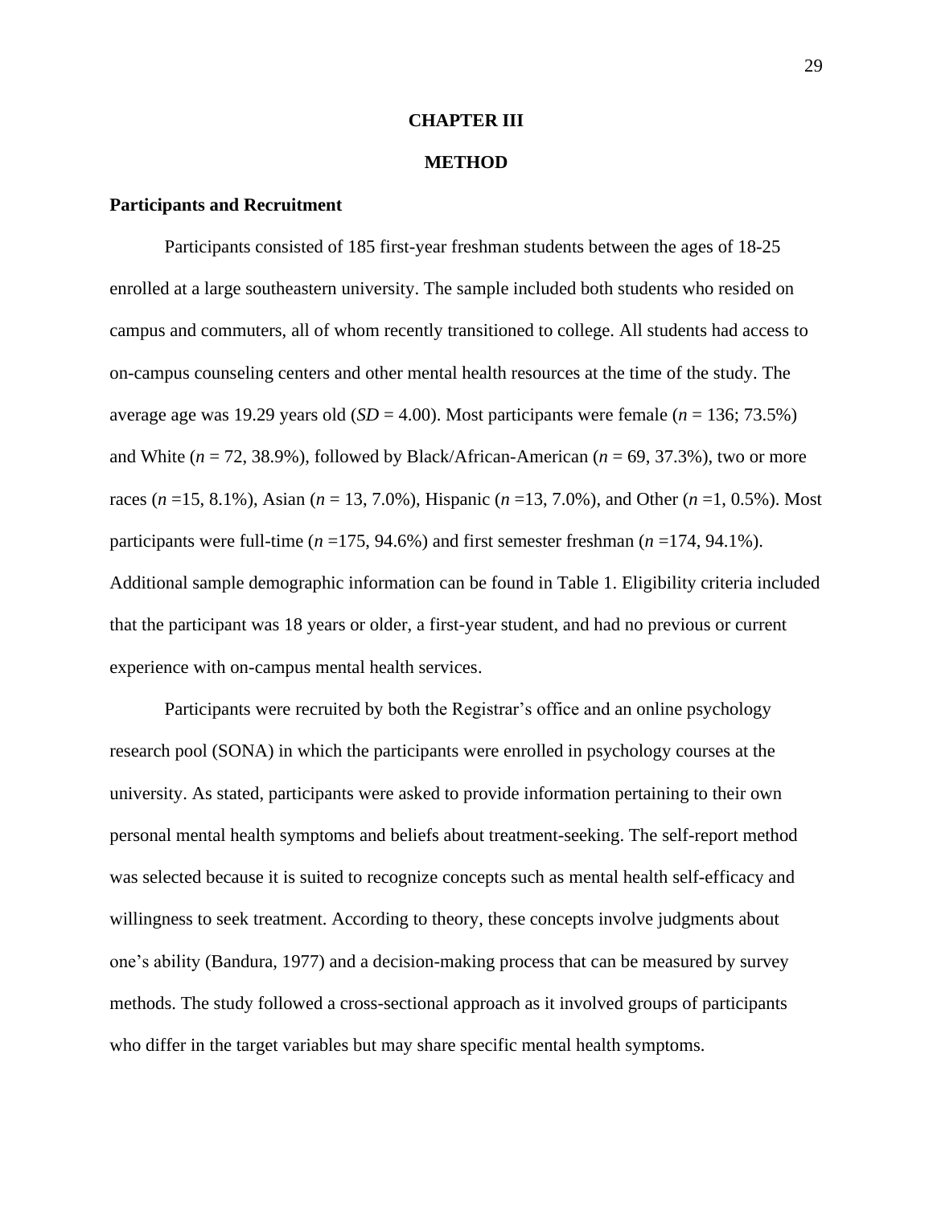# CHAPTER III

# METHOD

## Participants and Recruitment

Participants consisted of 185 first-year freshman students between the ages of 18-25 enrolled at a large southeastern university. The sample included both students who resided on campus and commuters, all of whom recently transitioned to college. All students had access to on-campus counseling centers and other mental health resources at the time of the study. The average age was 19.29 years old (*SD* = 4.00). Most participants were female (*n* = 136; 73.5%) and White (*n* = 72, 38.9%), followed by Black/African-American (*n* = 69, 37.3%), two or more races (*n* =15, 8.1%), Asian (*n* = 13, 7.0%), Hispanic (*n* =13, 7.0%), and Other (*n* =1, 0.5%). Most participants were full-time (*n* =175, 94.6%) and first semester freshman (*n* =174, 94.1%). Additional sample demographic information can be found in Table 1. Eligibility criteria included that the participant was 18 years or older, a first-year student, and had no previous or current experience with on-campus mental health services.

Participants were recruited by both the Registrar's office and an online psychology research pool (SONA) in which the participants were enrolled in psychology courses at the university. As stated, participants were asked to provide information pertaining to their own personal mental health symptoms and beliefs about treatment-seeking. The self-report method was selected because it is suited to recognize concepts such as mental health self-efficacy and willingness to seek treatment. According to theory, these concepts involve judgments about one's ability (Bandura, 1977) and a decision-making process that can be measured by survey methods. The study followed a cross-sectional approach as it involved groups of participants who differ in the target variables but may share specific mental health symptoms.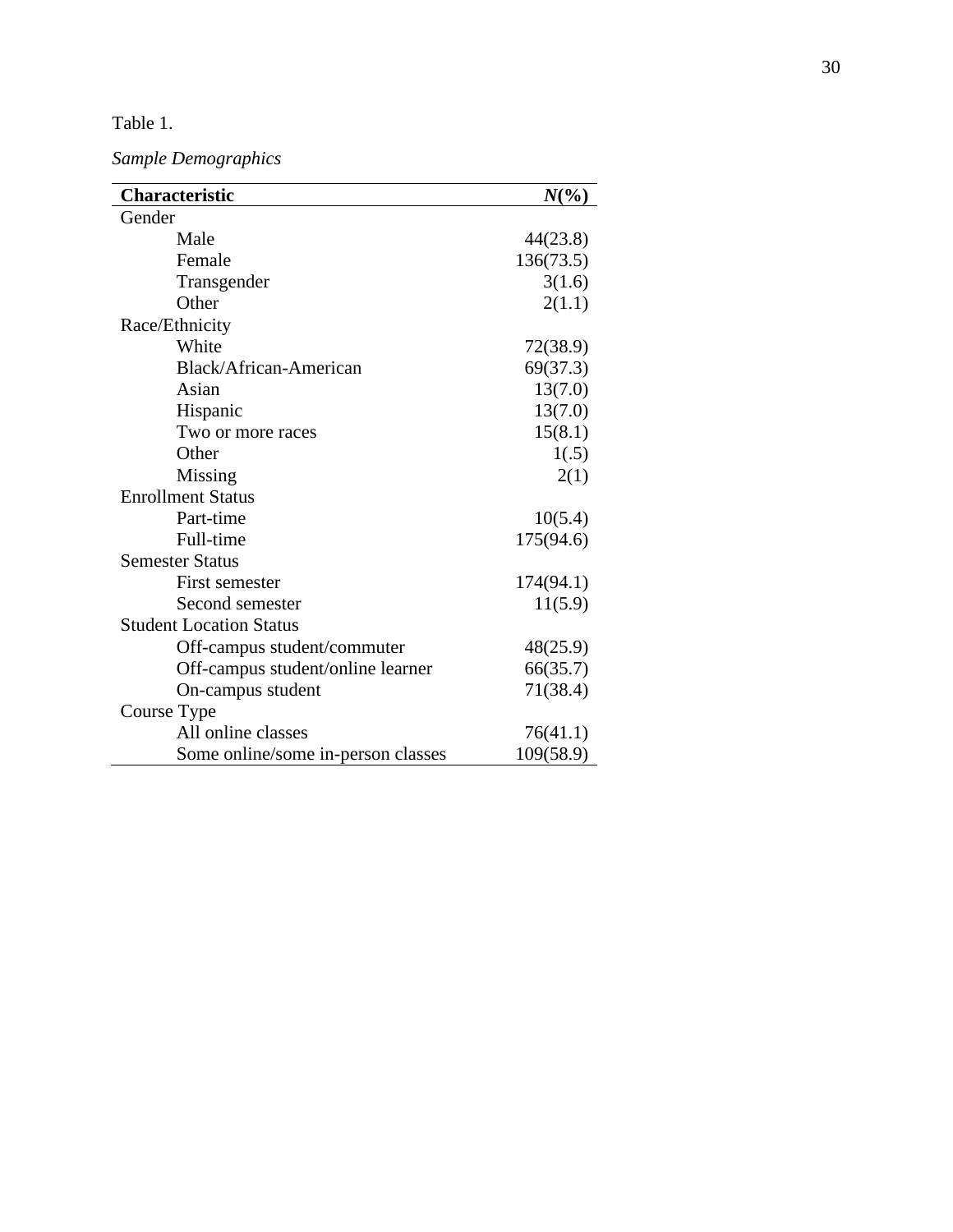Table 1.

*Sample Demographics*

| **Characteristic** | ***N*(%)** |
|---|---|
| Gender | |
| Male | 44(23.8) |
| Female | 136(73.5) |
| Transgender | 3(1.6) |
| Other | 2(1.1) |
| Race/Ethnicity | |
| White | 72(38.9) |
| Black/African-American | 69(37.3) |
| Asian | 13(7.0) |
| Hispanic | 13(7.0) |
| Two or more races | 15(8.1) |
| Other | 1(.5) |
| Missing | 2(1) |
| Enrollment Status | |
| Part-time | 10(5.4) |
| Full-time | 175(94.6) |
| Semester Status | |
| First semester | 174(94.1) |
| Second semester | 11(5.9) |
| Student Location Status | |
| Off-campus student/commuter | 48(25.9) |
| Off-campus student/online learner | 66(35.7) |
| On-campus student | 71(38.4) |
| Course Type | |
| All online classes | 76(41.1) |
| Some online/some in-person classes | 109(58.9) |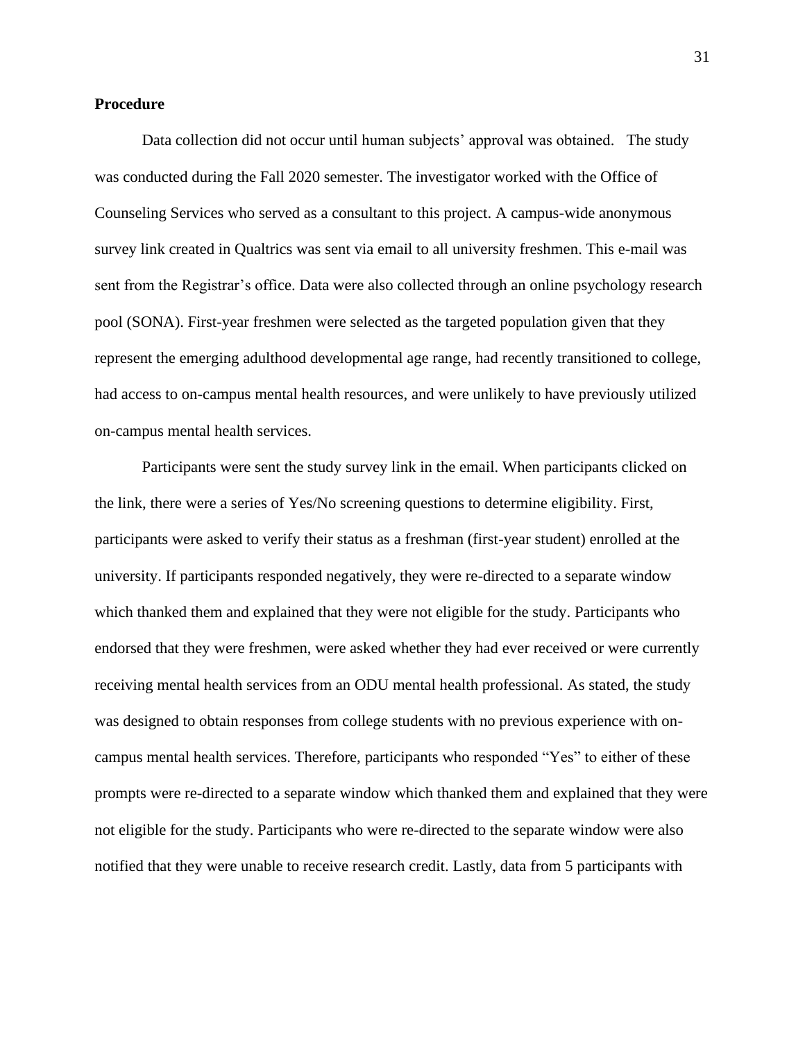**Procedure**

Data collection did not occur until human subjects' approval was obtained.   The study was conducted during the Fall 2020 semester. The investigator worked with the Office of Counseling Services who served as a consultant to this project. A campus-wide anonymous survey link created in Qualtrics was sent via email to all university freshmen. This e-mail was sent from the Registrar's office. Data were also collected through an online psychology research pool (SONA). First-year freshmen were selected as the targeted population given that they represent the emerging adulthood developmental age range, had recently transitioned to college, had access to on-campus mental health resources, and were unlikely to have previously utilized on-campus mental health services.

Participants were sent the study survey link in the email. When participants clicked on the link, there were a series of Yes/No screening questions to determine eligibility. First, participants were asked to verify their status as a freshman (first-year student) enrolled at the university. If participants responded negatively, they were re-directed to a separate window which thanked them and explained that they were not eligible for the study. Participants who endorsed that they were freshmen, were asked whether they had ever received or were currently receiving mental health services from an ODU mental health professional. As stated, the study was designed to obtain responses from college students with no previous experience with on-campus mental health services. Therefore, participants who responded "Yes" to either of these prompts were re-directed to a separate window which thanked them and explained that they were not eligible for the study. Participants who were re-directed to the separate window were also notified that they were unable to receive research credit. Lastly, data from 5 participants with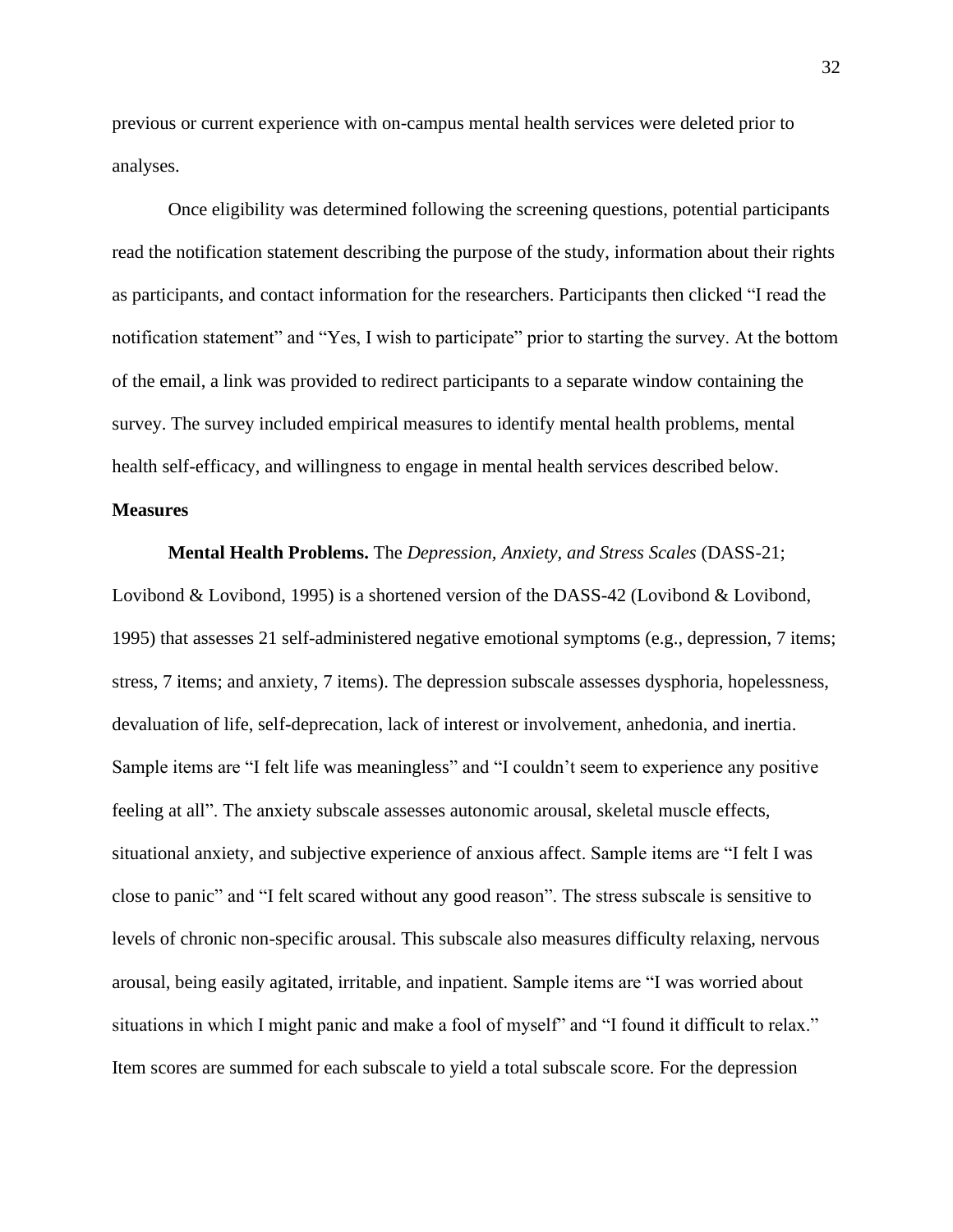previous or current experience with on-campus mental health services were deleted prior to analyses.

Once eligibility was determined following the screening questions, potential participants read the notification statement describing the purpose of the study, information about their rights as participants, and contact information for the researchers. Participants then clicked "I read the notification statement" and "Yes, I wish to participate" prior to starting the survey. At the bottom of the email, a link was provided to redirect participants to a separate window containing the survey. The survey included empirical measures to identify mental health problems, mental health self-efficacy, and willingness to engage in mental health services described below.

## Measures

**Mental Health Problems.** The *Depression, Anxiety, and Stress Scales* (DASS-21; Lovibond & Lovibond, 1995) is a shortened version of the DASS-42 (Lovibond & Lovibond, 1995) that assesses 21 self-administered negative emotional symptoms (e.g., depression, 7 items; stress, 7 items; and anxiety, 7 items). The depression subscale assesses dysphoria, hopelessness, devaluation of life, self-deprecation, lack of interest or involvement, anhedonia, and inertia. Sample items are "I felt life was meaningless" and "I couldn't seem to experience any positive feeling at all". The anxiety subscale assesses autonomic arousal, skeletal muscle effects, situational anxiety, and subjective experience of anxious affect. Sample items are "I felt I was close to panic" and "I felt scared without any good reason". The stress subscale is sensitive to levels of chronic non-specific arousal. This subscale also measures difficulty relaxing, nervous arousal, being easily agitated, irritable, and inpatient. Sample items are "I was worried about situations in which I might panic and make a fool of myself" and "I found it difficult to relax." Item scores are summed for each subscale to yield a total subscale score. For the depression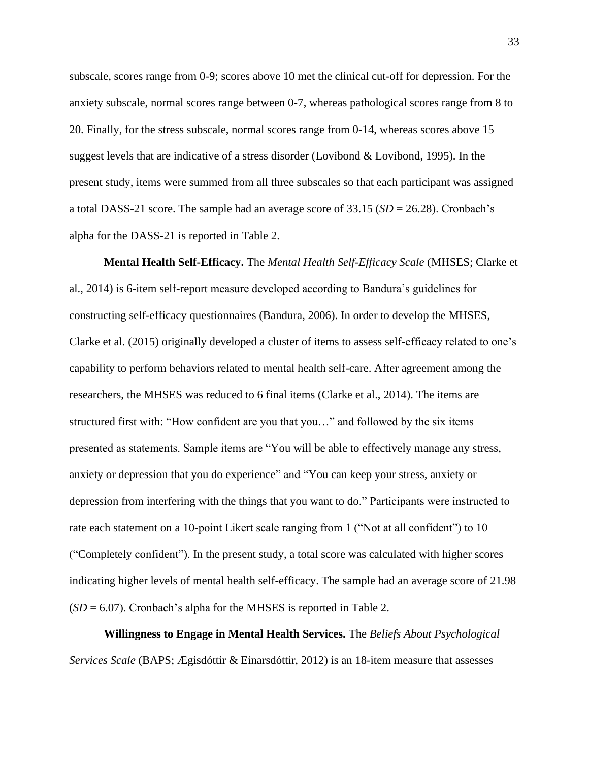subscale, scores range from 0-9; scores above 10 met the clinical cut-off for depression. For the anxiety subscale, normal scores range between 0-7, whereas pathological scores range from 8 to 20. Finally, for the stress subscale, normal scores range from 0-14, whereas scores above 15 suggest levels that are indicative of a stress disorder (Lovibond & Lovibond, 1995). In the present study, items were summed from all three subscales so that each participant was assigned a total DASS-21 score. The sample had an average score of 33.15 (*SD* = 26.28). Cronbach's alpha for the DASS-21 is reported in Table 2.

**Mental Health Self-Efficacy.** The *Mental Health Self-Efficacy Scale* (MHSES; Clarke et al., 2014) is 6-item self-report measure developed according to Bandura's guidelines for constructing self-efficacy questionnaires (Bandura, 2006). In order to develop the MHSES, Clarke et al. (2015) originally developed a cluster of items to assess self-efficacy related to one's capability to perform behaviors related to mental health self-care. After agreement among the researchers, the MHSES was reduced to 6 final items (Clarke et al., 2014). The items are structured first with: "How confident are you that you…" and followed by the six items presented as statements. Sample items are "You will be able to effectively manage any stress, anxiety or depression that you do experience" and "You can keep your stress, anxiety or depression from interfering with the things that you want to do." Participants were instructed to rate each statement on a 10-point Likert scale ranging from 1 ("Not at all confident") to 10 ("Completely confident"). In the present study, a total score was calculated with higher scores indicating higher levels of mental health self-efficacy. The sample had an average score of 21.98 (*SD* = 6.07). Cronbach's alpha for the MHSES is reported in Table 2.

**Willingness to Engage in Mental Health Services.** The *Beliefs About Psychological Services Scale* (BAPS; Ægisdóttir & Einarsdóttir, 2012) is an 18-item measure that assesses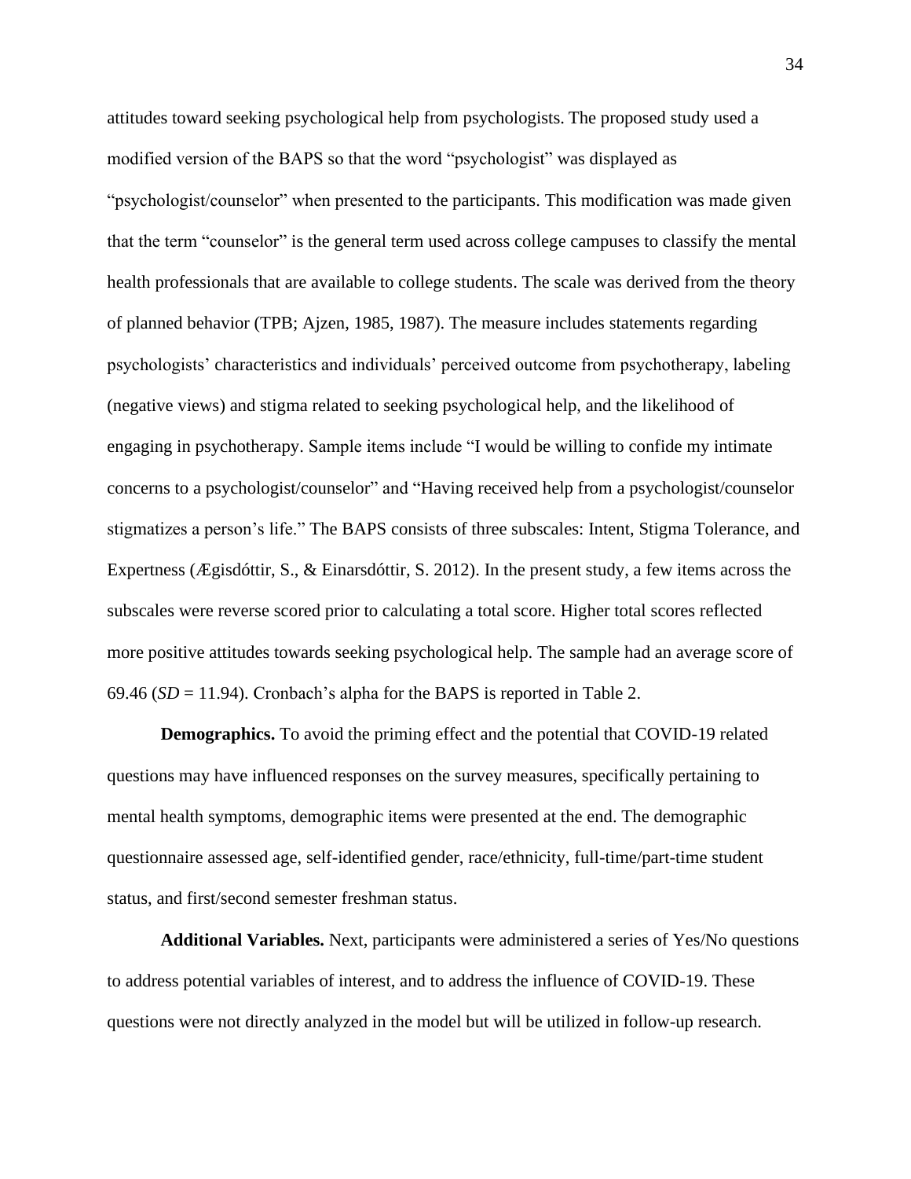attitudes toward seeking psychological help from psychologists. The proposed study used a modified version of the BAPS so that the word "psychologist" was displayed as "psychologist/counselor" when presented to the participants. This modification was made given that the term "counselor" is the general term used across college campuses to classify the mental health professionals that are available to college students. The scale was derived from the theory of planned behavior (TPB; Ajzen, 1985, 1987). The measure includes statements regarding psychologists' characteristics and individuals' perceived outcome from psychotherapy, labeling (negative views) and stigma related to seeking psychological help, and the likelihood of engaging in psychotherapy. Sample items include "I would be willing to confide my intimate concerns to a psychologist/counselor" and "Having received help from a psychologist/counselor stigmatizes a person's life." The BAPS consists of three subscales: Intent, Stigma Tolerance, and Expertness (Ægisdóttir, S., & Einarsdóttir, S. 2012). In the present study, a few items across the subscales were reverse scored prior to calculating a total score. Higher total scores reflected more positive attitudes towards seeking psychological help. The sample had an average score of 69.46 (*SD* = 11.94). Cronbach's alpha for the BAPS is reported in Table 2.

**Demographics.** To avoid the priming effect and the potential that COVID-19 related questions may have influenced responses on the survey measures, specifically pertaining to mental health symptoms, demographic items were presented at the end. The demographic questionnaire assessed age, self-identified gender, race/ethnicity, full-time/part-time student status, and first/second semester freshman status.

**Additional Variables.** Next, participants were administered a series of Yes/No questions to address potential variables of interest, and to address the influence of COVID-19. These questions were not directly analyzed in the model but will be utilized in follow-up research.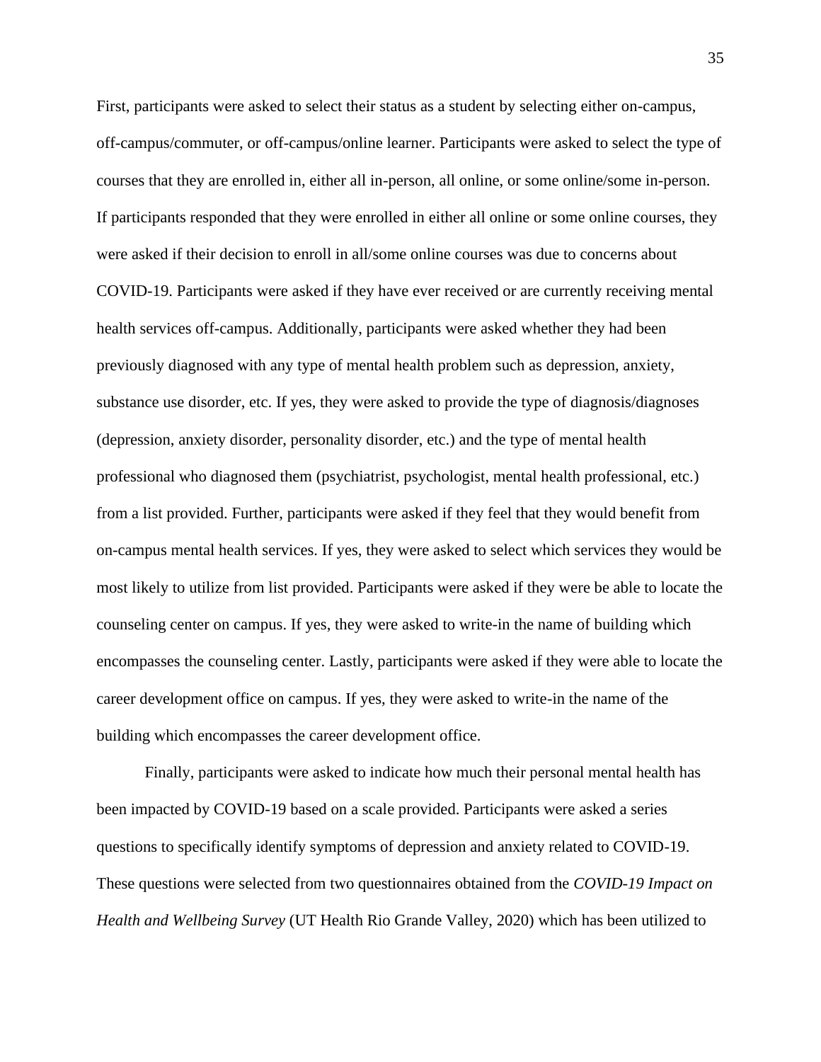First, participants were asked to select their status as a student by selecting either on-campus, off-campus/commuter, or off-campus/online learner. Participants were asked to select the type of courses that they are enrolled in, either all in-person, all online, or some online/some in-person. If participants responded that they were enrolled in either all online or some online courses, they were asked if their decision to enroll in all/some online courses was due to concerns about COVID-19. Participants were asked if they have ever received or are currently receiving mental health services off-campus. Additionally, participants were asked whether they had been previously diagnosed with any type of mental health problem such as depression, anxiety, substance use disorder, etc. If yes, they were asked to provide the type of diagnosis/diagnoses (depression, anxiety disorder, personality disorder, etc.) and the type of mental health professional who diagnosed them (psychiatrist, psychologist, mental health professional, etc.) from a list provided. Further, participants were asked if they feel that they would benefit from on-campus mental health services. If yes, they were asked to select which services they would be most likely to utilize from list provided. Participants were asked if they were be able to locate the counseling center on campus. If yes, they were asked to write-in the name of building which encompasses the counseling center. Lastly, participants were asked if they were able to locate the career development office on campus. If yes, they were asked to write-in the name of the building which encompasses the career development office.

Finally, participants were asked to indicate how much their personal mental health has been impacted by COVID-19 based on a scale provided. Participants were asked a series questions to specifically identify symptoms of depression and anxiety related to COVID-19. These questions were selected from two questionnaires obtained from the *COVID-19 Impact on Health and Wellbeing Survey* (UT Health Rio Grande Valley, 2020) which has been utilized to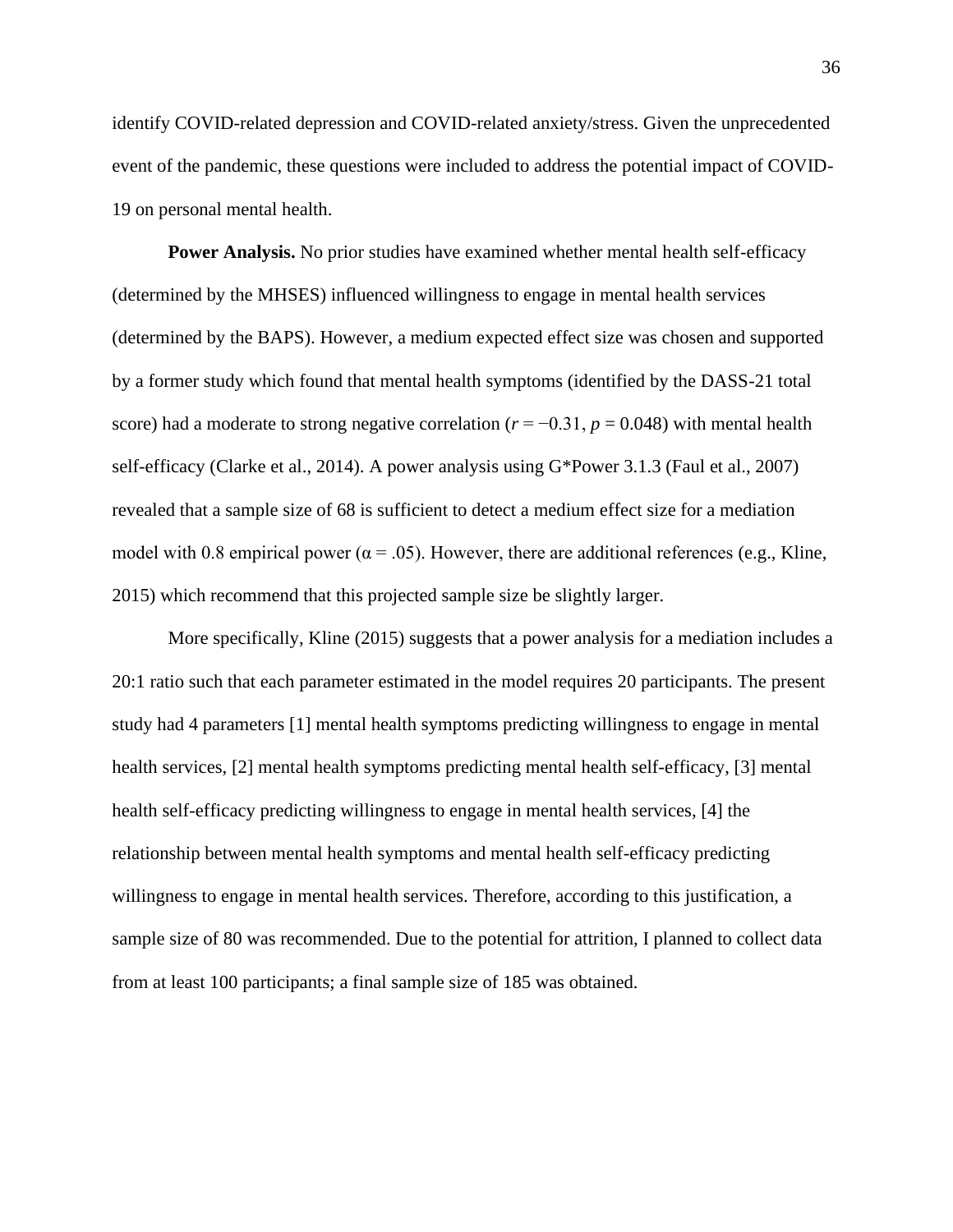identify COVID-related depression and COVID-related anxiety/stress. Given the unprecedented event of the pandemic, these questions were included to address the potential impact of COVID-19 on personal mental health.

**Power Analysis.** No prior studies have examined whether mental health self-efficacy (determined by the MHSES) influenced willingness to engage in mental health services (determined by the BAPS). However, a medium expected effect size was chosen and supported by a former study which found that mental health symptoms (identified by the DASS-21 total score) had a moderate to strong negative correlation ($r = -0.31$, $p = 0.048$) with mental health self-efficacy (Clarke et al., 2014). A power analysis using G*Power 3.1.3 (Faul et al., 2007) revealed that a sample size of 68 is sufficient to detect a medium effect size for a mediation model with 0.8 empirical power ($\alpha = .05$). However, there are additional references (e.g., Kline, 2015) which recommend that this projected sample size be slightly larger.

More specifically, Kline (2015) suggests that a power analysis for a mediation includes a 20:1 ratio such that each parameter estimated in the model requires 20 participants. The present study had 4 parameters [1] mental health symptoms predicting willingness to engage in mental health services, [2] mental health symptoms predicting mental health self-efficacy, [3] mental health self-efficacy predicting willingness to engage in mental health services, [4] the relationship between mental health symptoms and mental health self-efficacy predicting willingness to engage in mental health services. Therefore, according to this justification, a sample size of 80 was recommended. Due to the potential for attrition, I planned to collect data from at least 100 participants; a final sample size of 185 was obtained.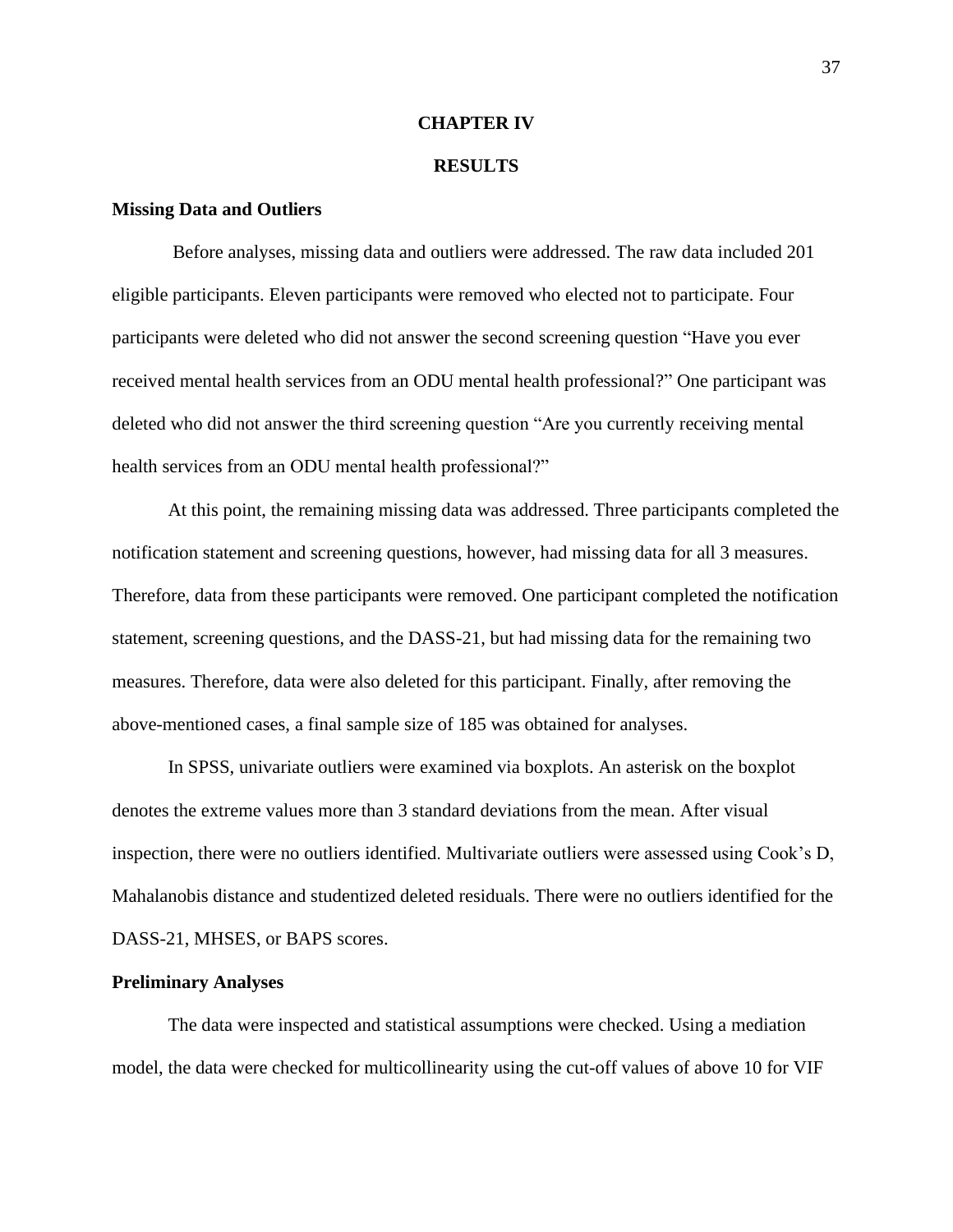# CHAPTER IV

# RESULTS

## Missing Data and Outliers

Before analyses, missing data and outliers were addressed. The raw data included 201 eligible participants. Eleven participants were removed who elected not to participate. Four participants were deleted who did not answer the second screening question "Have you ever received mental health services from an ODU mental health professional?" One participant was deleted who did not answer the third screening question "Are you currently receiving mental health services from an ODU mental health professional?"

At this point, the remaining missing data was addressed. Three participants completed the notification statement and screening questions, however, had missing data for all 3 measures. Therefore, data from these participants were removed. One participant completed the notification statement, screening questions, and the DASS-21, but had missing data for the remaining two measures. Therefore, data were also deleted for this participant. Finally, after removing the above-mentioned cases, a final sample size of 185 was obtained for analyses.

In SPSS, univariate outliers were examined via boxplots. An asterisk on the boxplot denotes the extreme values more than 3 standard deviations from the mean. After visual inspection, there were no outliers identified. Multivariate outliers were assessed using Cook's D, Mahalanobis distance and studentized deleted residuals. There were no outliers identified for the DASS-21, MHSES, or BAPS scores.

## Preliminary Analyses

The data were inspected and statistical assumptions were checked. Using a mediation model, the data were checked for multicollinearity using the cut-off values of above 10 for VIF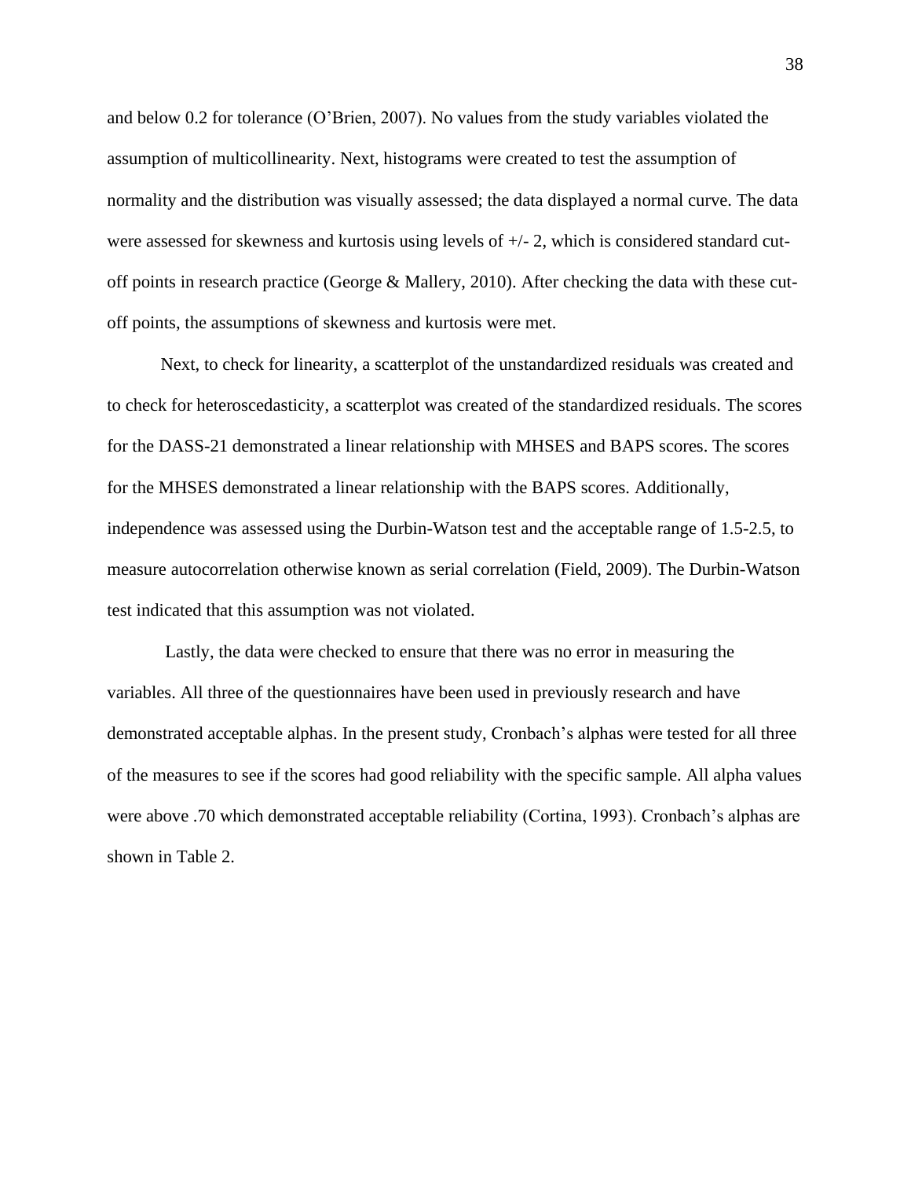and below 0.2 for tolerance (O'Brien, 2007). No values from the study variables violated the assumption of multicollinearity. Next, histograms were created to test the assumption of normality and the distribution was visually assessed; the data displayed a normal curve. The data were assessed for skewness and kurtosis using levels of +/- 2, which is considered standard cut-off points in research practice (George & Mallery, 2010). After checking the data with these cut-off points, the assumptions of skewness and kurtosis were met.

Next, to check for linearity, a scatterplot of the unstandardized residuals was created and to check for heteroscedasticity, a scatterplot was created of the standardized residuals. The scores for the DASS-21 demonstrated a linear relationship with MHSES and BAPS scores. The scores for the MHSES demonstrated a linear relationship with the BAPS scores. Additionally, independence was assessed using the Durbin-Watson test and the acceptable range of 1.5-2.5, to measure autocorrelation otherwise known as serial correlation (Field, 2009). The Durbin-Watson test indicated that this assumption was not violated.

Lastly, the data were checked to ensure that there was no error in measuring the variables. All three of the questionnaires have been used in previously research and have demonstrated acceptable alphas. In the present study, Cronbach's alphas were tested for all three of the measures to see if the scores had good reliability with the specific sample. All alpha values were above .70 which demonstrated acceptable reliability (Cortina, 1993). Cronbach's alphas are shown in Table 2.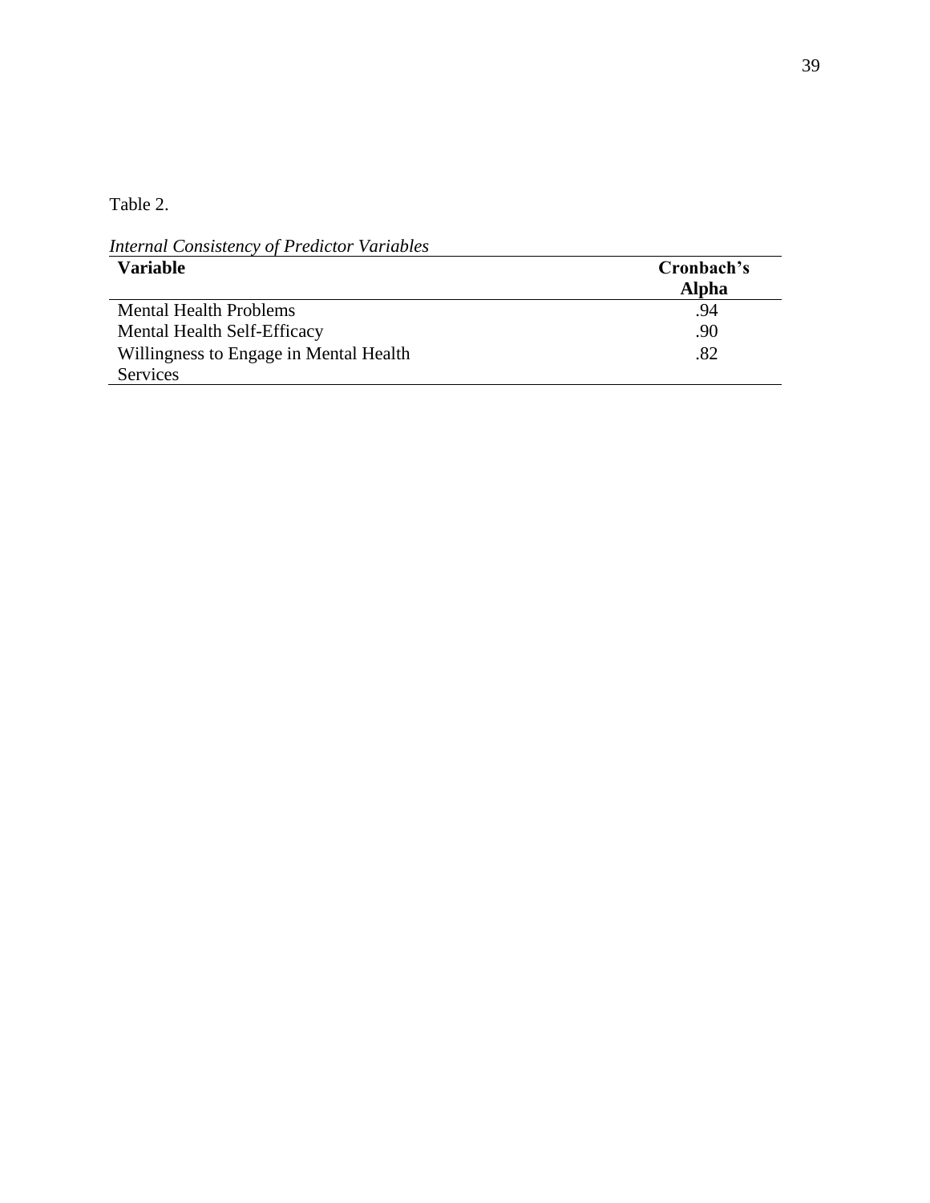Table 2.

*Internal Consistency of Predictor Variables*

| **Variable** | **Cronbach's Alpha** |
|---|---|
| Mental Health Problems | .94 |
| Mental Health Self-Efficacy | .90 |
| Willingness to Engage in Mental Health Services | .82 |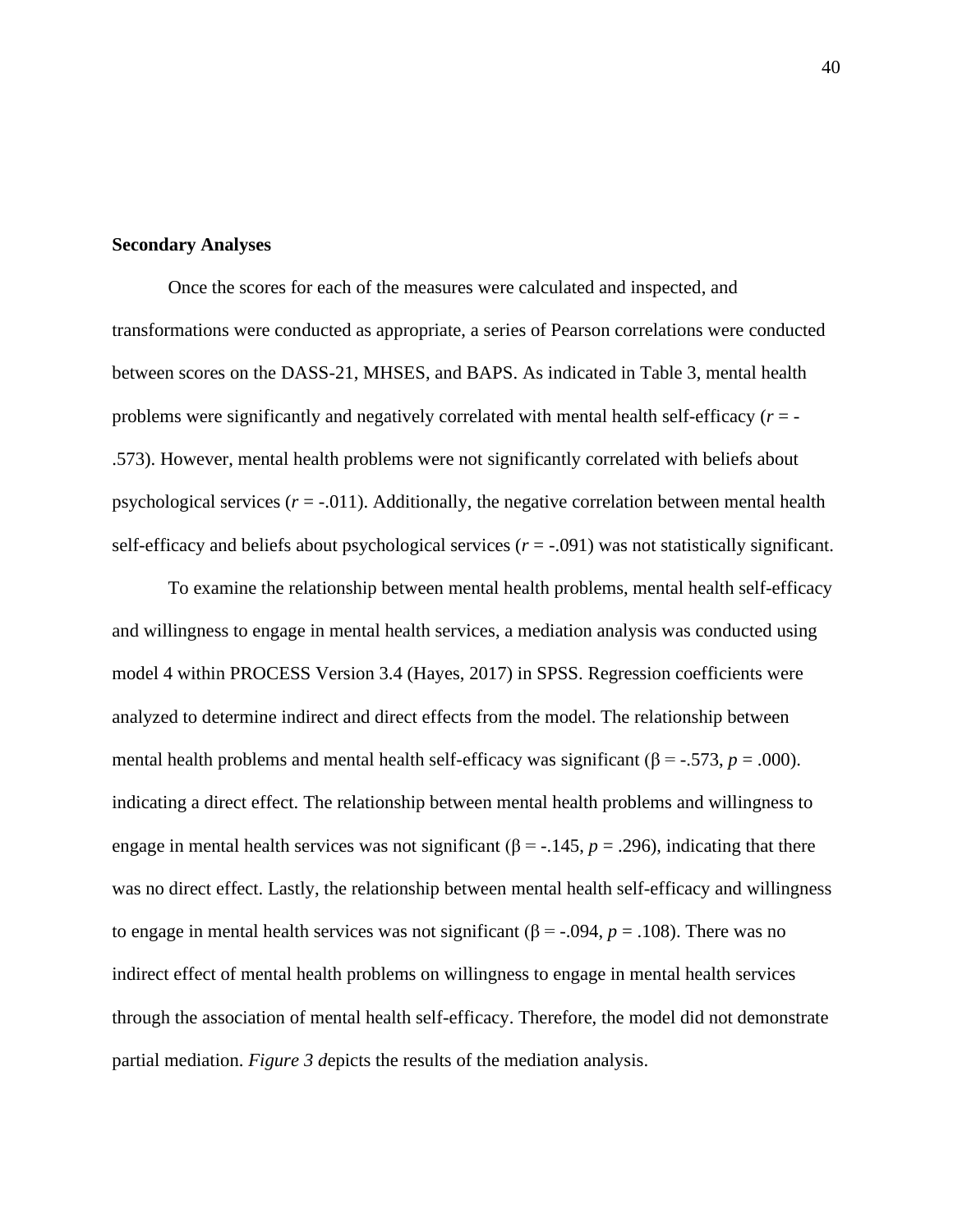**Secondary Analyses**

Once the scores for each of the measures were calculated and inspected, and transformations were conducted as appropriate, a series of Pearson correlations were conducted between scores on the DASS-21, MHSES, and BAPS. As indicated in Table 3, mental health problems were significantly and negatively correlated with mental health self-efficacy ($r$ = -.573). However, mental health problems were not significantly correlated with beliefs about psychological services ($r$ = -.011). Additionally, the negative correlation between mental health self-efficacy and beliefs about psychological services ($r$ = -.091) was not statistically significant.

To examine the relationship between mental health problems, mental health self-efficacy and willingness to engage in mental health services, a mediation analysis was conducted using model 4 within PROCESS Version 3.4 (Hayes, 2017) in SPSS. Regression coefficients were analyzed to determine indirect and direct effects from the model. The relationship between mental health problems and mental health self-efficacy was significant (β = -.573, $p$ = .000). indicating a direct effect. The relationship between mental health problems and willingness to engage in mental health services was not significant (β = -.145, $p$ = .296), indicating that there was no direct effect. Lastly, the relationship between mental health self-efficacy and willingness to engage in mental health services was not significant (β = -.094, $p$ = .108). There was no indirect effect of mental health problems on willingness to engage in mental health services through the association of mental health self-efficacy. Therefore, the model did not demonstrate partial mediation. *Figure 3 d*epicts the results of the mediation analysis.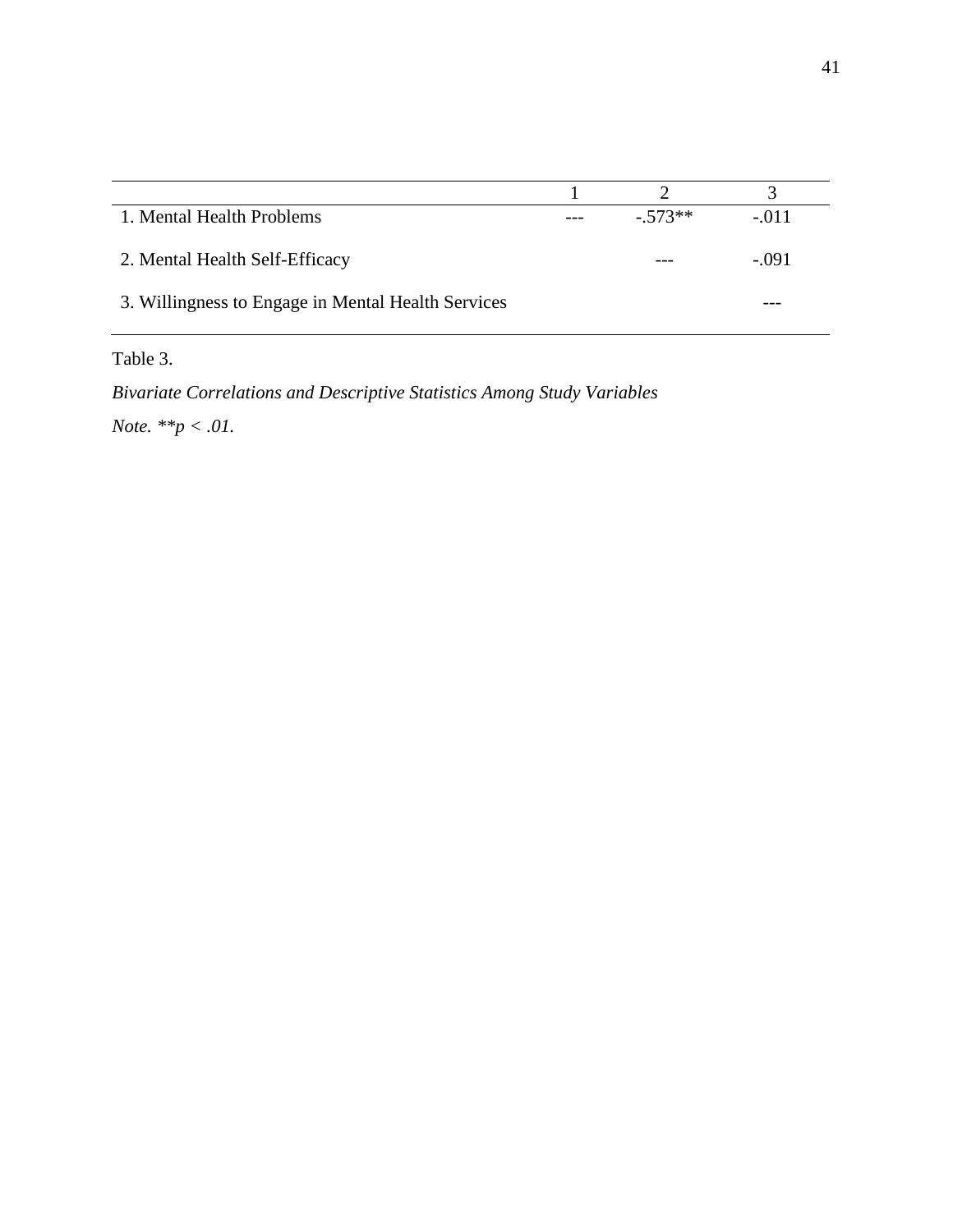| | 1 | 2 | 3 |
|---|---|---|---|
| 1. Mental Health Problems | --- | -.573** | -.011 |
| 2. Mental Health Self-Efficacy | | --- | -.091 |
| 3. Willingness to Engage in Mental Health Services | | | --- |

Table 3.

*Bivariate Correlations and Descriptive Statistics Among Study Variables*

*Note.* **$p < .01$.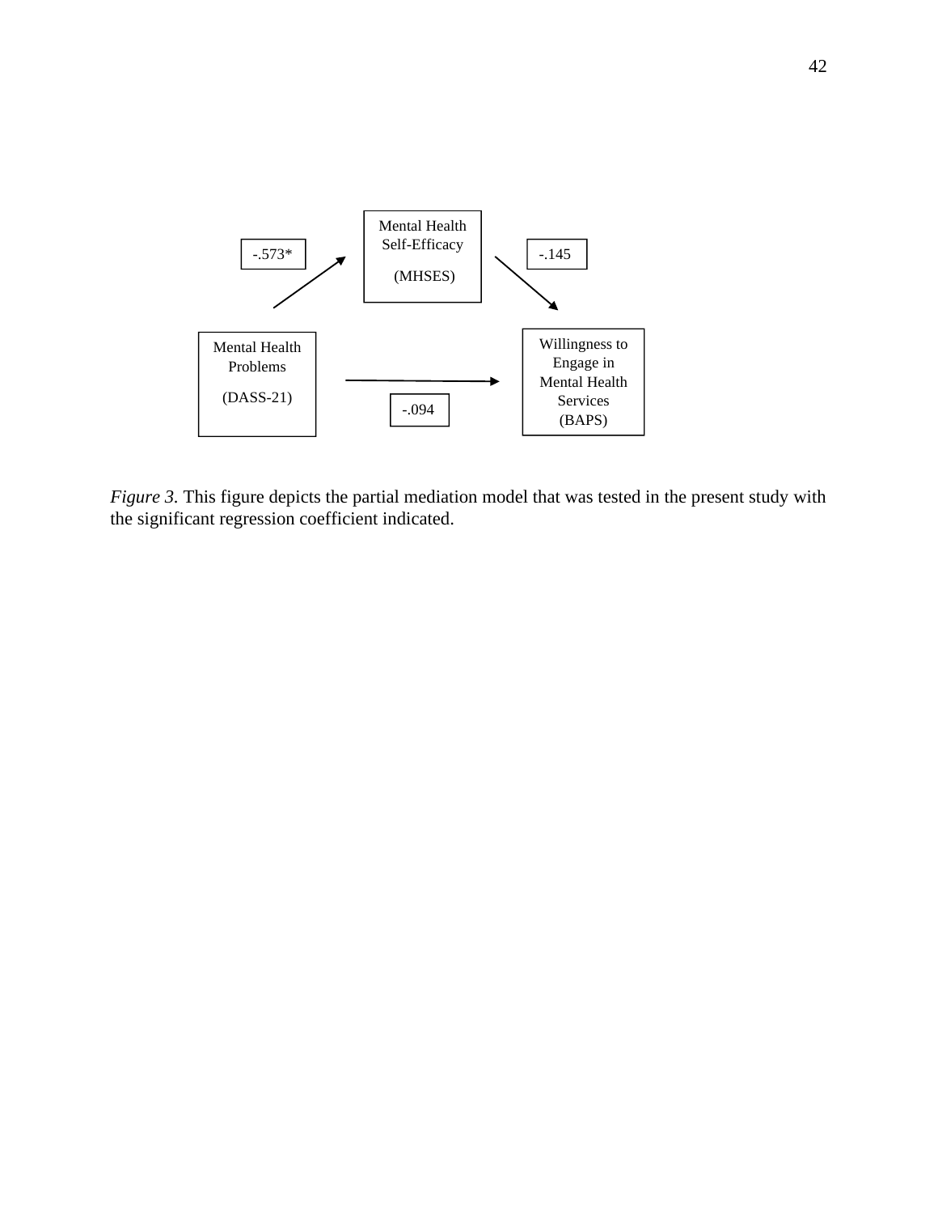Mental Health Self-Efficacy (MHSES)

-.573*

-.145

Mental Health Problems (DASS-21)

Willingness to Engage in Mental Health Services (BAPS)

-.094

*Figure 3.* This figure depicts the partial mediation model that was tested in the present study with the significant regression coefficient indicated.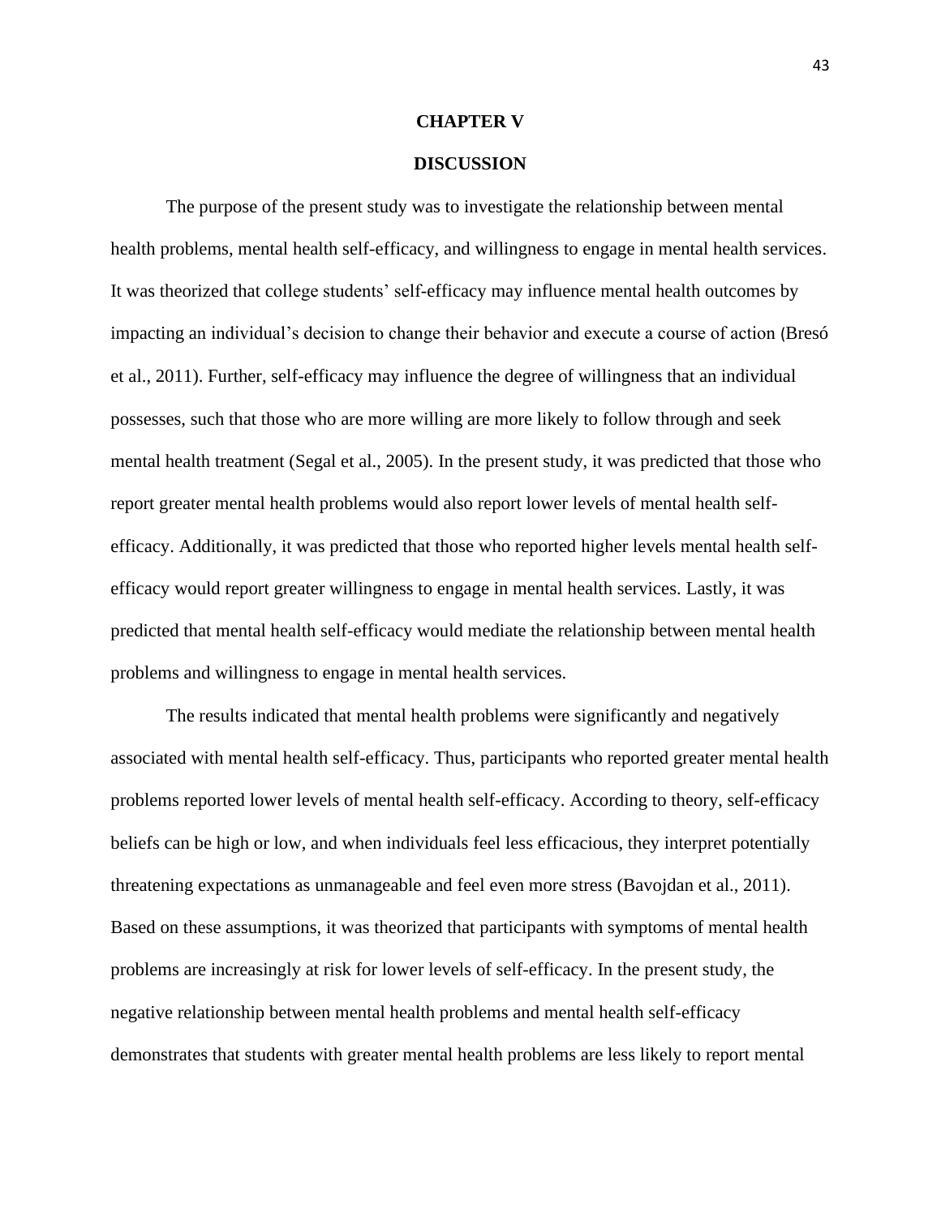# CHAPTER V

# DISCUSSION

The purpose of the present study was to investigate the relationship between mental health problems, mental health self-efficacy, and willingness to engage in mental health services. It was theorized that college students' self-efficacy may influence mental health outcomes by impacting an individual's decision to change their behavior and execute a course of action (Bresó et al., 2011). Further, self-efficacy may influence the degree of willingness that an individual possesses, such that those who are more willing are more likely to follow through and seek mental health treatment (Segal et al., 2005). In the present study, it was predicted that those who report greater mental health problems would also report lower levels of mental health self-efficacy. Additionally, it was predicted that those who reported higher levels mental health self-efficacy would report greater willingness to engage in mental health services. Lastly, it was predicted that mental health self-efficacy would mediate the relationship between mental health problems and willingness to engage in mental health services.

The results indicated that mental health problems were significantly and negatively associated with mental health self-efficacy. Thus, participants who reported greater mental health problems reported lower levels of mental health self-efficacy. According to theory, self-efficacy beliefs can be high or low, and when individuals feel less efficacious, they interpret potentially threatening expectations as unmanageable and feel even more stress (Bavojdan et al., 2011). Based on these assumptions, it was theorized that participants with symptoms of mental health problems are increasingly at risk for lower levels of self-efficacy. In the present study, the negative relationship between mental health problems and mental health self-efficacy demonstrates that students with greater mental health problems are less likely to report mental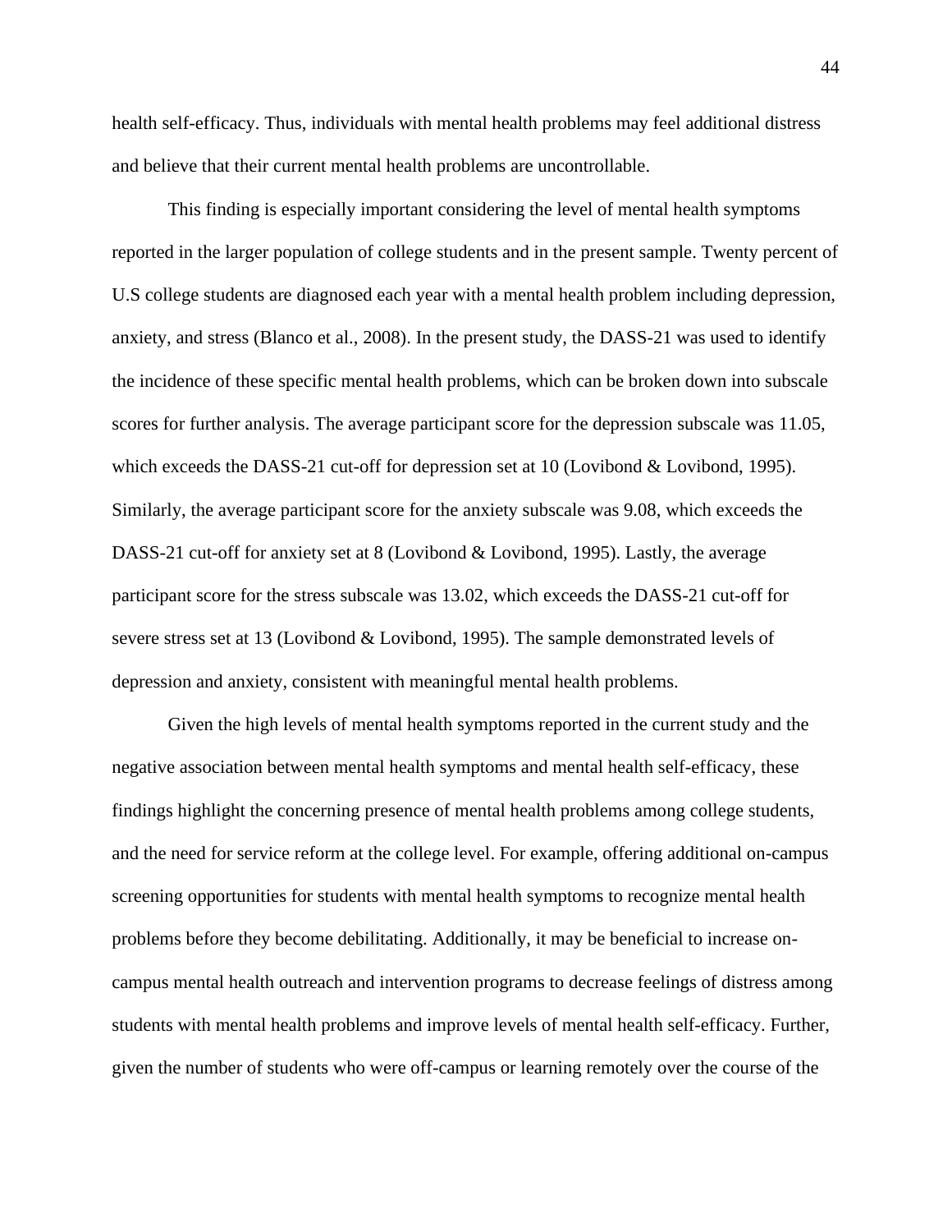health self-efficacy. Thus, individuals with mental health problems may feel additional distress and believe that their current mental health problems are uncontrollable.

This finding is especially important considering the level of mental health symptoms reported in the larger population of college students and in the present sample. Twenty percent of U.S college students are diagnosed each year with a mental health problem including depression, anxiety, and stress (Blanco et al., 2008). In the present study, the DASS-21 was used to identify the incidence of these specific mental health problems, which can be broken down into subscale scores for further analysis. The average participant score for the depression subscale was 11.05, which exceeds the DASS-21 cut-off for depression set at 10 (Lovibond & Lovibond, 1995). Similarly, the average participant score for the anxiety subscale was 9.08, which exceeds the DASS-21 cut-off for anxiety set at 8 (Lovibond & Lovibond, 1995). Lastly, the average participant score for the stress subscale was 13.02, which exceeds the DASS-21 cut-off for severe stress set at 13 (Lovibond & Lovibond, 1995). The sample demonstrated levels of depression and anxiety, consistent with meaningful mental health problems.

Given the high levels of mental health symptoms reported in the current study and the negative association between mental health symptoms and mental health self-efficacy, these findings highlight the concerning presence of mental health problems among college students, and the need for service reform at the college level. For example, offering additional on-campus screening opportunities for students with mental health symptoms to recognize mental health problems before they become debilitating. Additionally, it may be beneficial to increase on-campus mental health outreach and intervention programs to decrease feelings of distress among students with mental health problems and improve levels of mental health self-efficacy. Further, given the number of students who were off-campus or learning remotely over the course of the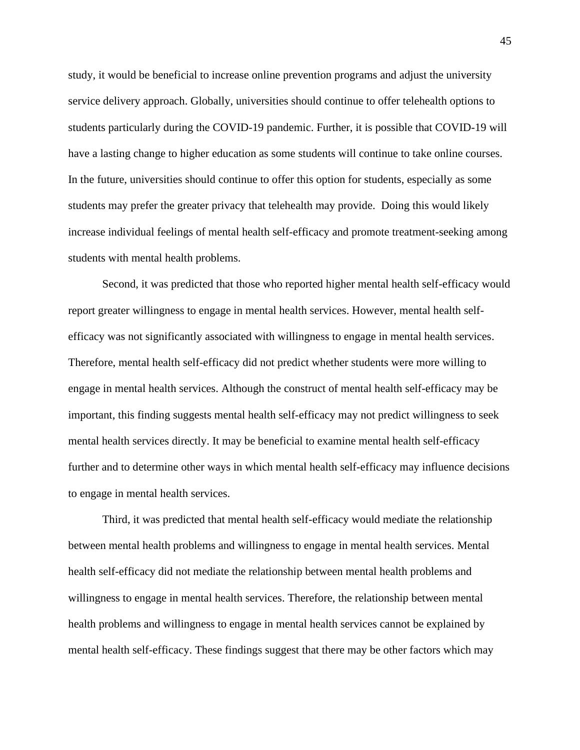study, it would be beneficial to increase online prevention programs and adjust the university service delivery approach. Globally, universities should continue to offer telehealth options to students particularly during the COVID-19 pandemic. Further, it is possible that COVID-19 will have a lasting change to higher education as some students will continue to take online courses. In the future, universities should continue to offer this option for students, especially as some students may prefer the greater privacy that telehealth may provide. Doing this would likely increase individual feelings of mental health self-efficacy and promote treatment-seeking among students with mental health problems.

Second, it was predicted that those who reported higher mental health self-efficacy would report greater willingness to engage in mental health services. However, mental health self-efficacy was not significantly associated with willingness to engage in mental health services. Therefore, mental health self-efficacy did not predict whether students were more willing to engage in mental health services. Although the construct of mental health self-efficacy may be important, this finding suggests mental health self-efficacy may not predict willingness to seek mental health services directly. It may be beneficial to examine mental health self-efficacy further and to determine other ways in which mental health self-efficacy may influence decisions to engage in mental health services.

Third, it was predicted that mental health self-efficacy would mediate the relationship between mental health problems and willingness to engage in mental health services. Mental health self-efficacy did not mediate the relationship between mental health problems and willingness to engage in mental health services. Therefore, the relationship between mental health problems and willingness to engage in mental health services cannot be explained by mental health self-efficacy. These findings suggest that there may be other factors which may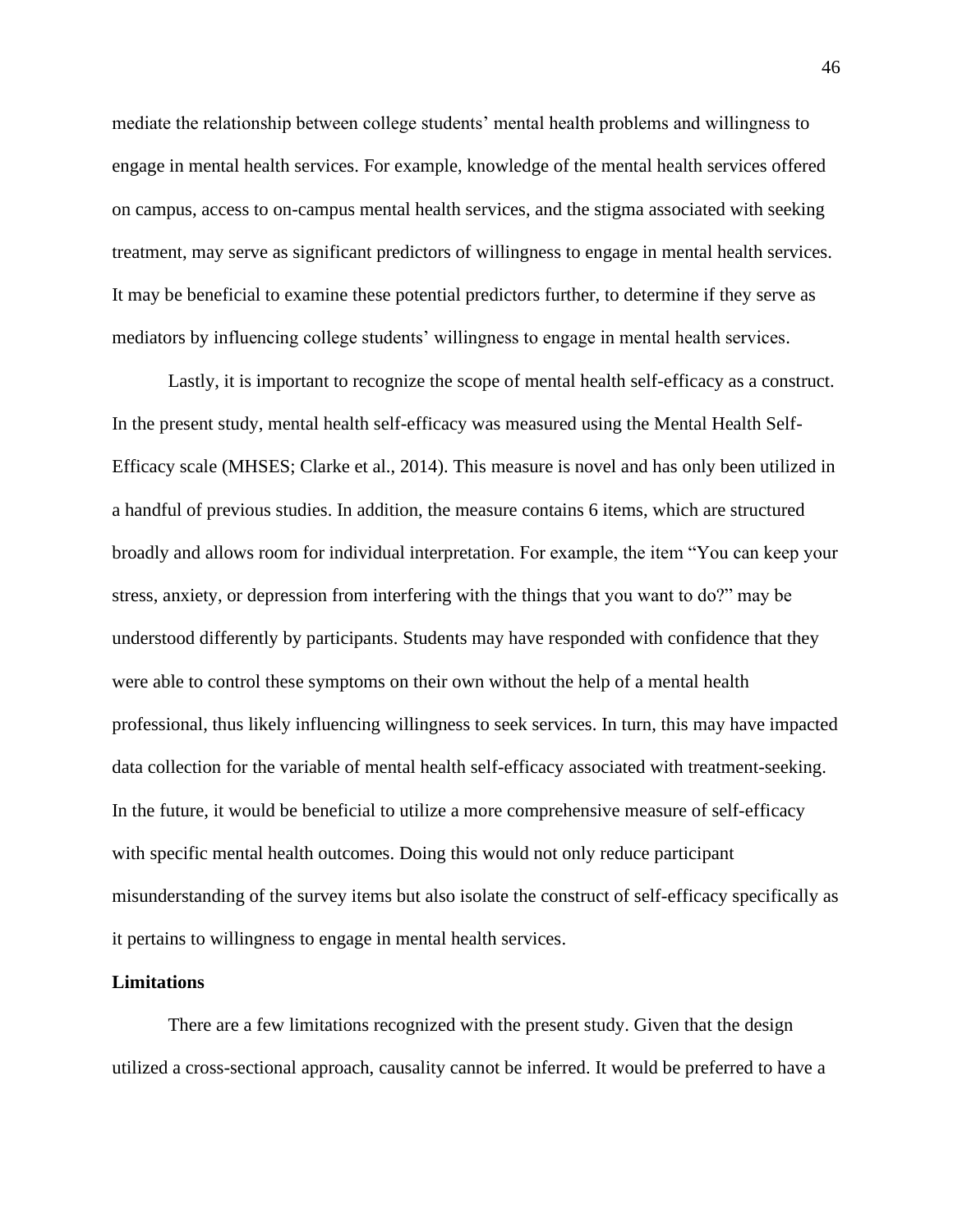mediate the relationship between college students' mental health problems and willingness to engage in mental health services. For example, knowledge of the mental health services offered on campus, access to on-campus mental health services, and the stigma associated with seeking treatment, may serve as significant predictors of willingness to engage in mental health services. It may be beneficial to examine these potential predictors further, to determine if they serve as mediators by influencing college students' willingness to engage in mental health services.

Lastly, it is important to recognize the scope of mental health self-efficacy as a construct. In the present study, mental health self-efficacy was measured using the Mental Health Self-Efficacy scale (MHSES; Clarke et al., 2014). This measure is novel and has only been utilized in a handful of previous studies. In addition, the measure contains 6 items, which are structured broadly and allows room for individual interpretation. For example, the item "You can keep your stress, anxiety, or depression from interfering with the things that you want to do?" may be understood differently by participants. Students may have responded with confidence that they were able to control these symptoms on their own without the help of a mental health professional, thus likely influencing willingness to seek services. In turn, this may have impacted data collection for the variable of mental health self-efficacy associated with treatment-seeking. In the future, it would be beneficial to utilize a more comprehensive measure of self-efficacy with specific mental health outcomes. Doing this would not only reduce participant misunderstanding of the survey items but also isolate the construct of self-efficacy specifically as it pertains to willingness to engage in mental health services.

## Limitations

There are a few limitations recognized with the present study. Given that the design utilized a cross-sectional approach, causality cannot be inferred. It would be preferred to have a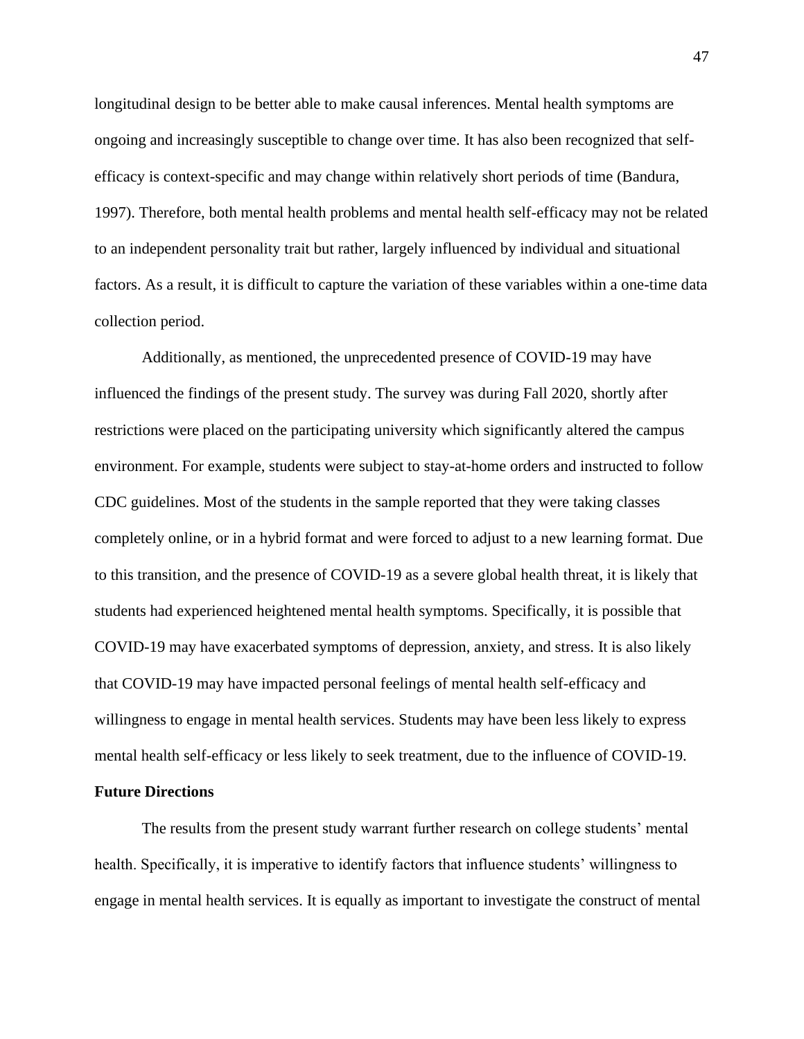longitudinal design to be better able to make causal inferences. Mental health symptoms are ongoing and increasingly susceptible to change over time. It has also been recognized that self-efficacy is context-specific and may change within relatively short periods of time (Bandura, 1997). Therefore, both mental health problems and mental health self-efficacy may not be related to an independent personality trait but rather, largely influenced by individual and situational factors. As a result, it is difficult to capture the variation of these variables within a one-time data collection period.

Additionally, as mentioned, the unprecedented presence of COVID-19 may have influenced the findings of the present study. The survey was during Fall 2020, shortly after restrictions were placed on the participating university which significantly altered the campus environment. For example, students were subject to stay-at-home orders and instructed to follow CDC guidelines. Most of the students in the sample reported that they were taking classes completely online, or in a hybrid format and were forced to adjust to a new learning format. Due to this transition, and the presence of COVID-19 as a severe global health threat, it is likely that students had experienced heightened mental health symptoms. Specifically, it is possible that COVID-19 may have exacerbated symptoms of depression, anxiety, and stress. It is also likely that COVID-19 may have impacted personal feelings of mental health self-efficacy and willingness to engage in mental health services. Students may have been less likely to express mental health self-efficacy or less likely to seek treatment, due to the influence of COVID-19.

## Future Directions

The results from the present study warrant further research on college students' mental health. Specifically, it is imperative to identify factors that influence students' willingness to engage in mental health services. It is equally as important to investigate the construct of mental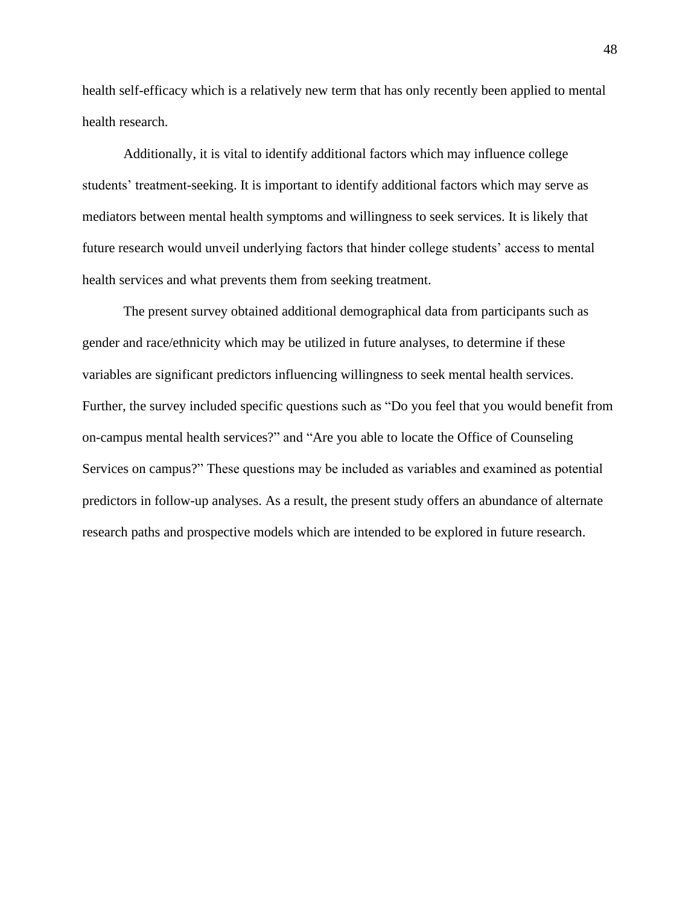health self-efficacy which is a relatively new term that has only recently been applied to mental health research.

Additionally, it is vital to identify additional factors which may influence college students' treatment-seeking. It is important to identify additional factors which may serve as mediators between mental health symptoms and willingness to seek services. It is likely that future research would unveil underlying factors that hinder college students' access to mental health services and what prevents them from seeking treatment.

The present survey obtained additional demographical data from participants such as gender and race/ethnicity which may be utilized in future analyses, to determine if these variables are significant predictors influencing willingness to seek mental health services. Further, the survey included specific questions such as "Do you feel that you would benefit from on-campus mental health services?" and "Are you able to locate the Office of Counseling Services on campus?" These questions may be included as variables and examined as potential predictors in follow-up analyses. As a result, the present study offers an abundance of alternate research paths and prospective models which are intended to be explored in future research.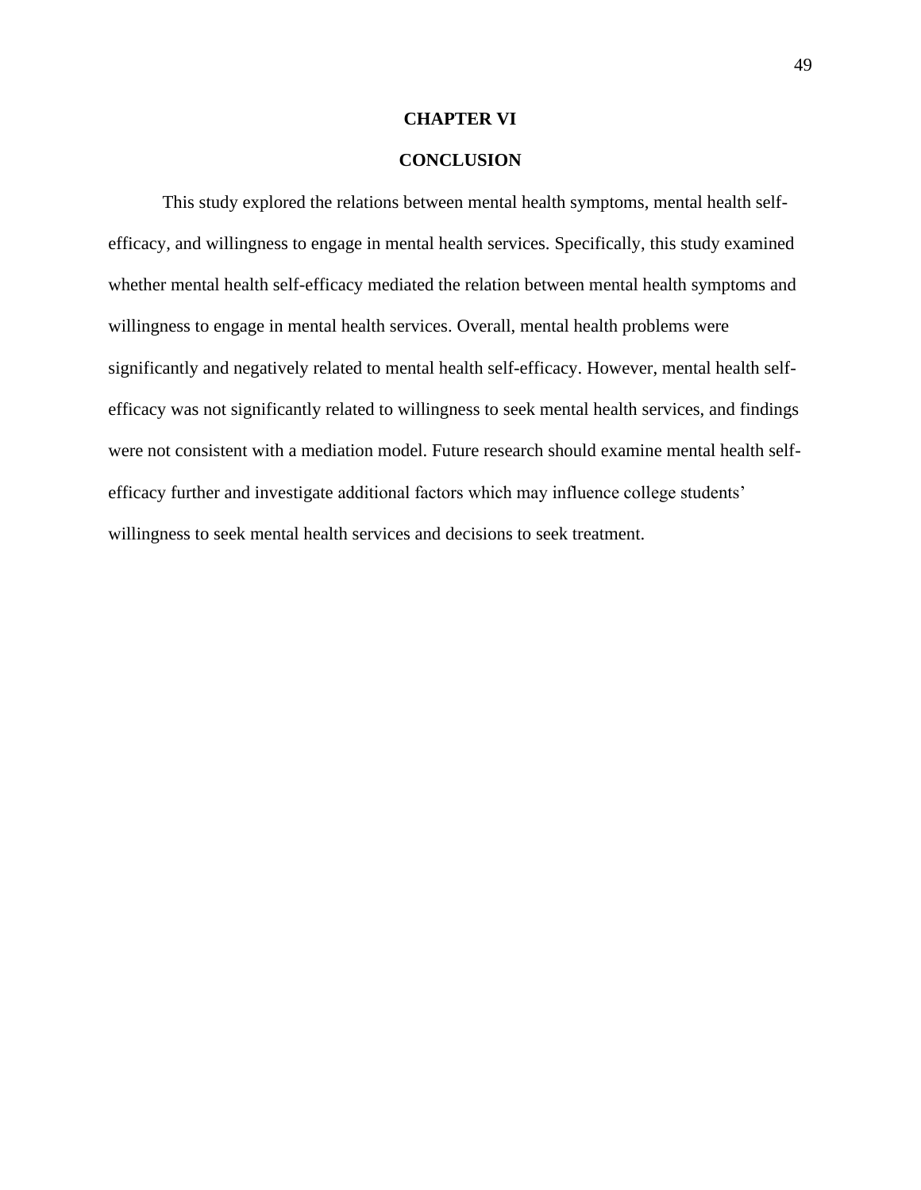# CHAPTER VI

# CONCLUSION

This study explored the relations between mental health symptoms, mental health self-efficacy, and willingness to engage in mental health services. Specifically, this study examined whether mental health self-efficacy mediated the relation between mental health symptoms and willingness to engage in mental health services. Overall, mental health problems were significantly and negatively related to mental health self-efficacy. However, mental health self-efficacy was not significantly related to willingness to seek mental health services, and findings were not consistent with a mediation model. Future research should examine mental health self-efficacy further and investigate additional factors which may influence college students' willingness to seek mental health services and decisions to seek treatment.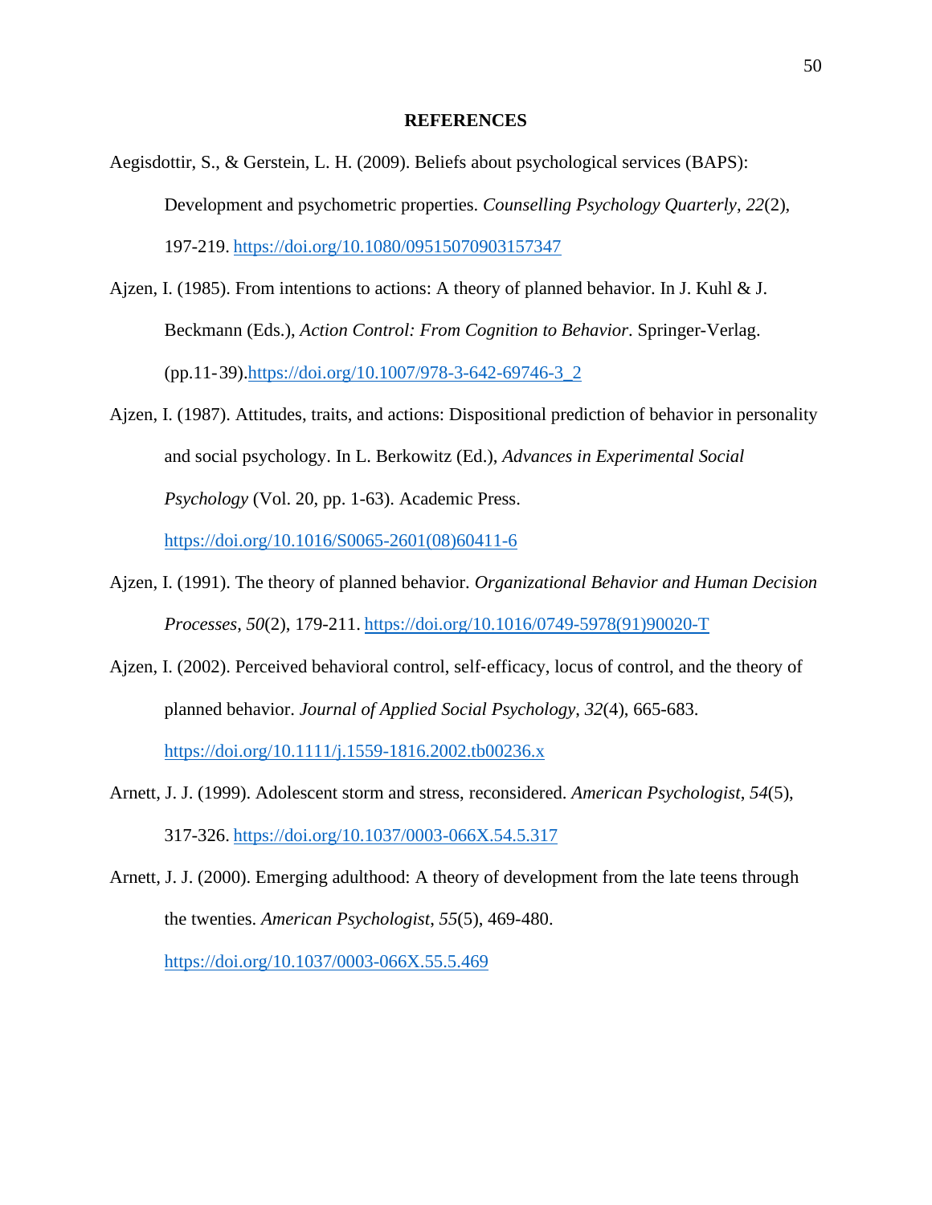# REFERENCES

Aegisdottir, S., & Gerstein, L. H. (2009). Beliefs about psychological services (BAPS): Development and psychometric properties. *Counselling Psychology Quarterly*, *22*(2), 197-219. https://doi.org/10.1080/09515070903157347

Ajzen, I. (1985). From intentions to actions: A theory of planned behavior. In J. Kuhl & J. Beckmann (Eds.), *Action Control: From Cognition to Behavior*. Springer-Verlag. (pp.11-39).https://doi.org/10.1007/978-3-642-69746-3_2

Ajzen, I. (1987). Attitudes, traits, and actions: Dispositional prediction of behavior in personality and social psychology. In L. Berkowitz (Ed.), *Advances in Experimental Social Psychology* (Vol. 20, pp. 1-63). Academic Press. https://doi.org/10.1016/S0065-2601(08)60411-6

Ajzen, I. (1991). The theory of planned behavior. *Organizational Behavior and Human Decision Processes*, *50*(2), 179-211. https://doi.org/10.1016/0749-5978(91)90020-T

Ajzen, I. (2002). Perceived behavioral control, self-efficacy, locus of control, and the theory of planned behavior. *Journal of Applied Social Psychology*, *32*(4), 665-683. https://doi.org/10.1111/j.1559-1816.2002.tb00236.x

Arnett, J. J. (1999). Adolescent storm and stress, reconsidered. *American Psychologist*, *54*(5), 317-326. https://doi.org/10.1037/0003-066X.54.5.317

Arnett, J. J. (2000). Emerging adulthood: A theory of development from the late teens through the twenties. *American Psychologist*, *55*(5), 469-480. https://doi.org/10.1037/0003-066X.55.5.469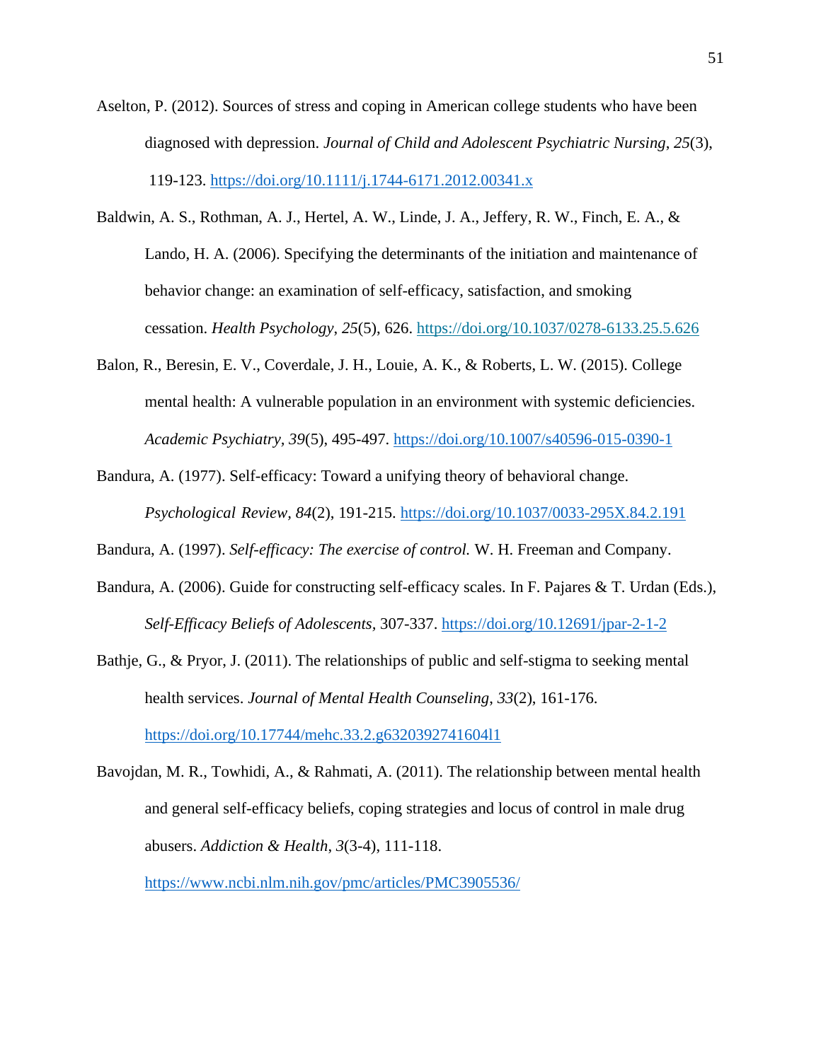Aselton, P. (2012). Sources of stress and coping in American college students who have been diagnosed with depression. *Journal of Child and Adolescent Psychiatric Nursing*, *25*(3), 119-123. https://doi.org/10.1111/j.1744-6171.2012.00341.x

Baldwin, A. S., Rothman, A. J., Hertel, A. W., Linde, J. A., Jeffery, R. W., Finch, E. A., & Lando, H. A. (2006). Specifying the determinants of the initiation and maintenance of behavior change: an examination of self-efficacy, satisfaction, and smoking cessation. *Health Psychology*, *25*(5), 626. https://doi.org/10.1037/0278-6133.25.5.626

Balon, R., Beresin, E. V., Coverdale, J. H., Louie, A. K., & Roberts, L. W. (2015). College mental health: A vulnerable population in an environment with systemic deficiencies. *Academic Psychiatry*, *39*(5), 495-497. https://doi.org/10.1007/s40596-015-0390-1

Bandura, A. (1977). Self-efficacy: Toward a unifying theory of behavioral change. *Psychological Review*, *84*(2), 191-215. https://doi.org/10.1037/0033-295X.84.2.191

Bandura, A. (1997). *Self-efficacy: The exercise of control.* W. H. Freeman and Company.

Bandura, A. (2006). Guide for constructing self-efficacy scales. In F. Pajares & T. Urdan (Eds.), *Self-Efficacy Beliefs of Adolescents*, 307-337. https://doi.org/10.12691/jpar-2-1-2

Bathje, G., & Pryor, J. (2011). The relationships of public and self-stigma to seeking mental health services. *Journal of Mental Health Counseling*, *33*(2), 161-176. https://doi.org/10.17744/mehc.33.2.g6320392741604l1

Bavojdan, M. R., Towhidi, A., & Rahmati, A. (2011). The relationship between mental health and general self-efficacy beliefs, coping strategies and locus of control in male drug abusers. *Addiction & Health*, *3*(3-4), 111-118. https://www.ncbi.nlm.nih.gov/pmc/articles/PMC3905536/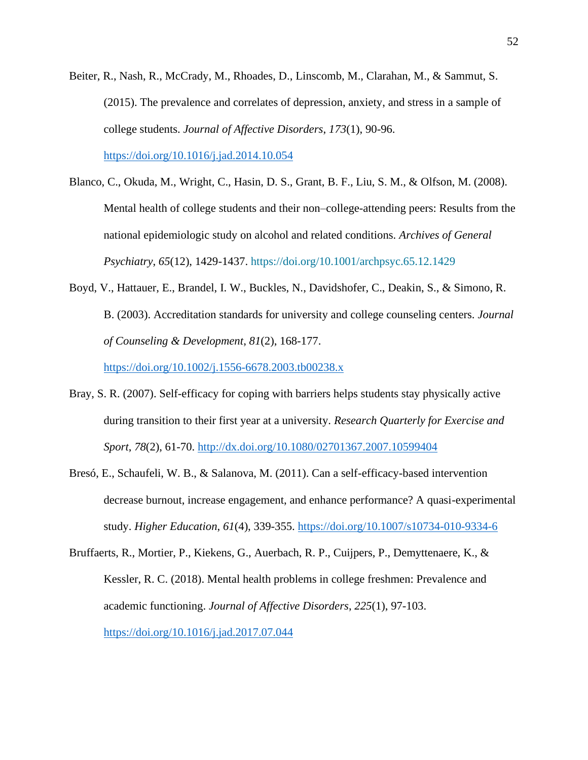Beiter, R., Nash, R., McCrady, M., Rhoades, D., Linscomb, M., Clarahan, M., & Sammut, S. (2015). The prevalence and correlates of depression, anxiety, and stress in a sample of college students. *Journal of Affective Disorders*, *173*(1), 90-96. https://doi.org/10.1016/j.jad.2014.10.054

Blanco, C., Okuda, M., Wright, C., Hasin, D. S., Grant, B. F., Liu, S. M., & Olfson, M. (2008). Mental health of college students and their non–college-attending peers: Results from the national epidemiologic study on alcohol and related conditions. *Archives of General Psychiatry*, *65*(12), 1429-1437. https://doi.org/10.1001/archpsyc.65.12.1429

Boyd, V., Hattauer, E., Brandel, I. W., Buckles, N., Davidshofer, C., Deakin, S., & Simono, R. B. (2003). Accreditation standards for university and college counseling centers. *Journal of Counseling & Development*, *81*(2), 168-177. https://doi.org/10.1002/j.1556-6678.2003.tb00238.x

Bray, S. R. (2007). Self-efficacy for coping with barriers helps students stay physically active during transition to their first year at a university. *Research Quarterly for Exercise and Sport*, *78*(2), 61-70. http://dx.doi.org/10.1080/02701367.2007.10599404

Bresó, E., Schaufeli, W. B., & Salanova, M. (2011). Can a self-efficacy-based intervention decrease burnout, increase engagement, and enhance performance? A quasi-experimental study. *Higher Education*, *61*(4), 339-355. https://doi.org/10.1007/s10734-010-9334-6

Bruffaerts, R., Mortier, P., Kiekens, G., Auerbach, R. P., Cuijpers, P., Demyttenaere, K., & Kessler, R. C. (2018). Mental health problems in college freshmen: Prevalence and academic functioning. *Journal of Affective Disorders*, *225*(1), 97-103. https://doi.org/10.1016/j.jad.2017.07.044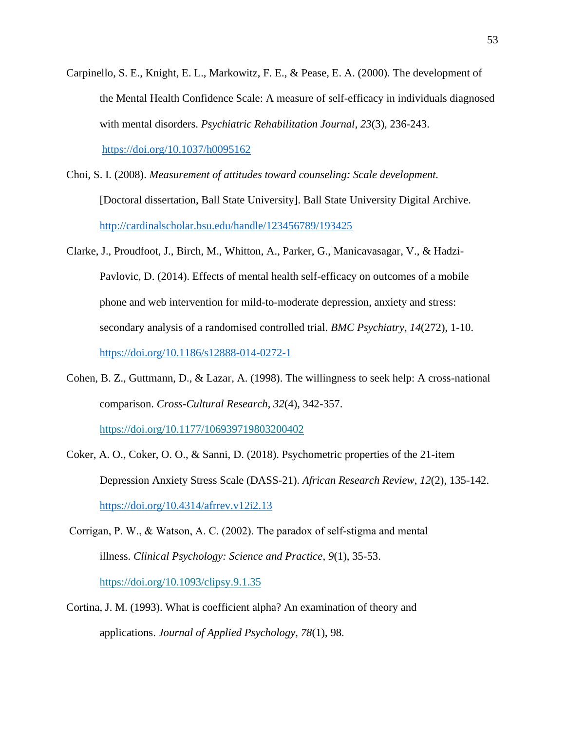Carpinello, S. E., Knight, E. L., Markowitz, F. E., & Pease, E. A. (2000). The development of the Mental Health Confidence Scale: A measure of self-efficacy in individuals diagnosed with mental disorders. *Psychiatric Rehabilitation Journal*, *23*(3), 236-243. https://doi.org/10.1037/h0095162

Choi, S. I. (2008). *Measurement of attitudes toward counseling: Scale development.* [Doctoral dissertation, Ball State University]. Ball State University Digital Archive. http://cardinalscholar.bsu.edu/handle/123456789/193425

Clarke, J., Proudfoot, J., Birch, M., Whitton, A., Parker, G., Manicavasagar, V., & Hadzi-Pavlovic, D. (2014). Effects of mental health self-efficacy on outcomes of a mobile phone and web intervention for mild-to-moderate depression, anxiety and stress: secondary analysis of a randomised controlled trial. *BMC Psychiatry*, *14*(272), 1-10. https://doi.org/10.1186/s12888-014-0272-1

Cohen, B. Z., Guttmann, D., & Lazar, A. (1998). The willingness to seek help: A cross-national comparison. *Cross-Cultural Research*, *32*(4), 342-357. https://doi.org/10.1177/106939719803200402

Coker, A. O., Coker, O. O., & Sanni, D. (2018). Psychometric properties of the 21-item Depression Anxiety Stress Scale (DASS-21). *African Research Review*, *12*(2), 135-142. https://doi.org/10.4314/afrrev.v12i2.13

Corrigan, P. W., & Watson, A. C. (2002). The paradox of self-stigma and mental illness. *Clinical Psychology: Science and Practice*, *9*(1), 35-53. https://doi.org/10.1093/clipsy.9.1.35

Cortina, J. M. (1993). What is coefficient alpha? An examination of theory and applications. *Journal of Applied Psychology*, *78*(1), 98.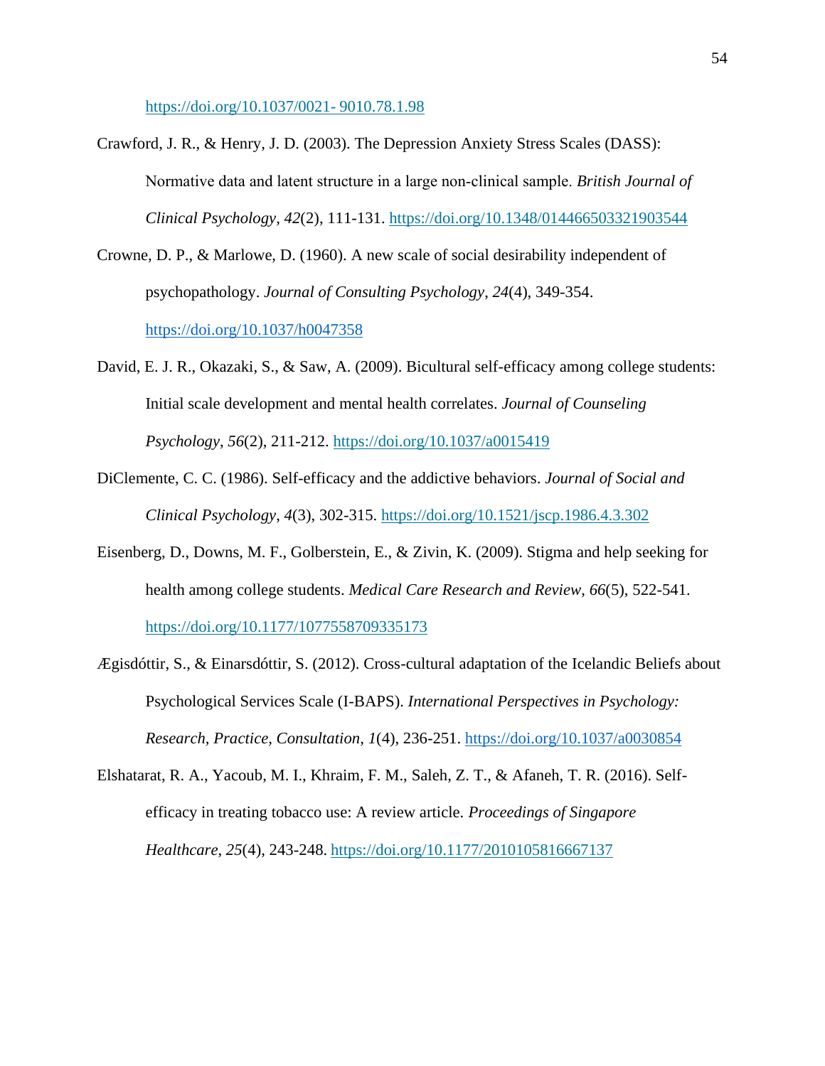https://doi.org/10.1037/0021- 9010.78.1.98

Crawford, J. R., & Henry, J. D. (2003). The Depression Anxiety Stress Scales (DASS): Normative data and latent structure in a large non-clinical sample. *British Journal of Clinical Psychology*, *42*(2), 111-131. https://doi.org/10.1348/014466503321903544

Crowne, D. P., & Marlowe, D. (1960). A new scale of social desirability independent of psychopathology. *Journal of Consulting Psychology*, *24*(4), 349-354. https://doi.org/10.1037/h0047358

David, E. J. R., Okazaki, S., & Saw, A. (2009). Bicultural self-efficacy among college students: Initial scale development and mental health correlates. *Journal of Counseling Psychology*, *56*(2), 211-212. https://doi.org/10.1037/a0015419

DiClemente, C. C. (1986). Self-efficacy and the addictive behaviors. *Journal of Social and Clinical Psychology*, *4*(3), 302-315. https://doi.org/10.1521/jscp.1986.4.3.302

Eisenberg, D., Downs, M. F., Golberstein, E., & Zivin, K. (2009). Stigma and help seeking for health among college students. *Medical Care Research and Review*, *66*(5), 522-541. https://doi.org/10.1177/1077558709335173

Ægisdóttir, S., & Einarsdóttir, S. (2012). Cross-cultural adaptation of the Icelandic Beliefs about Psychological Services Scale (I-BAPS). *International Perspectives in Psychology: Research, Practice, Consultation*, *1*(4), 236-251. https://doi.org/10.1037/a0030854

Elshatarat, R. A., Yacoub, M. I., Khraim, F. M., Saleh, Z. T., & Afaneh, T. R. (2016). Self-efficacy in treating tobacco use: A review article. *Proceedings of Singapore Healthcare*, *25*(4), 243-248. https://doi.org/10.1177/2010105816667137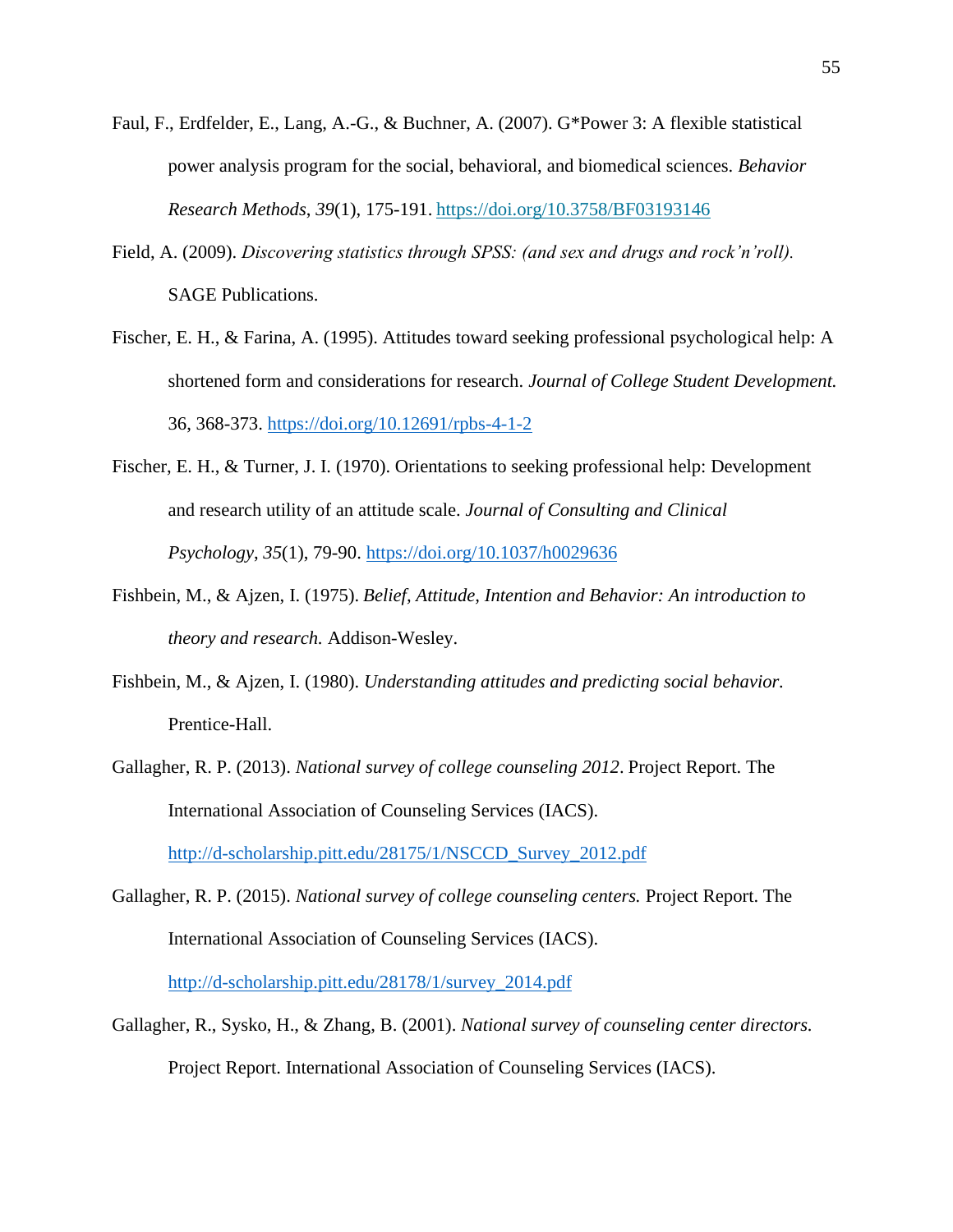Faul, F., Erdfelder, E., Lang, A.-G., & Buchner, A. (2007). G*Power 3: A flexible statistical power analysis program for the social, behavioral, and biomedical sciences. *Behavior Research Methods*, *39*(1), 175-191. https://doi.org/10.3758/BF03193146

Field, A. (2009). *Discovering statistics through SPSS: (and sex and drugs and rock'n'roll).* SAGE Publications.

Fischer, E. H., & Farina, A. (1995). Attitudes toward seeking professional psychological help: A shortened form and considerations for research. *Journal of College Student Development.* 36, 368-373. https://doi.org/10.12691/rpbs-4-1-2

Fischer, E. H., & Turner, J. I. (1970). Orientations to seeking professional help: Development and research utility of an attitude scale. *Journal of Consulting and Clinical Psychology*, *35*(1), 79-90. https://doi.org/10.1037/h0029636

Fishbein, M., & Ajzen, I. (1975). *Belief, Attitude, Intention and Behavior: An introduction to theory and research.* Addison-Wesley.

Fishbein, M., & Ajzen, I. (1980). *Understanding attitudes and predicting social behavior*. Prentice-Hall.

Gallagher, R. P. (2013). *National survey of college counseling 2012*. Project Report. The International Association of Counseling Services (IACS). http://d-scholarship.pitt.edu/28175/1/NSCCD_Survey_2012.pdf

Gallagher, R. P. (2015). *National survey of college counseling centers.* Project Report. The International Association of Counseling Services (IACS). http://d-scholarship.pitt.edu/28178/1/survey_2014.pdf

Gallagher, R., Sysko, H., & Zhang, B. (2001). *National survey of counseling center directors.* Project Report. International Association of Counseling Services (IACS).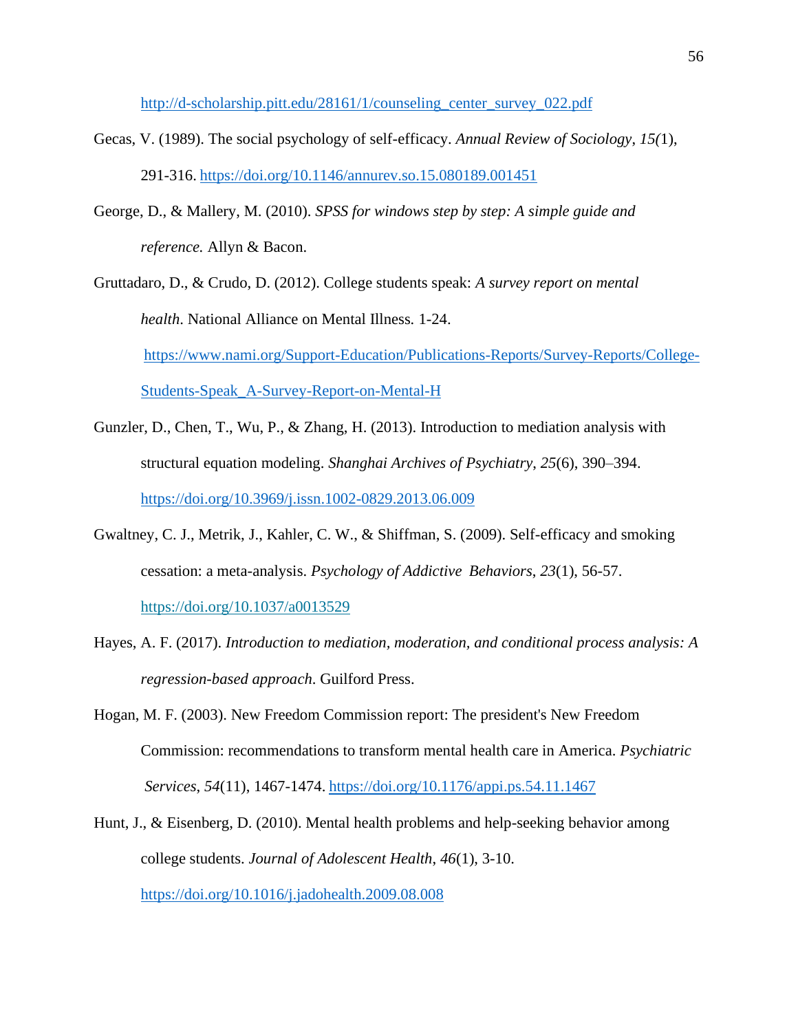http://d-scholarship.pitt.edu/28161/1/counseling_center_survey_022.pdf

Gecas, V. (1989). The social psychology of self-efficacy. *Annual Review of Sociology*, *15(*1), 291-316. https://doi.org/10.1146/annurev.so.15.080189.001451

George, D., & Mallery, M. (2010). *SPSS for windows step by step: A simple guide and reference.* Allyn & Bacon.

Gruttadaro, D., & Crudo, D. (2012). College students speak: *A survey report on mental health*. National Alliance on Mental Illness. 1-24. https://www.nami.org/Support-Education/Publications-Reports/Survey-Reports/College-Students-Speak_A-Survey-Report-on-Mental-H

Gunzler, D., Chen, T., Wu, P., & Zhang, H. (2013). Introduction to mediation analysis with structural equation modeling. *Shanghai Archives of Psychiatry*, *25*(6), 390–394. https://doi.org/10.3969/j.issn.1002-0829.2013.06.009

Gwaltney, C. J., Metrik, J., Kahler, C. W., & Shiffman, S. (2009). Self-efficacy and smoking cessation: a meta-analysis. *Psychology of Addictive Behaviors*, *23*(1), 56-57. https://doi.org/10.1037/a0013529

Hayes, A. F. (2017). *Introduction to mediation, moderation, and conditional process analysis: A regression-based approach*. Guilford Press.

Hogan, M. F. (2003). New Freedom Commission report: The president's New Freedom Commission: recommendations to transform mental health care in America. *Psychiatric Services*, *54*(11), 1467-1474. https://doi.org/10.1176/appi.ps.54.11.1467

Hunt, J., & Eisenberg, D. (2010). Mental health problems and help-seeking behavior among college students. *Journal of Adolescent Health*, *46*(1), 3-10. https://doi.org/10.1016/j.jadohealth.2009.08.008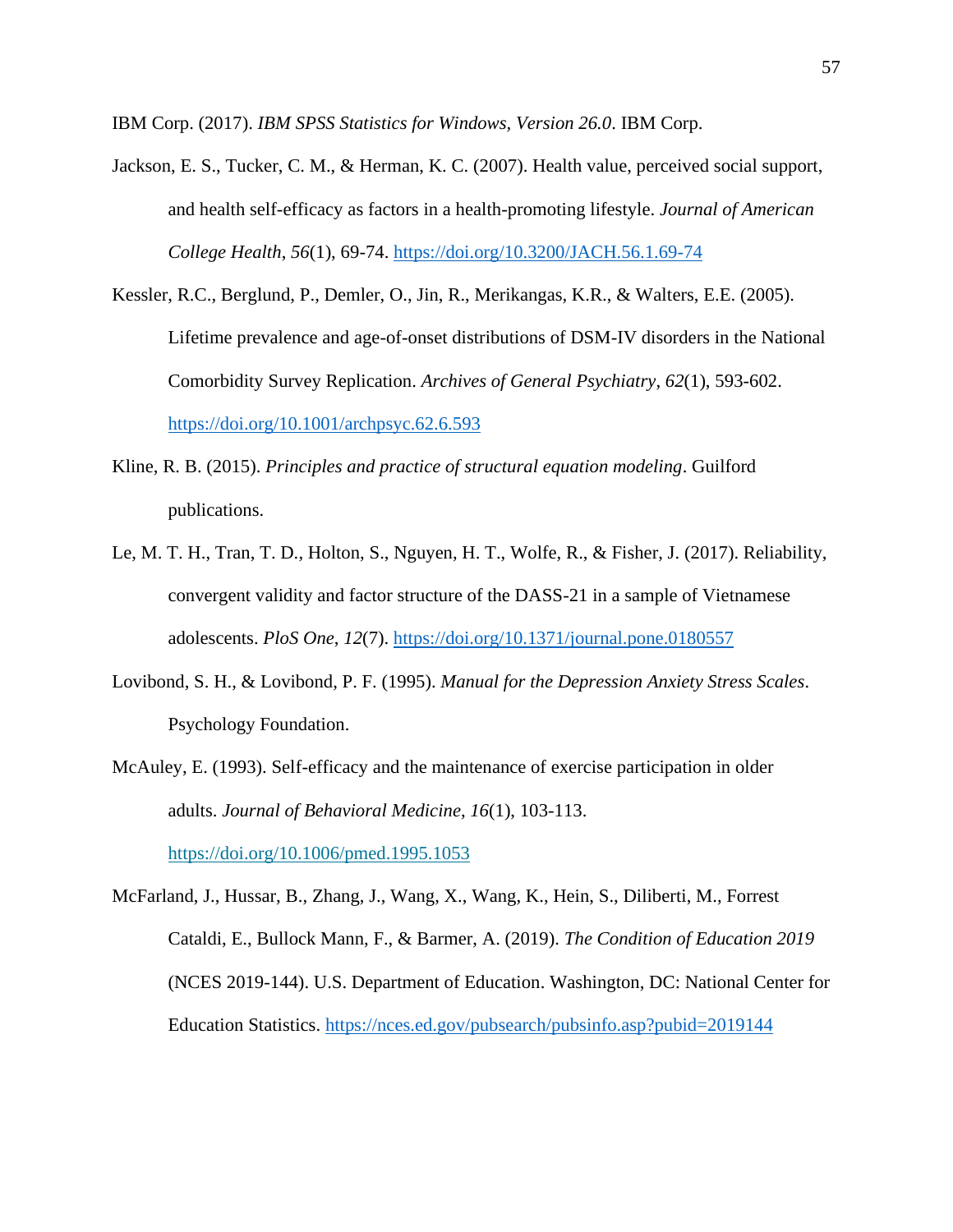IBM Corp. (2017). *IBM SPSS Statistics for Windows, Version 26.0*. IBM Corp.

Jackson, E. S., Tucker, C. M., & Herman, K. C. (2007). Health value, perceived social support, and health self-efficacy as factors in a health-promoting lifestyle. *Journal of American College Health*, *56*(1), 69-74. https://doi.org/10.3200/JACH.56.1.69-74

Kessler, R.C., Berglund, P., Demler, O., Jin, R., Merikangas, K.R., & Walters, E.E. (2005). Lifetime prevalence and age-of-onset distributions of DSM-IV disorders in the National Comorbidity Survey Replication. *Archives of General Psychiatry*, *62*(1), 593-602. https://doi.org/10.1001/archpsyc.62.6.593

Kline, R. B. (2015). *Principles and practice of structural equation modeling*. Guilford publications.

Le, M. T. H., Tran, T. D., Holton, S., Nguyen, H. T., Wolfe, R., & Fisher, J. (2017). Reliability, convergent validity and factor structure of the DASS-21 in a sample of Vietnamese adolescents. *PloS One*, *12*(7). https://doi.org/10.1371/journal.pone.0180557

Lovibond, S. H., & Lovibond, P. F. (1995). *Manual for the Depression Anxiety Stress Scales*. Psychology Foundation.

McAuley, E. (1993). Self-efficacy and the maintenance of exercise participation in older adults. *Journal of Behavioral Medicine*, *16*(1), 103-113. https://doi.org/10.1006/pmed.1995.1053

McFarland, J., Hussar, B., Zhang, J., Wang, X., Wang, K., Hein, S., Diliberti, M., Forrest Cataldi, E., Bullock Mann, F., & Barmer, A. (2019). *The Condition of Education 2019* (NCES 2019-144). U.S. Department of Education. Washington, DC: National Center for Education Statistics. https://nces.ed.gov/pubsearch/pubsinfo.asp?pubid=2019144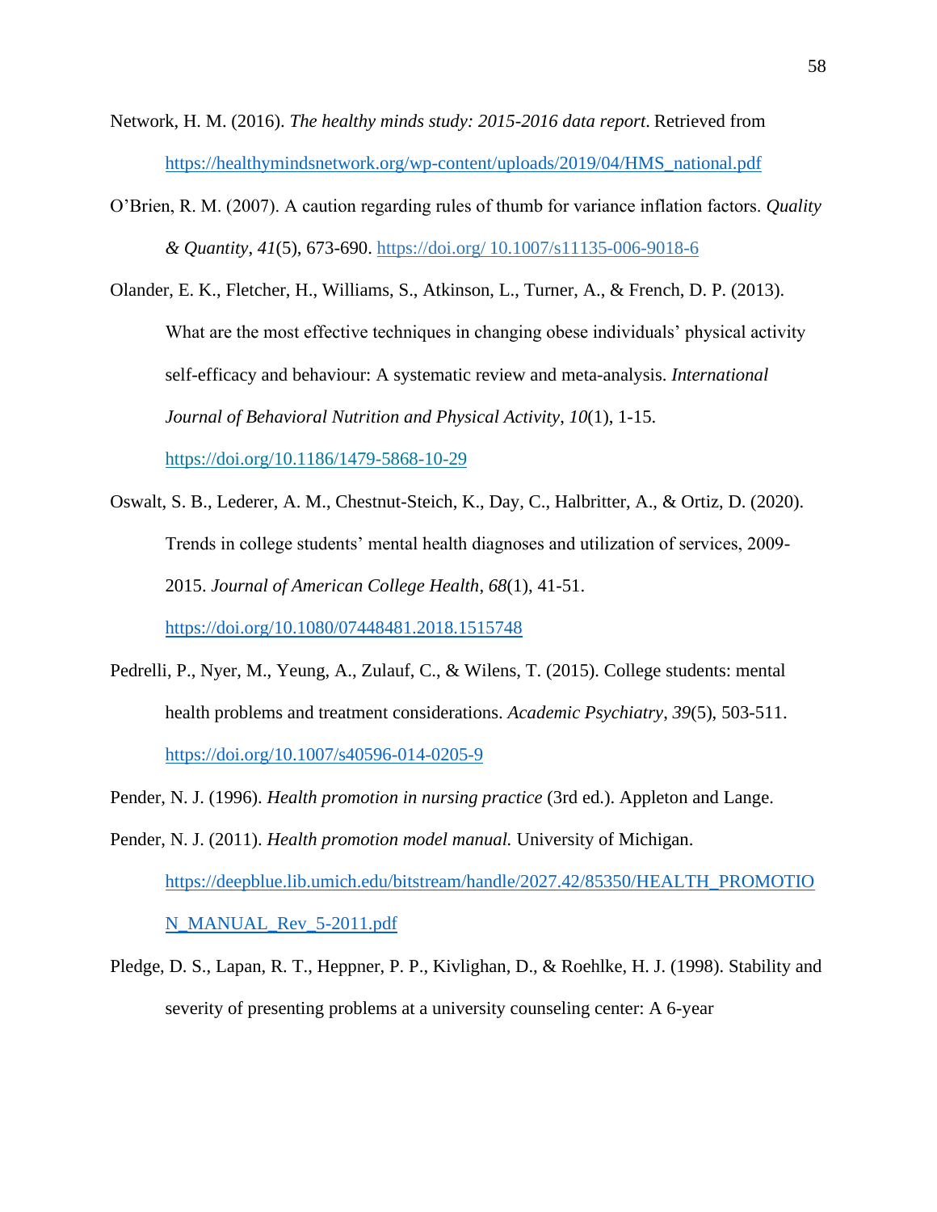Network, H. M. (2016). *The healthy minds study: 2015-2016 data report*. Retrieved from https://healthymindsnetwork.org/wp-content/uploads/2019/04/HMS_national.pdf

O'Brien, R. M. (2007). A caution regarding rules of thumb for variance inflation factors. *Quality & Quantity*, *41*(5), 673-690. https://doi.org/ 10.1007/s11135-006-9018-6

Olander, E. K., Fletcher, H., Williams, S., Atkinson, L., Turner, A., & French, D. P. (2013). What are the most effective techniques in changing obese individuals' physical activity self-efficacy and behaviour: A systematic review and meta-analysis. *International Journal of Behavioral Nutrition and Physical Activity*, *10*(1), 1-15. https://doi.org/10.1186/1479-5868-10-29

Oswalt, S. B., Lederer, A. M., Chestnut-Steich, K., Day, C., Halbritter, A., & Ortiz, D. (2020). Trends in college students' mental health diagnoses and utilization of services, 2009-2015. *Journal of American College Health*, *68*(1), 41-51. https://doi.org/10.1080/07448481.2018.1515748

Pedrelli, P., Nyer, M., Yeung, A., Zulauf, C., & Wilens, T. (2015). College students: mental health problems and treatment considerations. *Academic Psychiatry*, *39*(5), 503-511. https://doi.org/10.1007/s40596-014-0205-9

Pender, N. J. (1996). *Health promotion in nursing practice* (3rd ed.). Appleton and Lange.

Pender, N. J. (2011). *Health promotion model manual.* University of Michigan. https://deepblue.lib.umich.edu/bitstream/handle/2027.42/85350/HEALTH_PROMOTION_MANUAL_Rev_5-2011.pdf

Pledge, D. S., Lapan, R. T., Heppner, P. P., Kivlighan, D., & Roehlke, H. J. (1998). Stability and severity of presenting problems at a university counseling center: A 6-year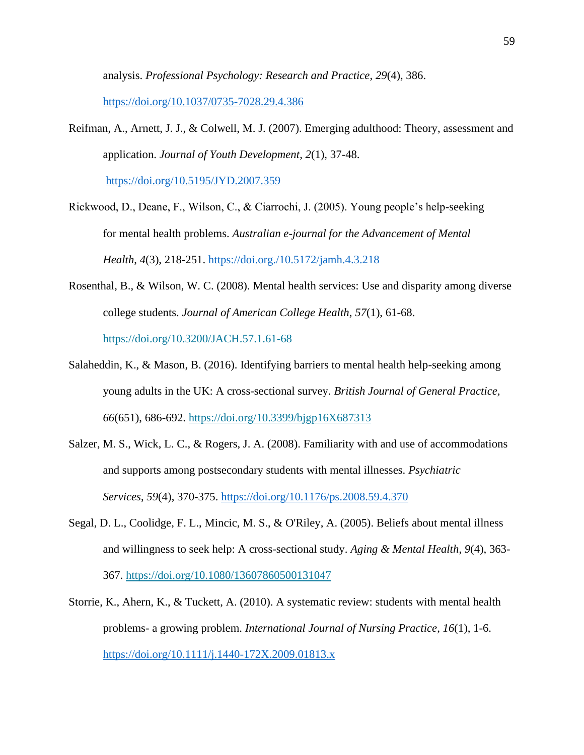analysis. *Professional Psychology: Research and Practice*, *29*(4), 386. https://doi.org/10.1037/0735-7028.29.4.386

Reifman, A., Arnett, J. J., & Colwell, M. J. (2007). Emerging adulthood: Theory, assessment and application. *Journal of Youth Development*, *2*(1), 37-48. https://doi.org/10.5195/JYD.2007.359

Rickwood, D., Deane, F., Wilson, C., & Ciarrochi, J. (2005). Young people's help-seeking for mental health problems. *Australian e-journal for the Advancement of Mental Health*, *4*(3), 218-251. https://doi.org./10.5172/jamh.4.3.218

Rosenthal, B., & Wilson, W. C. (2008). Mental health services: Use and disparity among diverse college students. *Journal of American College Health*, *57*(1), 61-68. https://doi.org/10.3200/JACH.57.1.61-68

Salaheddin, K., & Mason, B. (2016). Identifying barriers to mental health help-seeking among young adults in the UK: A cross-sectional survey. *British Journal of General Practice, 66*(651), 686-692. https://doi.org/10.3399/bjgp16X687313

Salzer, M. S., Wick, L. C., & Rogers, J. A. (2008). Familiarity with and use of accommodations and supports among postsecondary students with mental illnesses. *Psychiatric Services*, *59*(4), 370-375. https://doi.org/10.1176/ps.2008.59.4.370

Segal, D. L., Coolidge, F. L., Mincic, M. S., & O'Riley, A. (2005). Beliefs about mental illness and willingness to seek help: A cross-sectional study. *Aging & Mental Health*, *9*(4), 363-367. https://doi.org/10.1080/13607860500131047

Storrie, K., Ahern, K., & Tuckett, A. (2010). A systematic review: students with mental health problems- a growing problem. *International Journal of Nursing Practice*, *16*(1), 1-6. https://doi.org/10.1111/j.1440-172X.2009.01813.x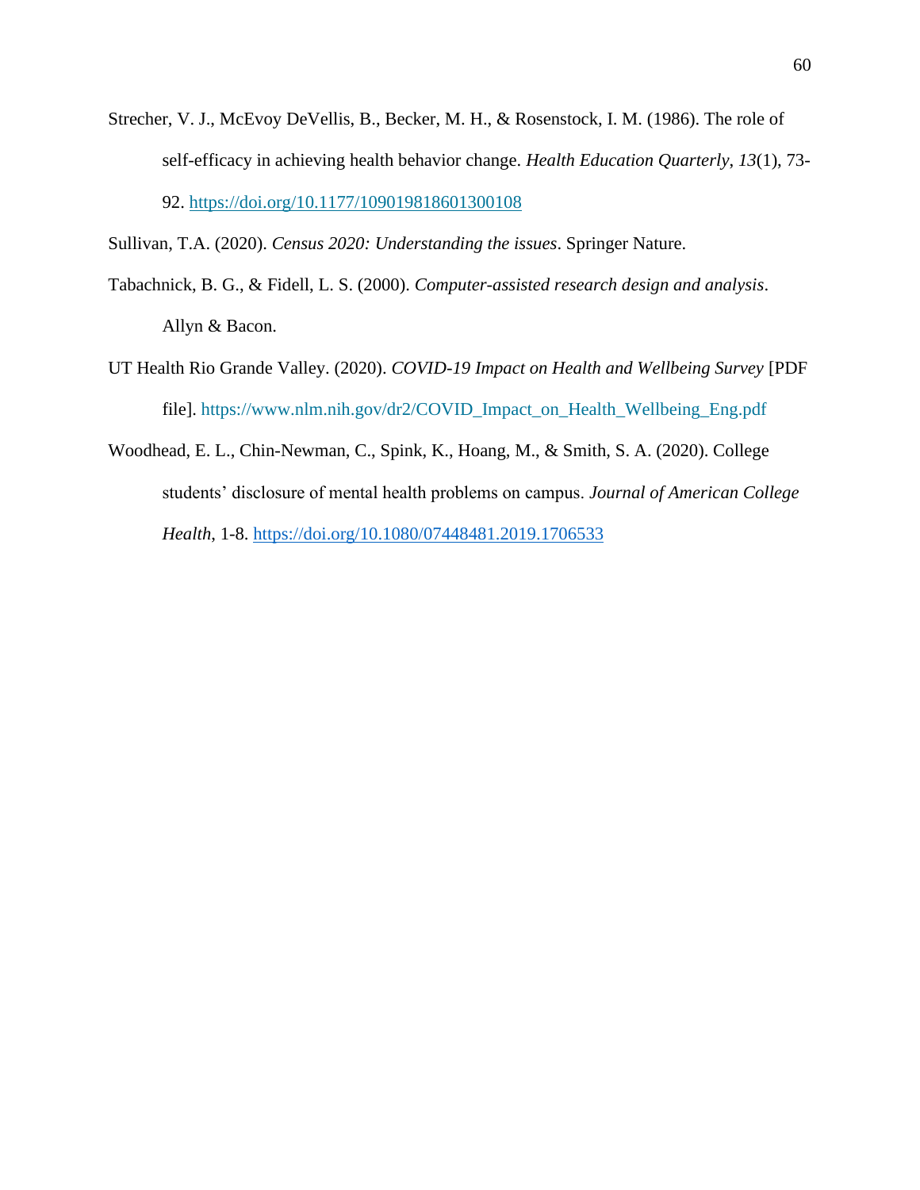Strecher, V. J., McEvoy DeVellis, B., Becker, M. H., & Rosenstock, I. M. (1986). The role of self-efficacy in achieving health behavior change. *Health Education Quarterly*, *13*(1), 73-92. https://doi.org/10.1177/109019818601300108

Sullivan, T.A. (2020). *Census 2020: Understanding the issues*. Springer Nature.

Tabachnick, B. G., & Fidell, L. S. (2000). *Computer-assisted research design and analysis*. Allyn & Bacon.

UT Health Rio Grande Valley. (2020). *COVID-19 Impact on Health and Wellbeing Survey* [PDF file]. https://www.nlm.nih.gov/dr2/COVID_Impact_on_Health_Wellbeing_Eng.pdf

Woodhead, E. L., Chin-Newman, C., Spink, K., Hoang, M., & Smith, S. A. (2020). College students' disclosure of mental health problems on campus. *Journal of American College Health*, 1-8. https://doi.org/10.1080/07448481.2019.1706533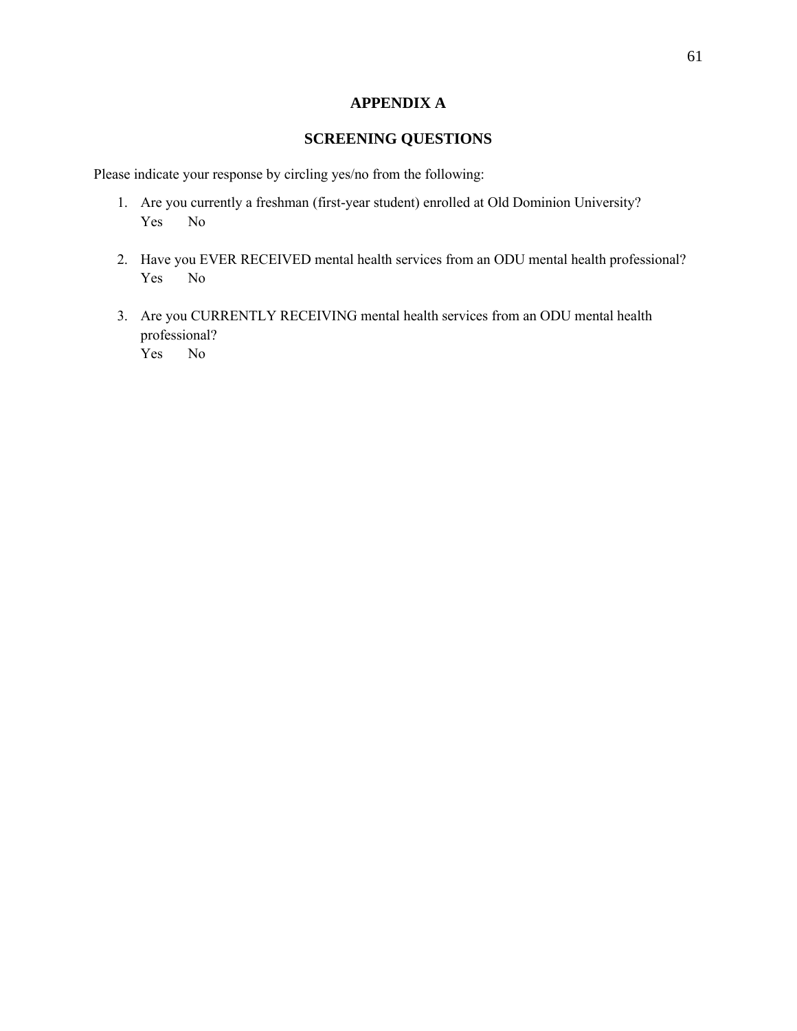# APPENDIX A

## SCREENING QUESTIONS

Please indicate your response by circling yes/no from the following:

1. Are you currently a freshman (first-year student) enrolled at Old Dominion University?
   Yes No

2. Have you EVER RECEIVED mental health services from an ODU mental health professional?
   Yes No

3. Are you CURRENTLY RECEIVING mental health services from an ODU mental health professional?
   Yes No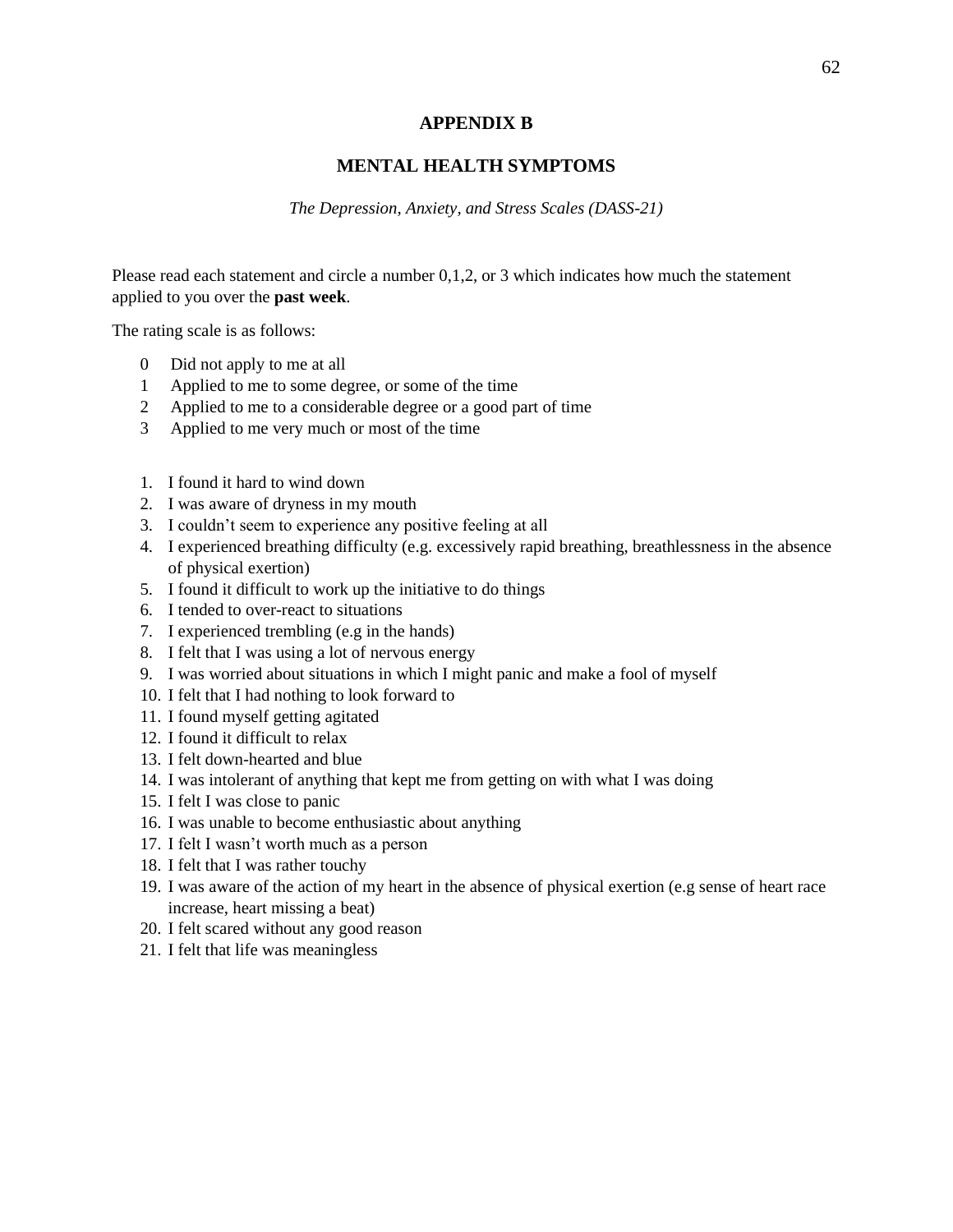# APPENDIX B

## MENTAL HEALTH SYMPTOMS

*The Depression, Anxiety, and Stress Scales (DASS-21)*

Please read each statement and circle a number 0,1,2, or 3 which indicates how much the statement applied to you over the **past week**.

The rating scale is as follows:

- 0 Did not apply to me at all
- 1 Applied to me to some degree, or some of the time
- 2 Applied to me to a considerable degree or a good part of time
- 3 Applied to me very much or most of the time

1. I found it hard to wind down
2. I was aware of dryness in my mouth
3. I couldn't seem to experience any positive feeling at all
4. I experienced breathing difficulty (e.g. excessively rapid breathing, breathlessness in the absence of physical exertion)
5. I found it difficult to work up the initiative to do things
6. I tended to over-react to situations
7. I experienced trembling (e.g in the hands)
8. I felt that I was using a lot of nervous energy
9. I was worried about situations in which I might panic and make a fool of myself
10. I felt that I had nothing to look forward to
11. I found myself getting agitated
12. I found it difficult to relax
13. I felt down-hearted and blue
14. I was intolerant of anything that kept me from getting on with what I was doing
15. I felt I was close to panic
16. I was unable to become enthusiastic about anything
17. I felt I wasn't worth much as a person
18. I felt that I was rather touchy
19. I was aware of the action of my heart in the absence of physical exertion (e.g sense of heart race increase, heart missing a beat)
20. I felt scared without any good reason
21. I felt that life was meaningless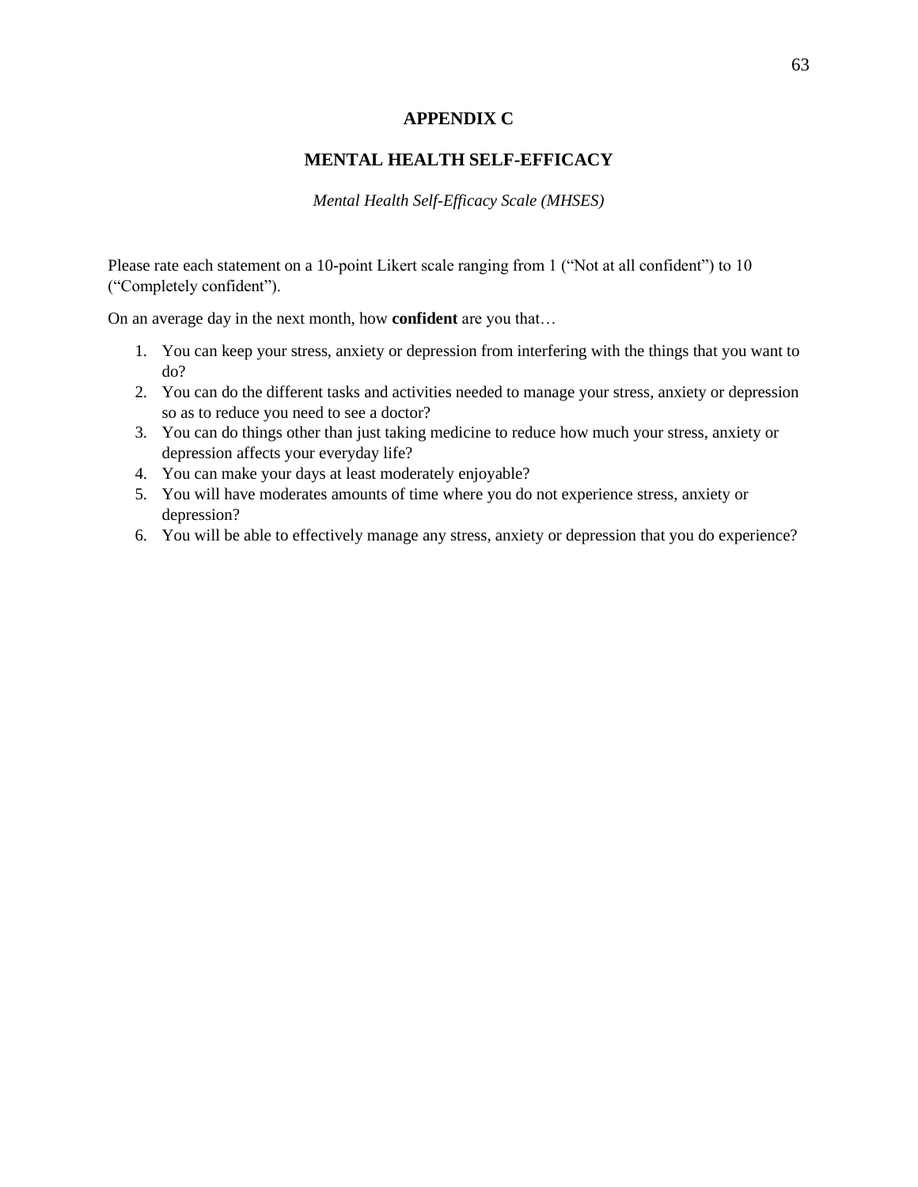# APPENDIX C

## MENTAL HEALTH SELF-EFFICACY

*Mental Health Self-Efficacy Scale (MHSES)*

Please rate each statement on a 10-point Likert scale ranging from 1 ("Not at all confident") to 10 ("Completely confident").

On an average day in the next month, how **confident** are you that…

1. You can keep your stress, anxiety or depression from interfering with the things that you want to do?
2. You can do the different tasks and activities needed to manage your stress, anxiety or depression so as to reduce you need to see a doctor?
3. You can do things other than just taking medicine to reduce how much your stress, anxiety or depression affects your everyday life?
4. You can make your days at least moderately enjoyable?
5. You will have moderates amounts of time where you do not experience stress, anxiety or depression?
6. You will be able to effectively manage any stress, anxiety or depression that you do experience?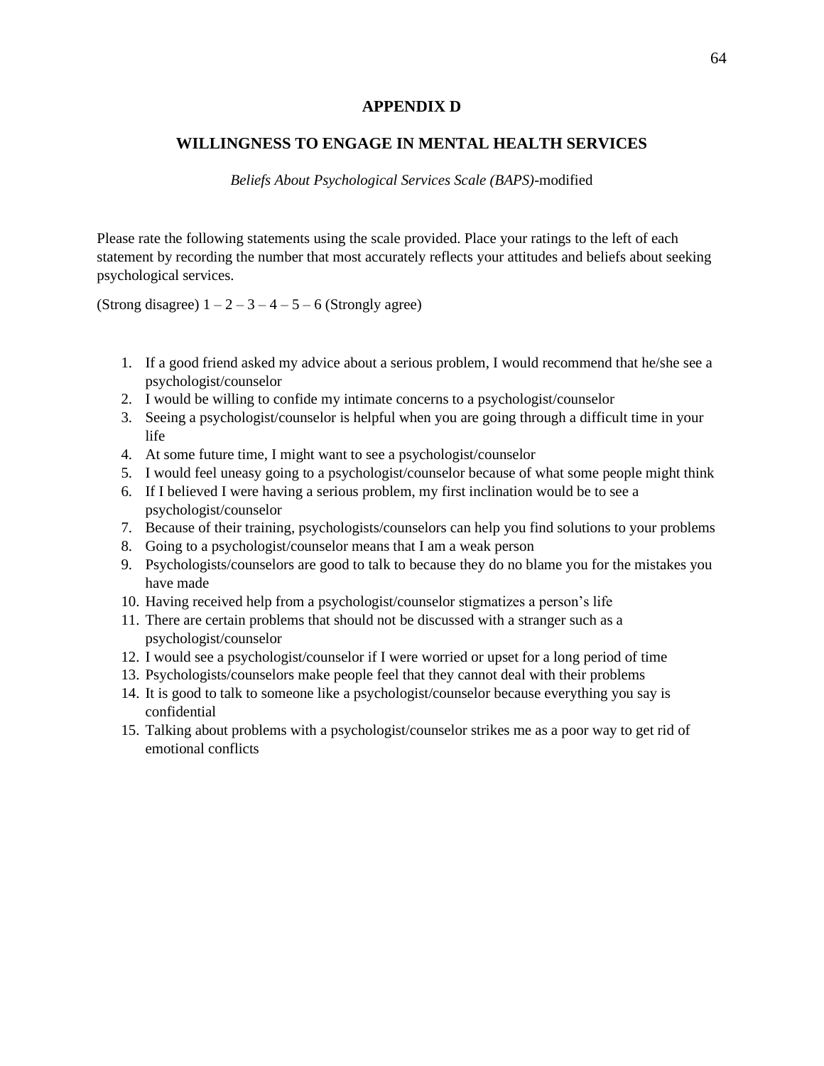# APPENDIX D

## WILLINGNESS TO ENGAGE IN MENTAL HEALTH SERVICES

*Beliefs About Psychological Services Scale (BAPS)*-modified

Please rate the following statements using the scale provided. Place your ratings to the left of each statement by recording the number that most accurately reflects your attitudes and beliefs about seeking psychological services.

(Strong disagree) 1 – 2 – 3 – 4 – 5 – 6 (Strongly agree)

1. If a good friend asked my advice about a serious problem, I would recommend that he/she see a psychologist/counselor
2. I would be willing to confide my intimate concerns to a psychologist/counselor
3. Seeing a psychologist/counselor is helpful when you are going through a difficult time in your life
4. At some future time, I might want to see a psychologist/counselor
5. I would feel uneasy going to a psychologist/counselor because of what some people might think
6. If I believed I were having a serious problem, my first inclination would be to see a psychologist/counselor
7. Because of their training, psychologists/counselors can help you find solutions to your problems
8. Going to a psychologist/counselor means that I am a weak person
9. Psychologists/counselors are good to talk to because they do no blame you for the mistakes you have made
10. Having received help from a psychologist/counselor stigmatizes a person's life
11. There are certain problems that should not be discussed with a stranger such as a psychologist/counselor
12. I would see a psychologist/counselor if I were worried or upset for a long period of time
13. Psychologists/counselors make people feel that they cannot deal with their problems
14. It is good to talk to someone like a psychologist/counselor because everything you say is confidential
15. Talking about problems with a psychologist/counselor strikes me as a poor way to get rid of emotional conflicts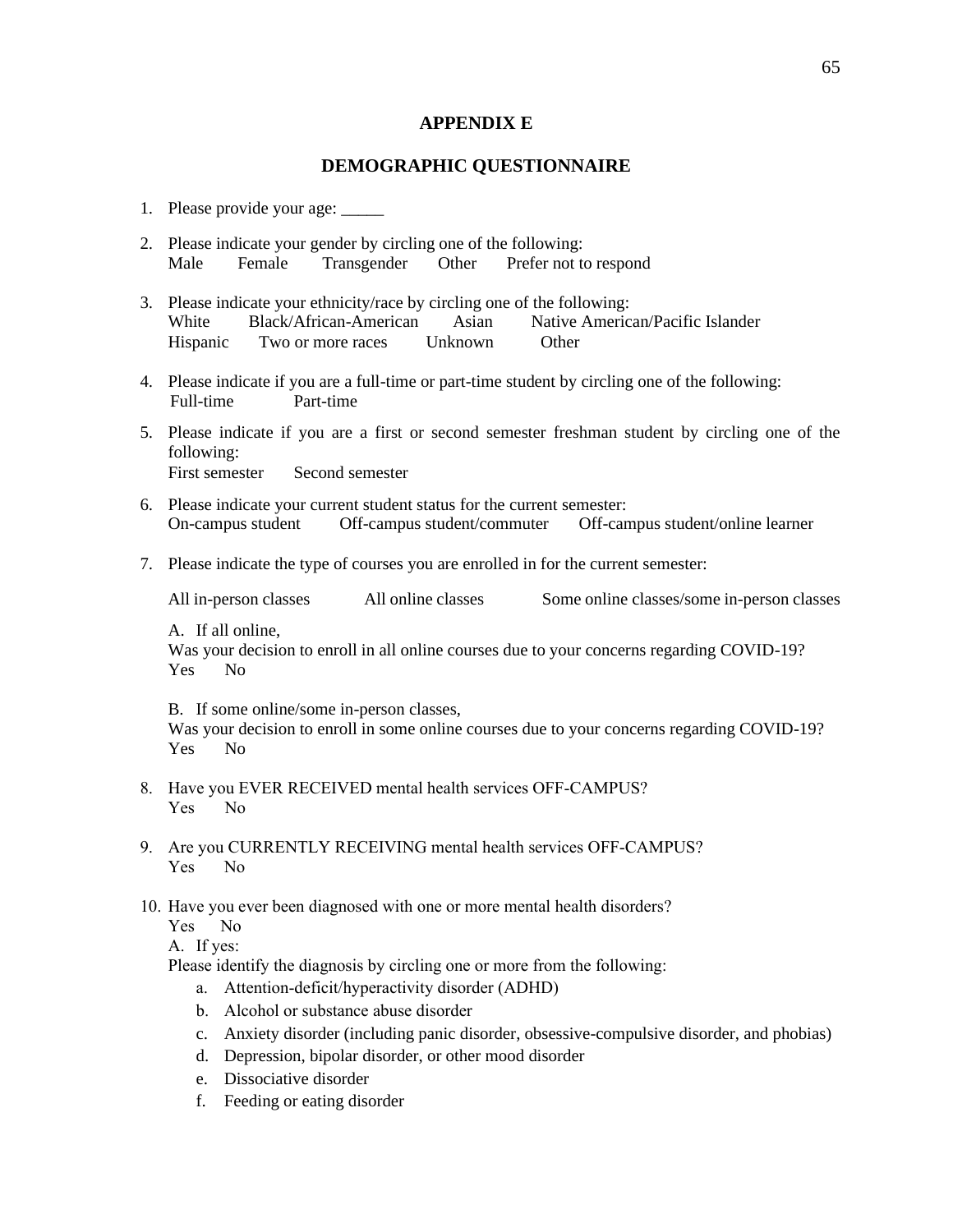# APPENDIX E

# DEMOGRAPHIC QUESTIONNAIRE

1. Please provide your age: _____

2. Please indicate your gender by circling one of the following:
   Male Female Transgender Other Prefer not to respond

3. Please indicate your ethnicity/race by circling one of the following:
   White Black/African-American Asian Native American/Pacific Islander
   Hispanic Two or more races Unknown Other

4. Please indicate if you are a full-time or part-time student by circling one of the following:
   Full-time Part-time

5. Please indicate if you are a first or second semester freshman student by circling one of the following:
   First semester Second semester

6. Please indicate your current student status for the current semester:
   On-campus student Off-campus student/commuter Off-campus student/online learner

7. Please indicate the type of courses you are enrolled in for the current semester:

   All in-person classes All online classes Some online classes/some in-person classes

   A. If all online,
   Was your decision to enroll in all online courses due to your concerns regarding COVID-19?
   Yes No

   B. If some online/some in-person classes,
   Was your decision to enroll in some online courses due to your concerns regarding COVID-19?
   Yes No

8. Have you EVER RECEIVED mental health services OFF-CAMPUS?
   Yes No

9. Are you CURRENTLY RECEIVING mental health services OFF-CAMPUS?
   Yes No

10. Have you ever been diagnosed with one or more mental health disorders?
    Yes No
    A. If yes:
    Please identify the diagnosis by circling one or more from the following:
    a. Attention-deficit/hyperactivity disorder (ADHD)
    b. Alcohol or substance abuse disorder
    c. Anxiety disorder (including panic disorder, obsessive-compulsive disorder, and phobias)
    d. Depression, bipolar disorder, or other mood disorder
    e. Dissociative disorder
    f. Feeding or eating disorder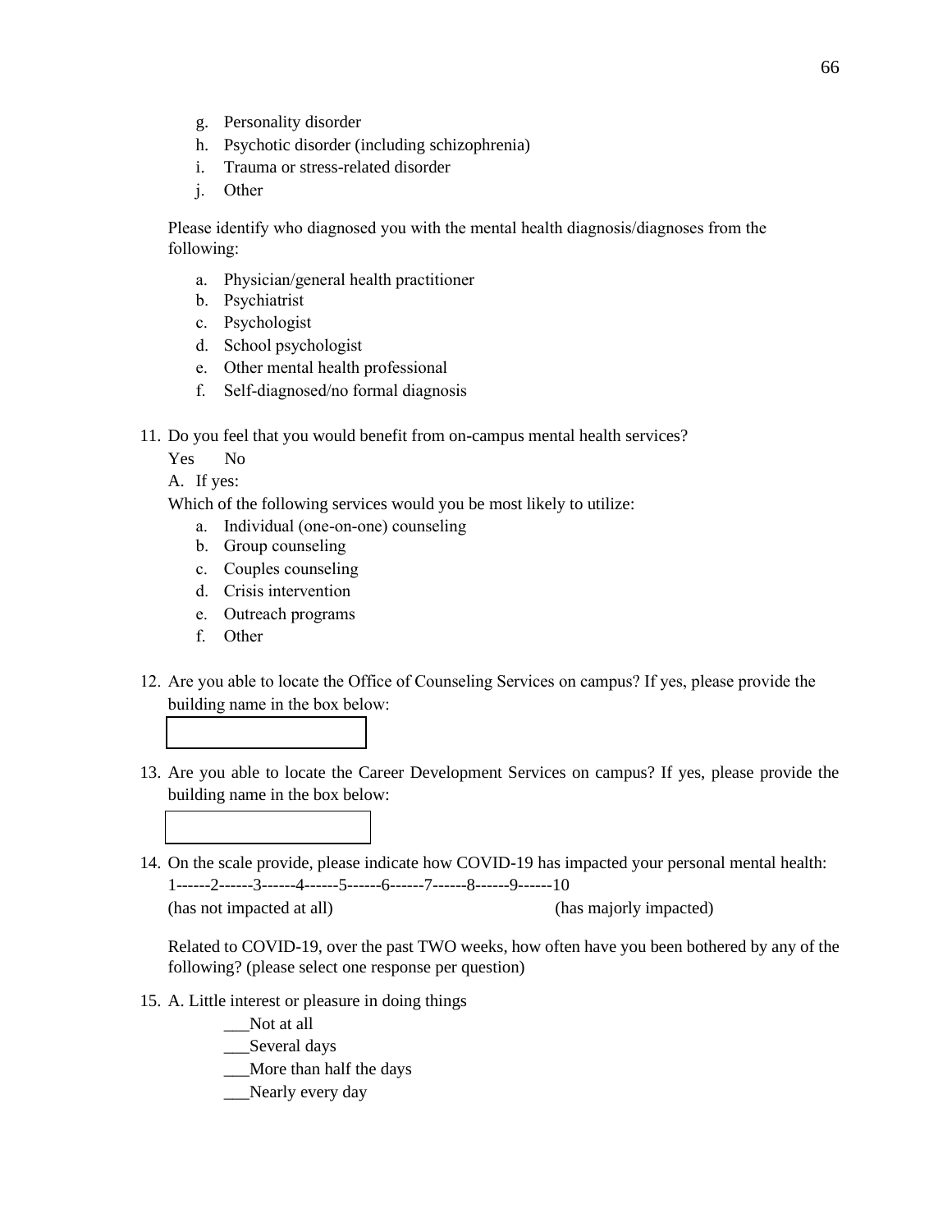g. Personality disorder
h. Psychotic disorder (including schizophrenia)
i. Trauma or stress-related disorder
j. Other

Please identify who diagnosed you with the mental health diagnosis/diagnoses from the following:

a. Physician/general health practitioner
b. Psychiatrist
c. Psychologist
d. School psychologist
e. Other mental health professional
f. Self-diagnosed/no formal diagnosis

11. Do you feel that you would benefit from on-campus mental health services?

    Yes   No

    A. If yes:

    Which of the following services would you be most likely to utilize:

    a. Individual (one-on-one) counseling
    b. Group counseling
    c. Couples counseling
    d. Crisis intervention
    e. Outreach programs
    f. Other

12. Are you able to locate the Office of Counseling Services on campus? If yes, please provide the building name in the box below:

13. Are you able to locate the Career Development Services on campus? If yes, please provide the building name in the box below:

14. On the scale provide, please indicate how COVID-19 has impacted your personal mental health:

    1------2------3------4------5------6------7------8------9------10

    (has not impacted at all)   (has majorly impacted)

    Related to COVID-19, over the past TWO weeks, how often have you been bothered by any of the following? (please select one response per question)

15. A. Little interest or pleasure in doing things

    ___Not at all

    ___Several days

    ___More than half the days

    ___Nearly every day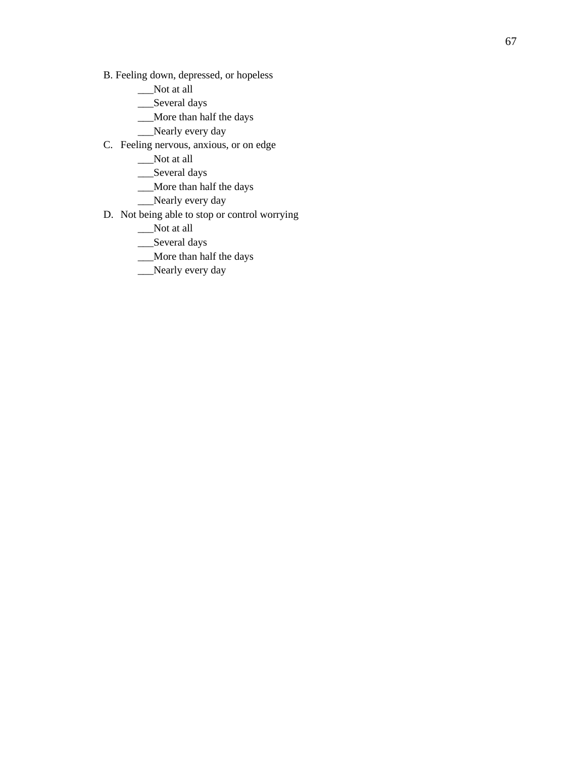B. Feeling down, depressed, or hopeless

- ___Not at all
- ___Several days
- ___More than half the days
- ___Nearly every day

C. Feeling nervous, anxious, or on edge

- ___Not at all
- ___Several days
- ___More than half the days
- ___Nearly every day

D. Not being able to stop or control worrying

- ___Not at all
- ___Several days
- ___More than half the days
- ___Nearly every day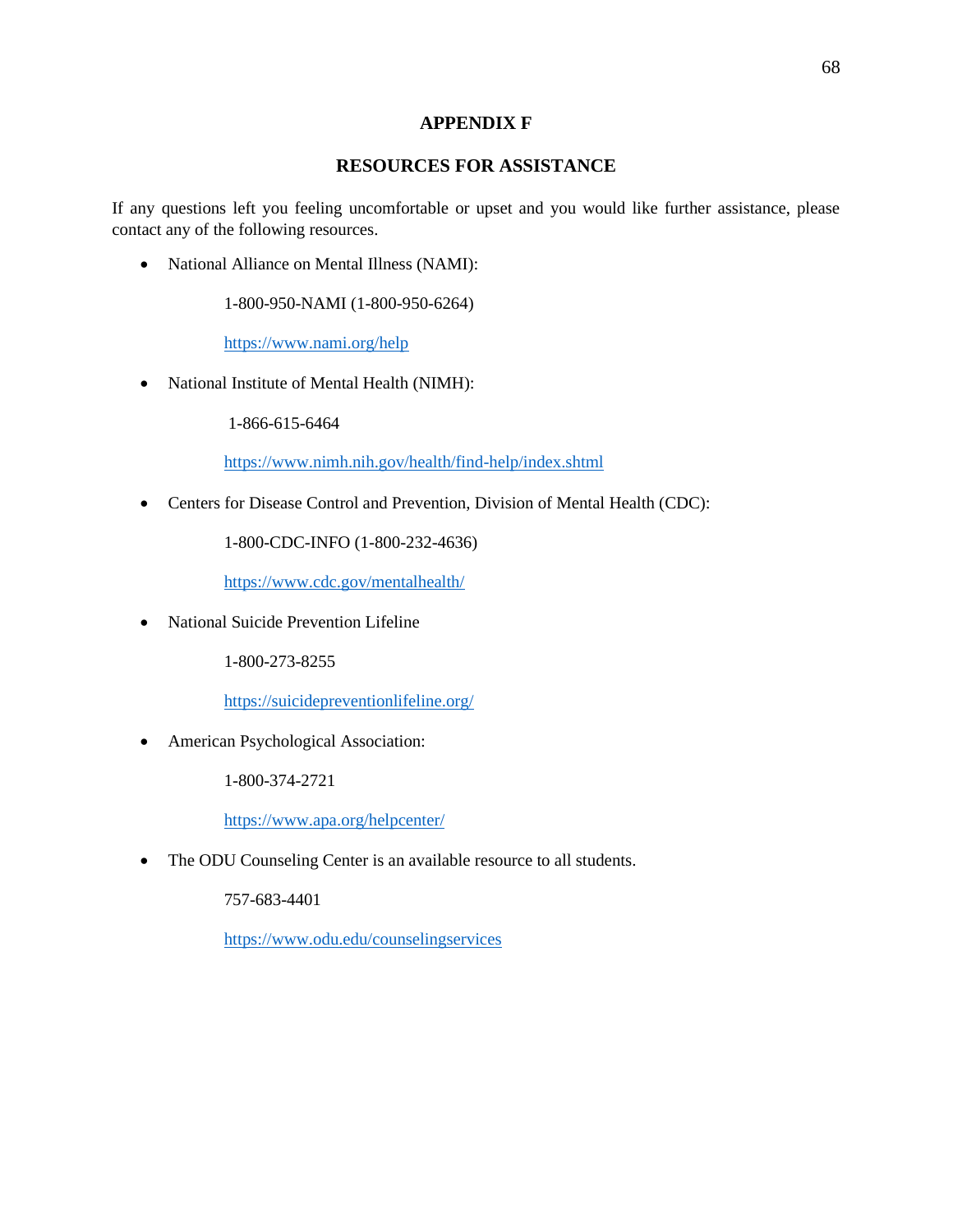# APPENDIX F

## RESOURCES FOR ASSISTANCE

If any questions left you feeling uncomfortable or upset and you would like further assistance, please contact any of the following resources.

- National Alliance on Mental Illness (NAMI):

  1-800-950-NAMI (1-800-950-6264)

  https://www.nami.org/help

- National Institute of Mental Health (NIMH):

  1-866-615-6464

  https://www.nimh.nih.gov/health/find-help/index.shtml

- Centers for Disease Control and Prevention, Division of Mental Health (CDC):

  1-800-CDC-INFO (1-800-232-4636)

  https://www.cdc.gov/mentalhealth/

- National Suicide Prevention Lifeline

  1-800-273-8255

  https://suicidepreventionlifeline.org/

- American Psychological Association:

  1-800-374-2721

  https://www.apa.org/helpcenter/

- The ODU Counseling Center is an available resource to all students.

  757-683-4401

  https://www.odu.edu/counselingservices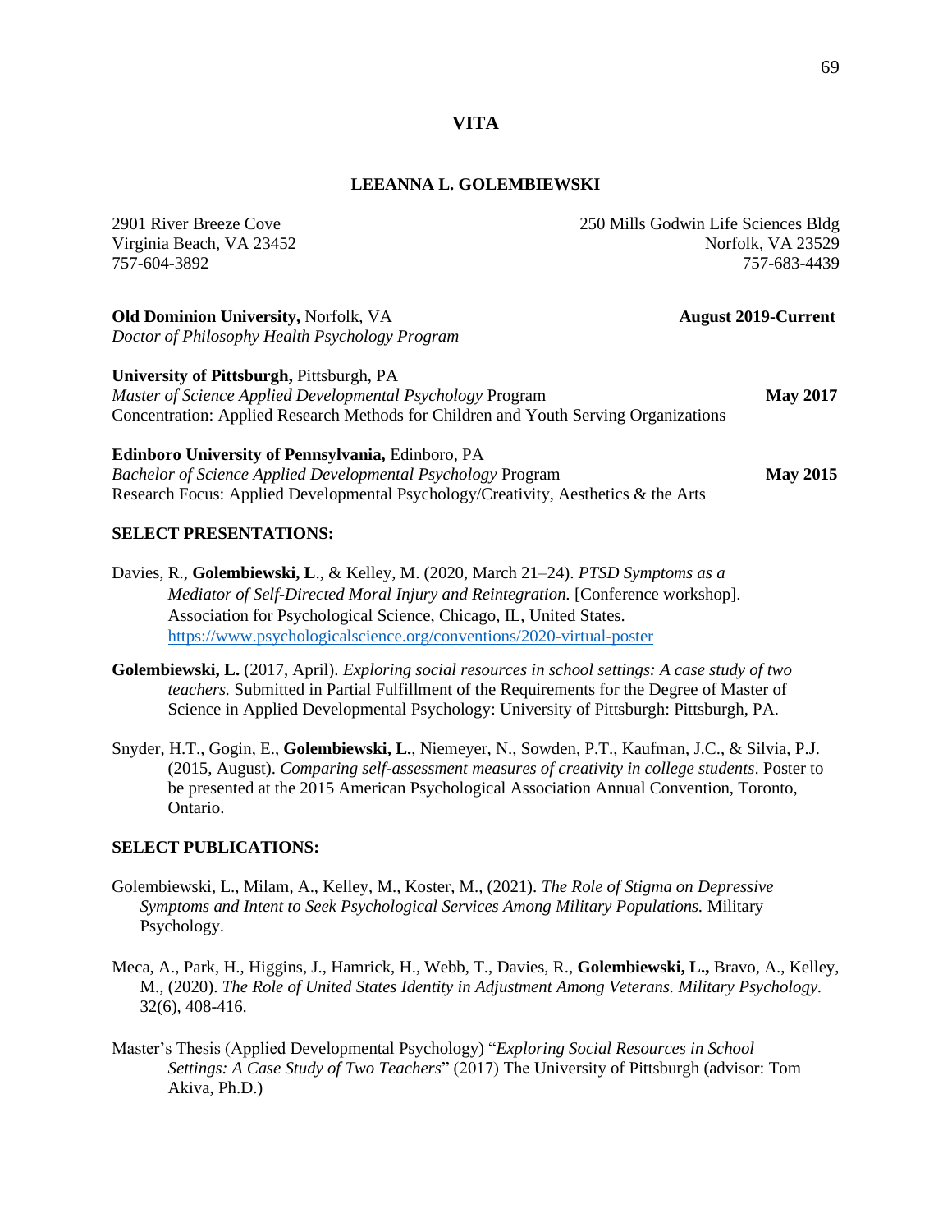# VITA

## LEEANNA L. GOLEMBIEWSKI

2901 River Breeze Cove
Virginia Beach, VA 23452
757-604-3892

250 Mills Godwin Life Sciences Bldg
Norfolk, VA 23529
757-683-4439

**Old Dominion University,** Norfolk, VA **August 2019-Current**
*Doctor of Philosophy Health Psychology Program*

**University of Pittsburgh,** Pittsburgh, PA
*Master of Science Applied Developmental Psychology* Program **May 2017**
Concentration: Applied Research Methods for Children and Youth Serving Organizations

**Edinboro University of Pennsylvania,** Edinboro, PA
*Bachelor of Science Applied Developmental Psychology* Program **May 2015**
Research Focus: Applied Developmental Psychology/Creativity, Aesthetics & the Arts

**SELECT PRESENTATIONS:**

Davies, R., **Golembiewski, L**., & Kelley, M. (2020, March 21–24). *PTSD Symptoms as a Mediator of Self-Directed Moral Injury and Reintegration.* [Conference workshop]. Association for Psychological Science, Chicago, IL, United States. https://www.psychologicalscience.org/conventions/2020-virtual-poster

**Golembiewski, L.** (2017, April). *Exploring social resources in school settings: A case study of two teachers.* Submitted in Partial Fulfillment of the Requirements for the Degree of Master of Science in Applied Developmental Psychology: University of Pittsburgh: Pittsburgh, PA.

Snyder, H.T., Gogin, E., **Golembiewski, L.**, Niemeyer, N., Sowden, P.T., Kaufman, J.C., & Silvia, P.J. (2015, August). *Comparing self-assessment measures of creativity in college students*. Poster to be presented at the 2015 American Psychological Association Annual Convention, Toronto, Ontario.

**SELECT PUBLICATIONS:**

Golembiewski, L., Milam, A., Kelley, M., Koster, M., (2021). *The Role of Stigma on Depressive Symptoms and Intent to Seek Psychological Services Among Military Populations.* Military Psychology.

Meca, A., Park, H., Higgins, J., Hamrick, H., Webb, T., Davies, R., **Golembiewski, L.,** Bravo, A., Kelley, M., (2020). *The Role of United States Identity in Adjustment Among Veterans. Military Psychology.* 32(6), 408-416.

Master's Thesis (Applied Developmental Psychology) "*Exploring Social Resources in School Settings: A Case Study of Two Teachers*" (2017) The University of Pittsburgh (advisor: Tom Akiva, Ph.D.)